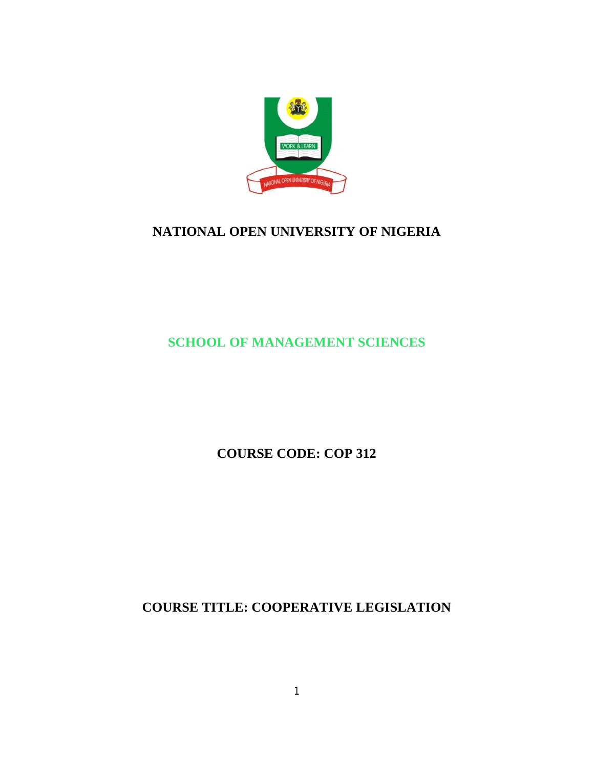# NATIONAL OPEN UNIVERSITY OF NIGERIA

## SCHOOL OF MANAGEMENT SCIENCES

## COURSE CODE: COP 312

## COURSE TITLE: COOPERATIVE LEGISLATION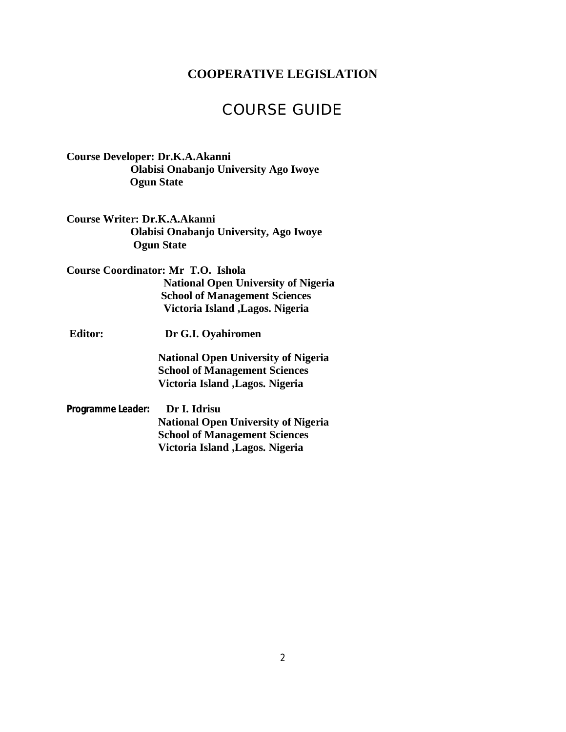# COOPERATIVE LEGISLATION

## COURSE GUIDE

**Course Developer: Dr.K.A.Akanni**
**Olabisi Onabanjo University Ago Iwoye**
**Ogun State**

**Course Writer: Dr.K.A.Akanni**
**Olabisi Onabanjo University, Ago Iwoye**
**Ogun State**

**Course Coordinator: Mr T.O. Ishola**
**National Open University of Nigeria**
**School of Management Sciences**
**Victoria Island ,Lagos. Nigeria**

**Editor: Dr G.I. Oyahiromen**

**National Open University of Nigeria**
**School of Management Sciences**
**Victoria Island ,Lagos. Nigeria**

**Programme Leader: Dr I. Idrisu**
**National Open University of Nigeria**
**School of Management Sciences**
**Victoria Island ,Lagos. Nigeria**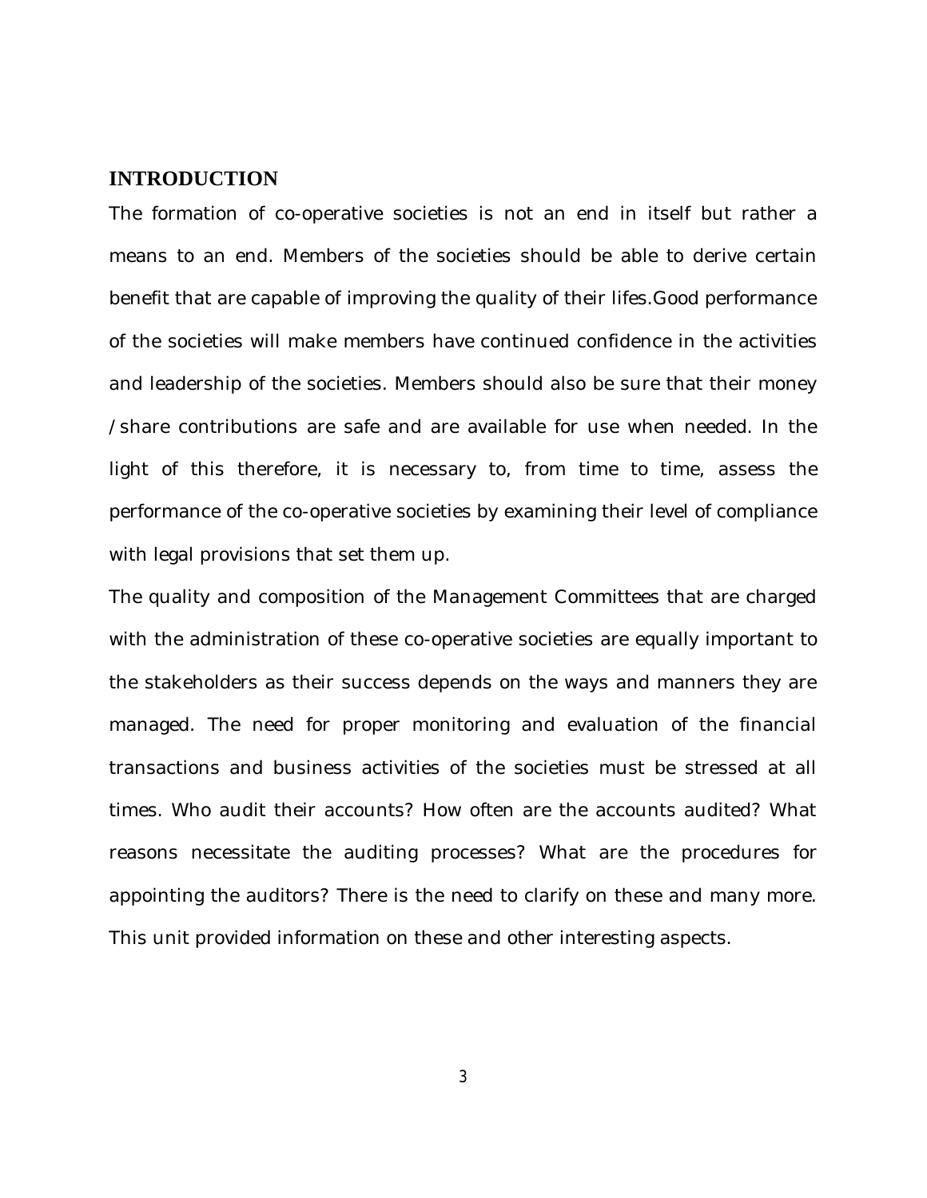## INTRODUCTION

The formation of co-operative societies is not an end in itself but rather a means to an end. Members of the societies should be able to derive certain benefit that are capable of improving the quality of their lifes.Good performance of the societies will make members have continued confidence in the activities and leadership of the societies. Members should also be sure that their money /share contributions are safe and are available for use when needed. In the light of this therefore, it is necessary to, from time to time, assess the performance of the co-operative societies by examining their level of compliance with legal provisions that set them up.

The quality and composition of the Management Committees that are charged with the administration of these co-operative societies are equally important to the stakeholders as their success depends on the ways and manners they are managed. The need for proper monitoring and evaluation of the financial transactions and business activities of the societies must be stressed at all times. Who audit their accounts? How often are the accounts audited? What reasons necessitate the auditing processes? What are the procedures for appointing the auditors? There is the need to clarify on these and many more. This unit provided information on these and other interesting aspects.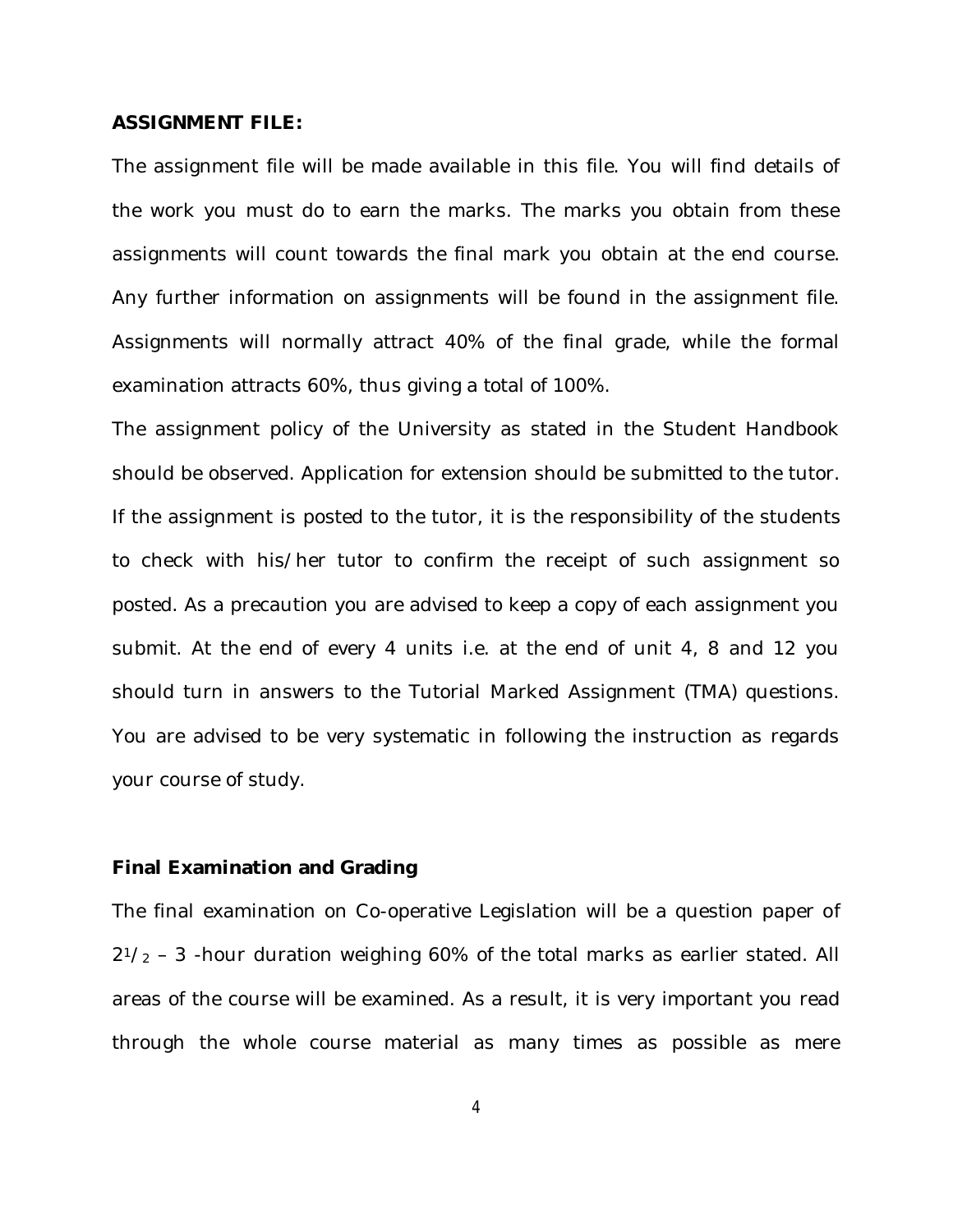**ASSIGNMENT FILE:**

The assignment file will be made available in this file. You will find details of the work you must do to earn the marks. The marks you obtain from these assignments will count towards the final mark you obtain at the end course. Any further information on assignments will be found in the assignment file. Assignments will normally attract 40% of the final grade, while the formal examination attracts 60%, thus giving a total of 100%.

The assignment policy of the University as stated in the Student Handbook should be observed. Application for extension should be submitted to the tutor. If the assignment is posted to the tutor, it is the responsibility of the students to check with his/her tutor to confirm the receipt of such assignment so posted. As a precaution you are advised to keep a copy of each assignment you submit. At the end of every 4 units i.e. at the end of unit 4, 8 and 12 you should turn in answers to the Tutorial Marked Assignment (TMA) questions. You are advised to be very systematic in following the instruction as regards your course of study.

**Final Examination and Grading**

The final examination on Co-operative Legislation will be a question paper of $2^1/_2$ – 3 -hour duration weighing 60% of the total marks as earlier stated. All areas of the course will be examined. As a result, it is very important you read through the whole course material as many times as possible as mere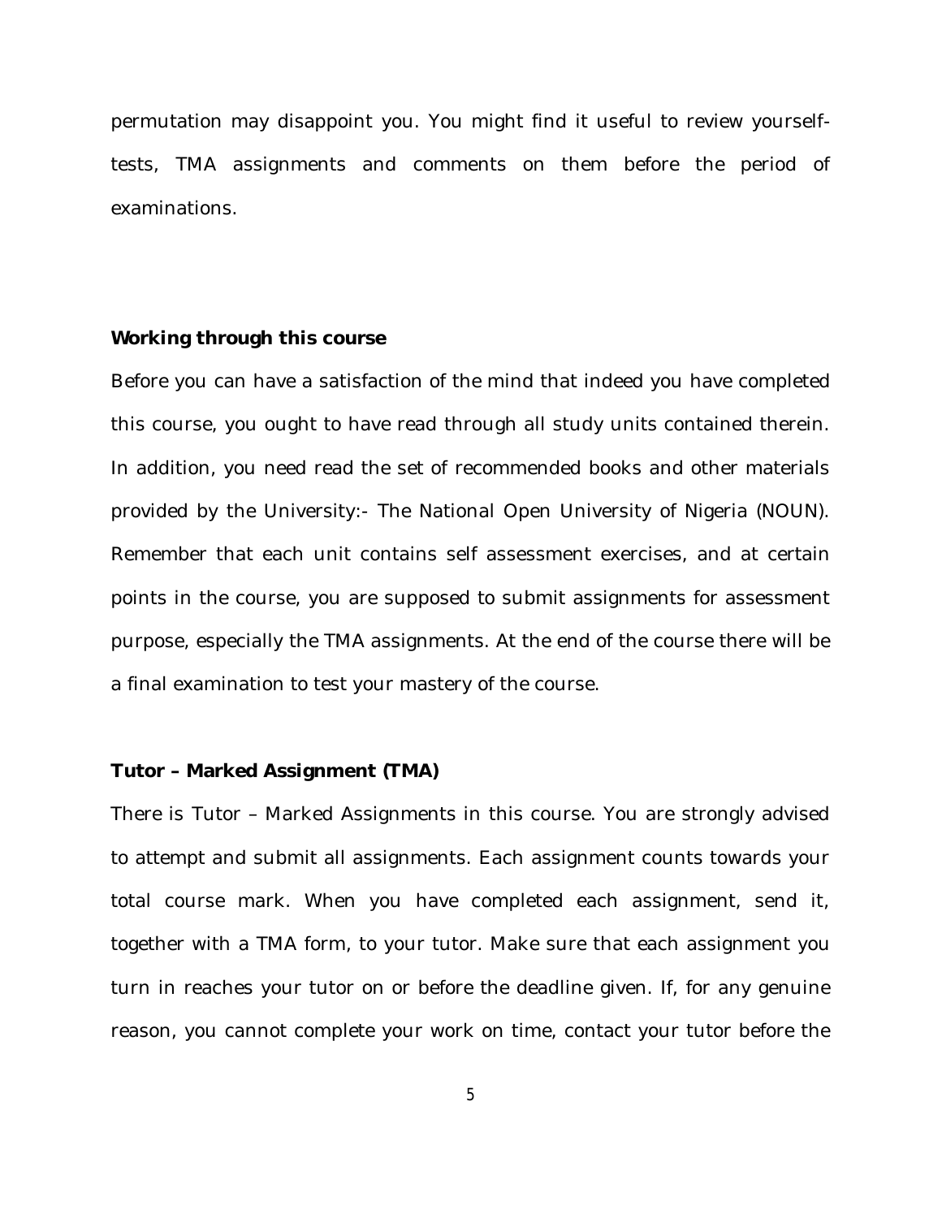permutation may disappoint you. You might find it useful to review yourself-tests, TMA assignments and comments on them before the period of examinations.

**Working through this course**

Before you can have a satisfaction of the mind that indeed you have completed this course, you ought to have read through all study units contained therein. In addition, you need read the set of recommended books and other materials provided by the University:- The National Open University of Nigeria (NOUN). Remember that each unit contains self assessment exercises, and at certain points in the course, you are supposed to submit assignments for assessment purpose, especially the TMA assignments. At the end of the course there will be a final examination to test your mastery of the course.

**Tutor – Marked Assignment (TMA)**

There is Tutor – Marked Assignments in this course. You are strongly advised to attempt and submit all assignments. Each assignment counts towards your total course mark. When you have completed each assignment, send it, together with a TMA form, to your tutor. Make sure that each assignment you turn in reaches your tutor on or before the deadline given. If, for any genuine reason, you cannot complete your work on time, contact your tutor before the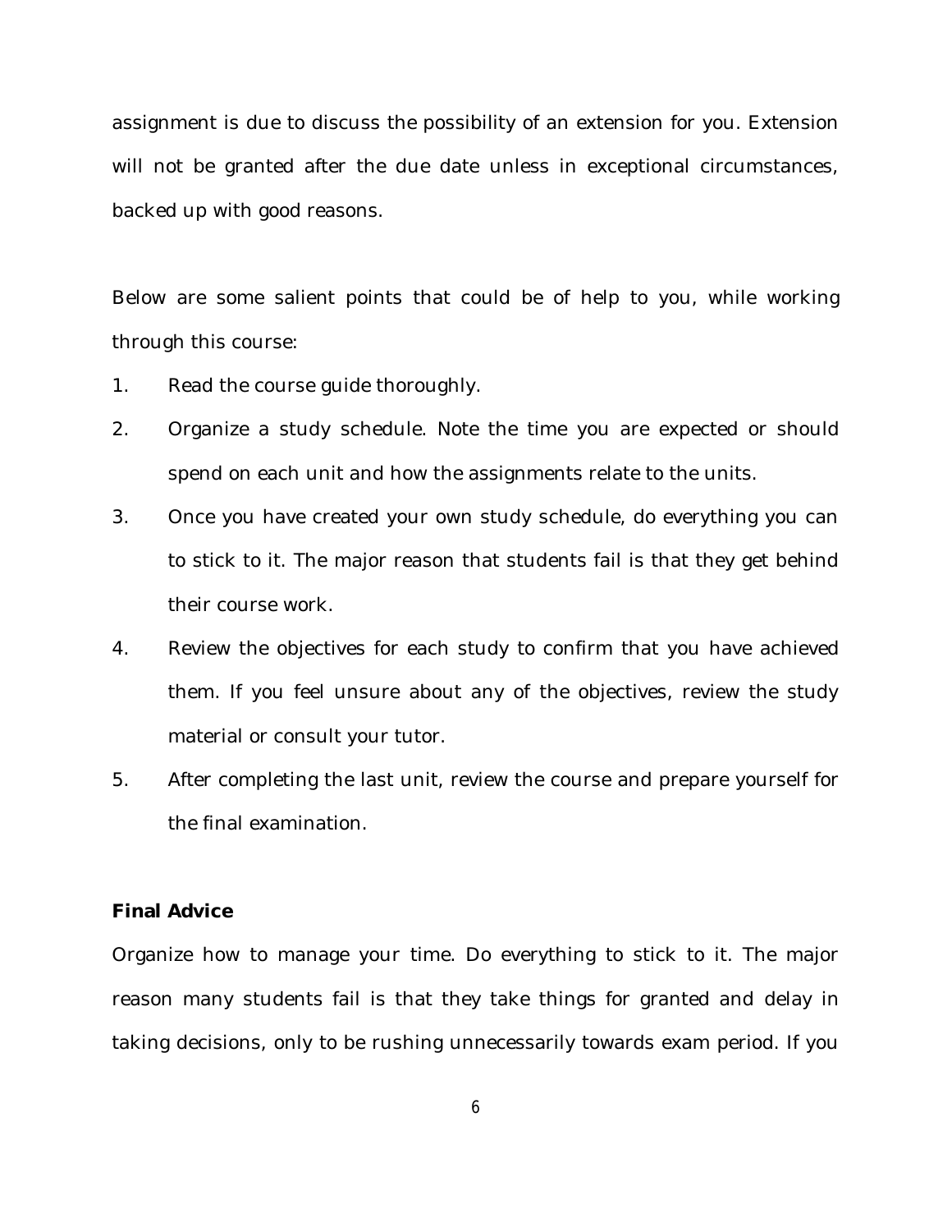assignment is due to discuss the possibility of an extension for you. Extension will not be granted after the due date unless in exceptional circumstances, backed up with good reasons.

Below are some salient points that could be of help to you, while working through this course:

1. Read the course guide thoroughly.
2. Organize a study schedule. Note the time you are expected or should spend on each unit and how the assignments relate to the units.
3. Once you have created your own study schedule, do everything you can to stick to it. The major reason that students fail is that they get behind their course work.
4. Review the objectives for each study to confirm that you have achieved them. If you feel unsure about any of the objectives, review the study material or consult your tutor.
5. After completing the last unit, review the course and prepare yourself for the final examination.

**Final Advice**

Organize how to manage your time. Do everything to stick to it. The major reason many students fail is that they take things for granted and delay in taking decisions, only to be rushing unnecessarily towards exam period. If you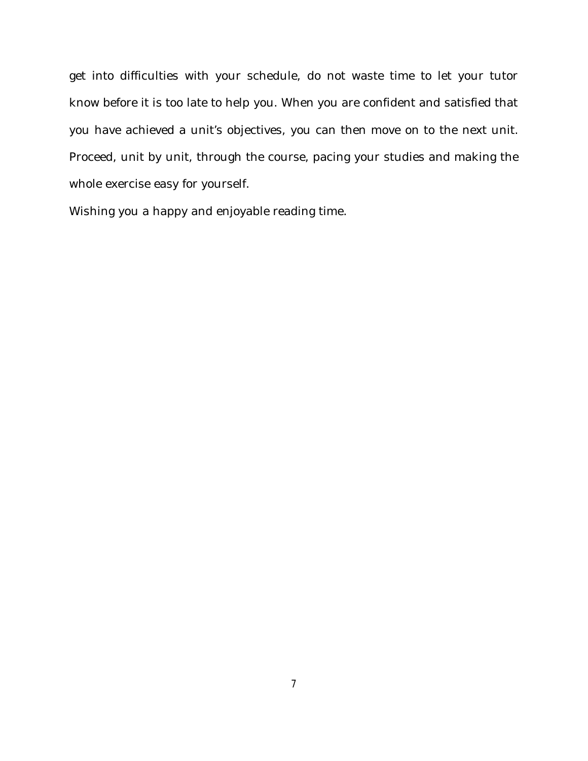get into difficulties with your schedule, do not waste time to let your tutor know before it is too late to help you. When you are confident and satisfied that you have achieved a unit's objectives, you can then move on to the next unit. Proceed, unit by unit, through the course, pacing your studies and making the whole exercise easy for yourself.

Wishing you a happy and enjoyable reading time.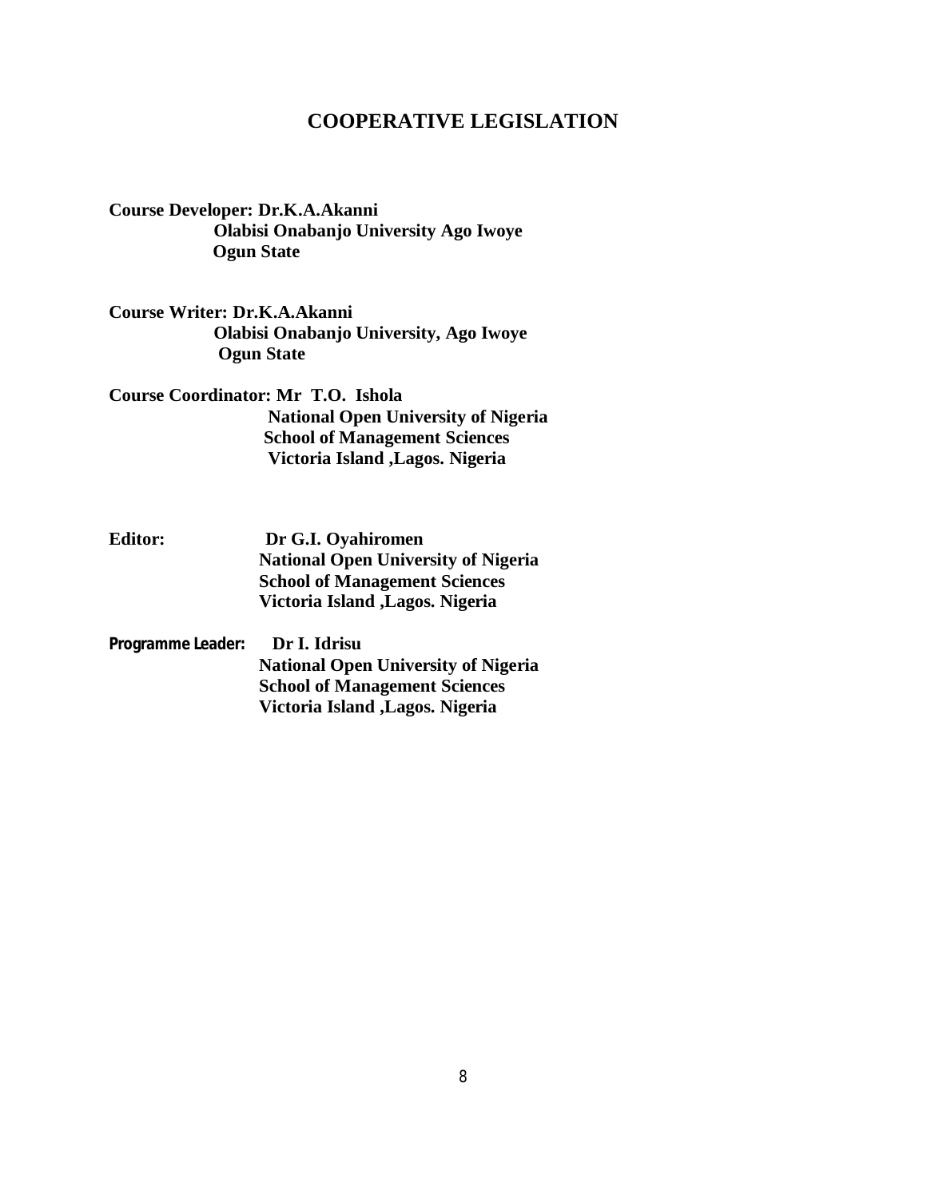# COOPERATIVE LEGISLATION

**Course Developer: Dr.K.A.Akanni**
**Olabisi Onabanjo University Ago Iwoye**
**Ogun State**

**Course Writer: Dr.K.A.Akanni**
**Olabisi Onabanjo University, Ago Iwoye**
**Ogun State**

**Course Coordinator: Mr T.O. Ishola**
**National Open University of Nigeria**
**School of Management Sciences**
**Victoria Island ,Lagos. Nigeria**

**Editor: Dr G.I. Oyahiromen**
**National Open University of Nigeria**
**School of Management Sciences**
**Victoria Island ,Lagos. Nigeria**

**Programme Leader: Dr I. Idrisu**
**National Open University of Nigeria**
**School of Management Sciences**
**Victoria Island ,Lagos. Nigeria**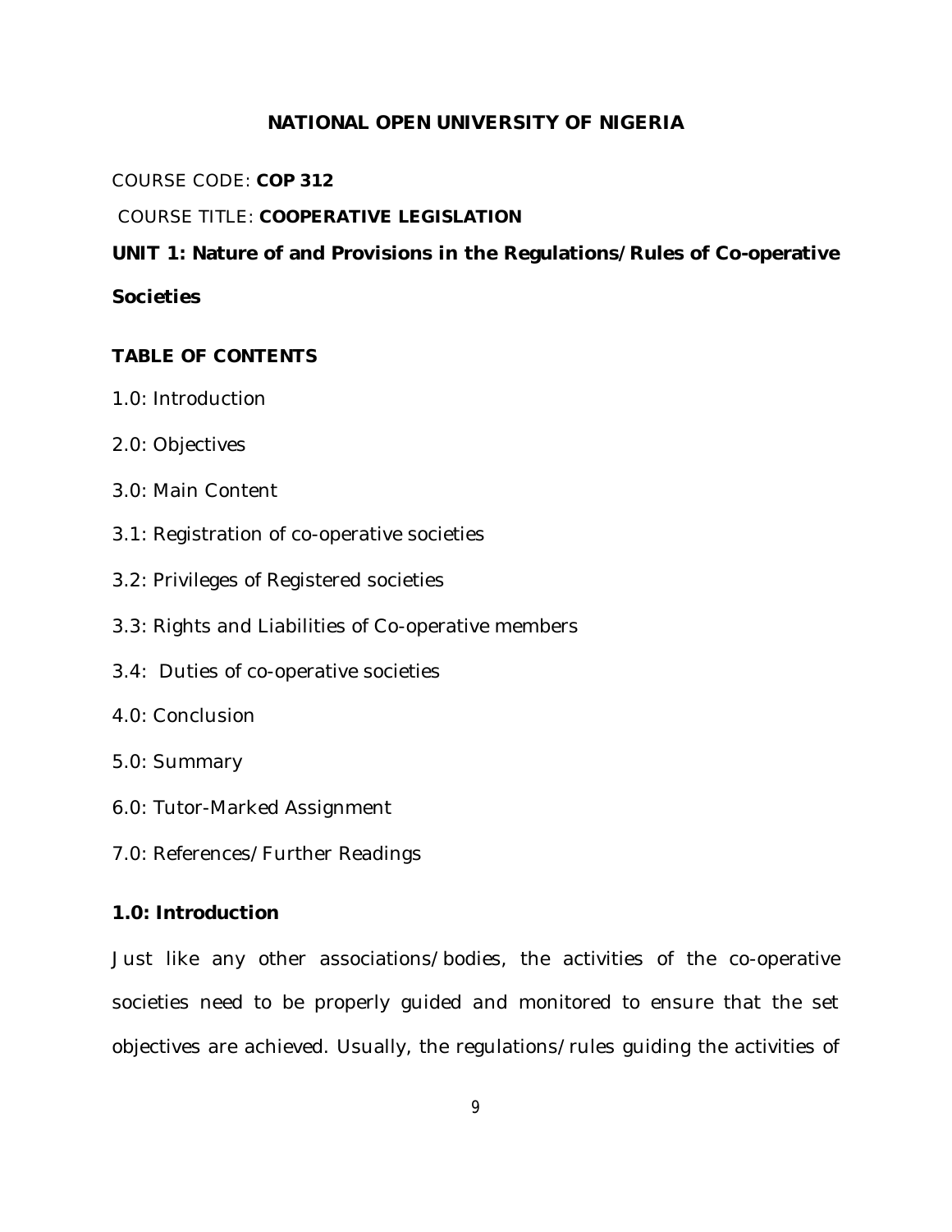**NATIONAL OPEN UNIVERSITY OF NIGERIA**

COURSE CODE: **COP 312**

COURSE TITLE: **COOPERATIVE LEGISLATION**

## UNIT 1: Nature of and Provisions in the Regulations/Rules of Co-operative Societies

**TABLE OF CONTENTS**

1.0: Introduction

2.0: Objectives

3.0: Main Content

3.1: Registration of co-operative societies

3.2: Privileges of Registered societies

3.3: Rights and Liabilities of Co-operative members

3.4: Duties of co-operative societies

4.0: Conclusion

5.0: Summary

6.0: Tutor-Marked Assignment

7.0: References/Further Readings

### 1.0: Introduction

Just like any other associations/bodies, the activities of the co-operative societies need to be properly guided and monitored to ensure that the set objectives are achieved. Usually, the regulations/rules guiding the activities of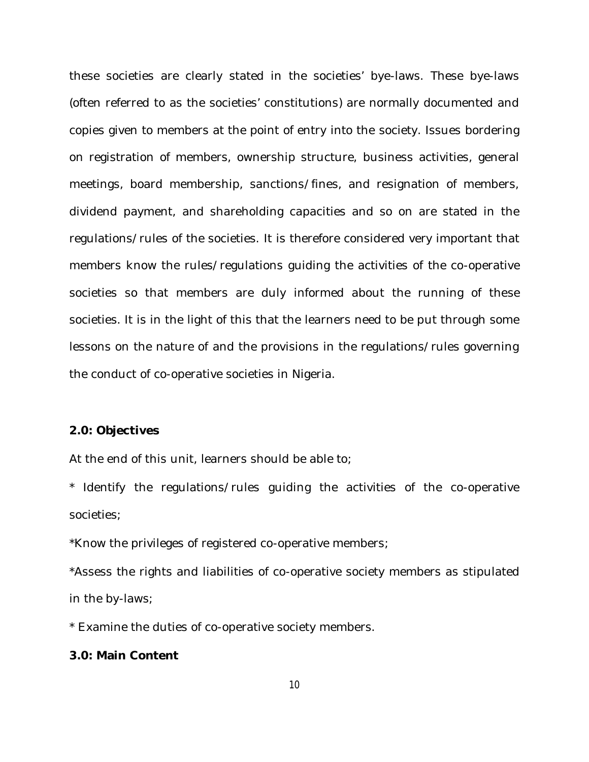these societies are clearly stated in the societies' bye-laws. These bye-laws (often referred to as the societies' constitutions) are normally documented and copies given to members at the point of entry into the society. Issues bordering on registration of members, ownership structure, business activities, general meetings, board membership, sanctions/fines, and resignation of members, dividend payment, and shareholding capacities and so on are stated in the regulations/rules of the societies. It is therefore considered very important that members know the rules/regulations guiding the activities of the co-operative societies so that members are duly informed about the running of these societies. It is in the light of this that the learners need to be put through some lessons on the nature of and the provisions in the regulations/rules governing the conduct of co-operative societies in Nigeria.

**2.0: Objectives**

At the end of this unit, learners should be able to;

* Identify the regulations/rules guiding the activities of the co-operative societies;

*Know the privileges of registered co-operative members;

*Assess the rights and liabilities of co-operative society members as stipulated in the by-laws;

* Examine the duties of co-operative society members.

**3.0: Main Content**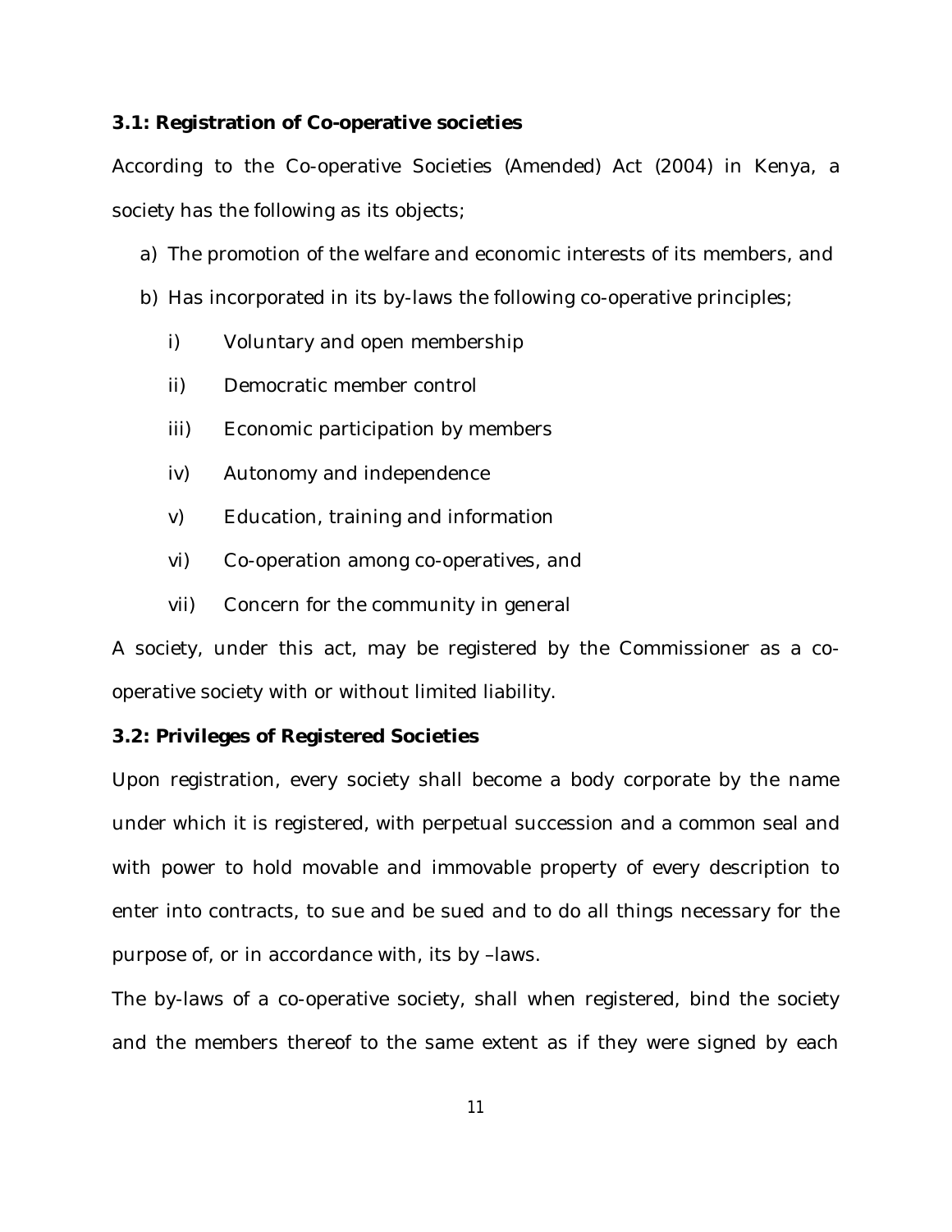### 3.1: Registration of Co-operative societies

According to the Co-operative Societies (Amended) Act (2004) in Kenya, a society has the following as its objects;

a) The promotion of the welfare and economic interests of its members, and
b) Has incorporated in its by-laws the following co-operative principles;
   i) Voluntary and open membership
   ii) Democratic member control
   iii) Economic participation by members
   iv) Autonomy and independence
   v) Education, training and information
   vi) Co-operation among co-operatives, and
   vii) Concern for the community in general

A society, under this act, may be registered by the Commissioner as a co-operative society with or without limited liability.

### 3.2: Privileges of Registered Societies

Upon registration, every society shall become a body corporate by the name under which it is registered, with perpetual succession and a common seal and with power to hold movable and immovable property of every description to enter into contracts, to sue and be sued and to do all things necessary for the purpose of, or in accordance with, its by –laws.

The by-laws of a co-operative society, shall when registered, bind the society and the members thereof to the same extent as if they were signed by each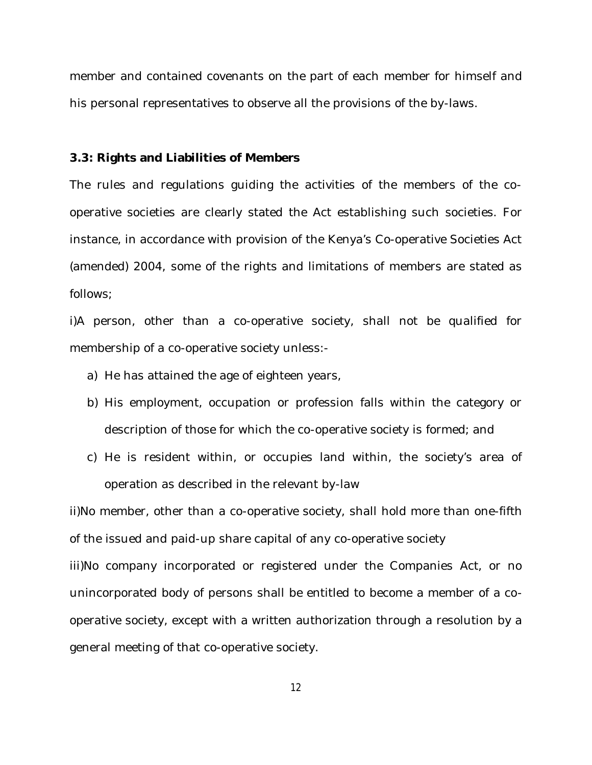member and contained covenants on the part of each member for himself and his personal representatives to observe all the provisions of the by-laws.

### 3.3: Rights and Liabilities of Members

The rules and regulations guiding the activities of the members of the co-operative societies are clearly stated the Act establishing such societies. For instance, in accordance with provision of the Kenya's Co-operative Societies Act (amended) 2004, some of the rights and limitations of members are stated as follows;

i)A person, other than a co-operative society, shall not be qualified for membership of a co-operative society unless:-

a) He has attained the age of eighteen years,
b) His employment, occupation or profession falls within the category or description of those for which the co-operative society is formed; and
c) He is resident within, or occupies land within, the society's area of operation as described in the relevant by-law

ii)No member, other than a co-operative society, shall hold more than one-fifth of the issued and paid-up share capital of any co-operative society

iii)No company incorporated or registered under the Companies Act, or no unincorporated body of persons shall be entitled to become a member of a co-operative society, except with a written authorization through a resolution by a general meeting of that co-operative society.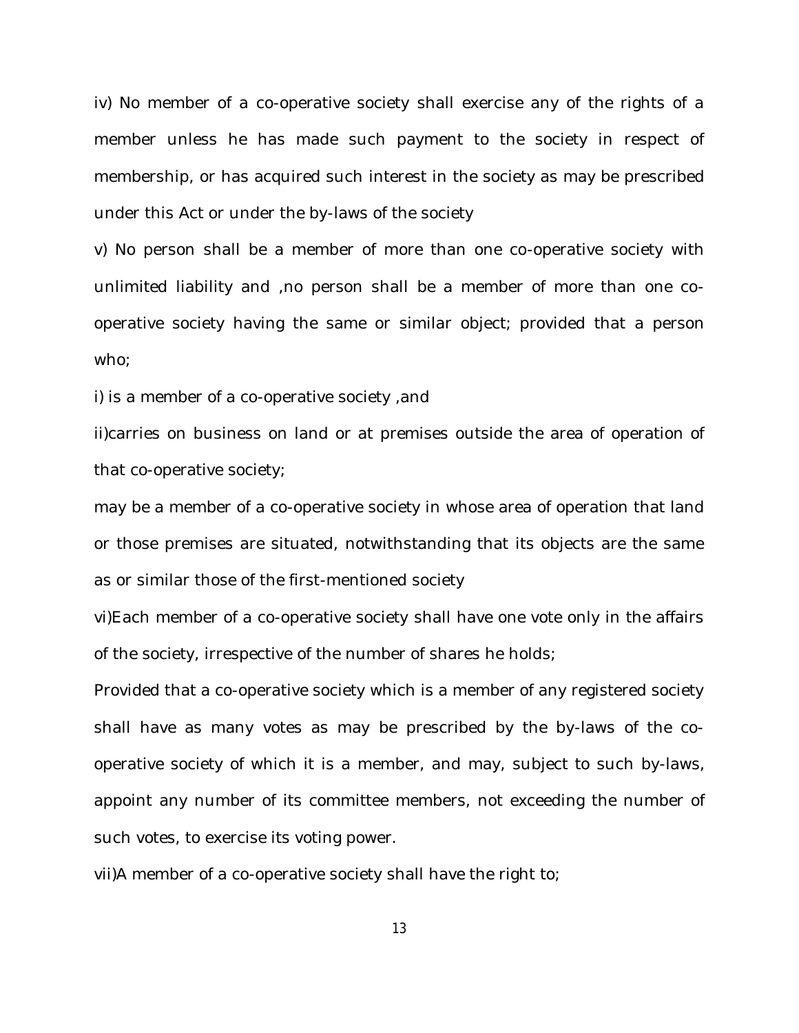iv) No member of a co-operative society shall exercise any of the rights of a member unless he has made such payment to the society in respect of membership, or has acquired such interest in the society as may be prescribed under this Act or under the by-laws of the society

v) No person shall be a member of more than one co-operative society with unlimited liability and ,no person shall be a member of more than one co-operative society having the same or similar object; provided that a person who;

i) is a member of a co-operative society ,and

ii)carries on business on land or at premises outside the area of operation of that co-operative society;

may be a member of a co-operative society in whose area of operation that land or those premises are situated, notwithstanding that its objects are the same as or similar those of the first-mentioned society

vi)Each member of a co-operative society shall have one vote only in the affairs of the society, irrespective of the number of shares he holds;

Provided that a co-operative society which is a member of any registered society shall have as many votes as may be prescribed by the by-laws of the co-operative society of which it is a member, and may, subject to such by-laws, appoint any number of its committee members, not exceeding the number of such votes, to exercise its voting power.

vii)A member of a co-operative society shall have the right to;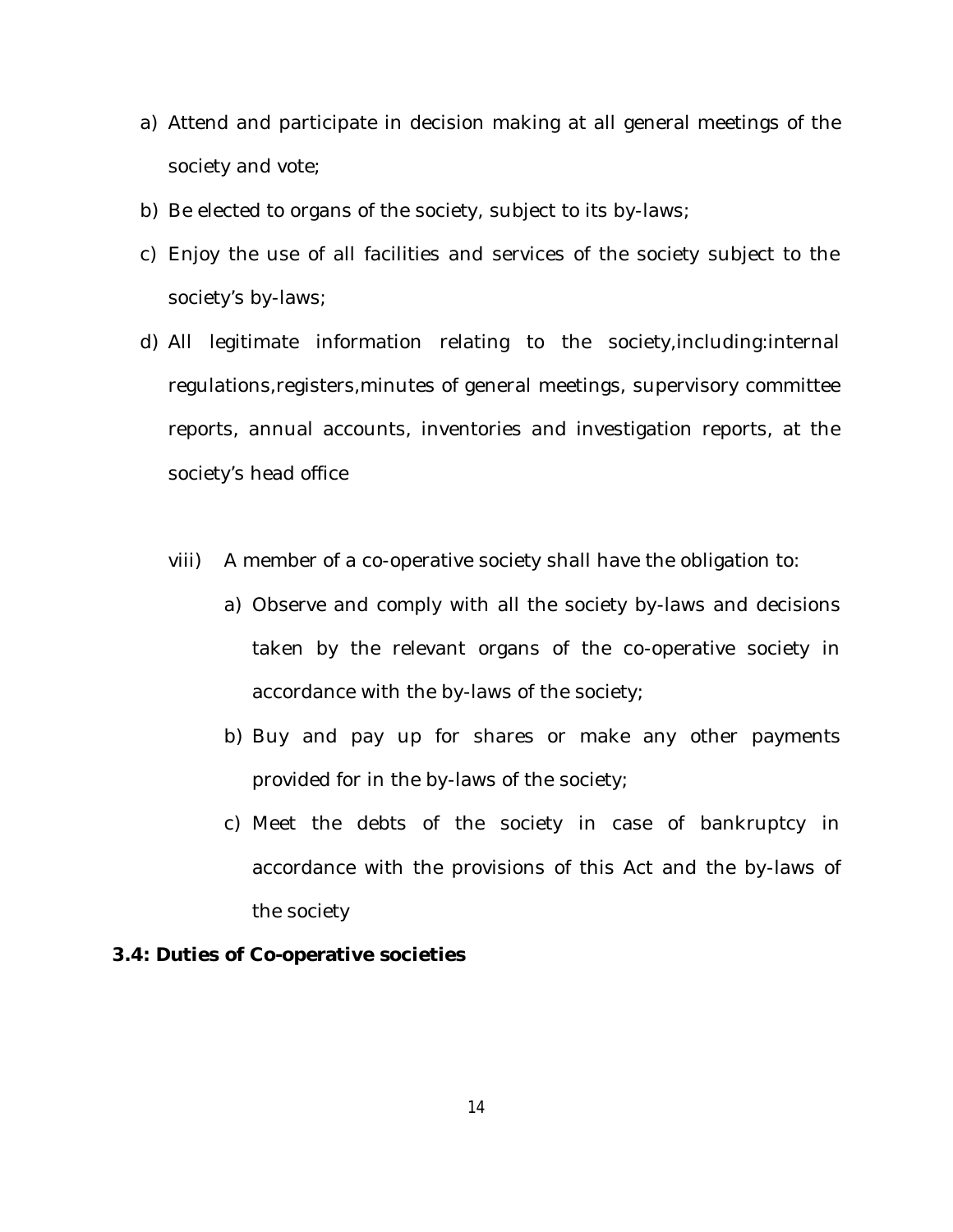a) Attend and participate in decision making at all general meetings of the society and vote;
b) Be elected to organs of the society, subject to its by-laws;
c) Enjoy the use of all facilities and services of the society subject to the society's by-laws;
d) All legitimate information relating to the society,including:internal regulations,registers,minutes of general meetings, supervisory committee reports, annual accounts, inventories and investigation reports, at the society's head office

viii) A member of a co-operative society shall have the obligation to:

a) Observe and comply with all the society by-laws and decisions taken by the relevant organs of the co-operative society in accordance with the by-laws of the society;
b) Buy and pay up for shares or make any other payments provided for in the by-laws of the society;
c) Meet the debts of the society in case of bankruptcy in accordance with the provisions of this Act and the by-laws of the society

**3.4: Duties of Co-operative societies**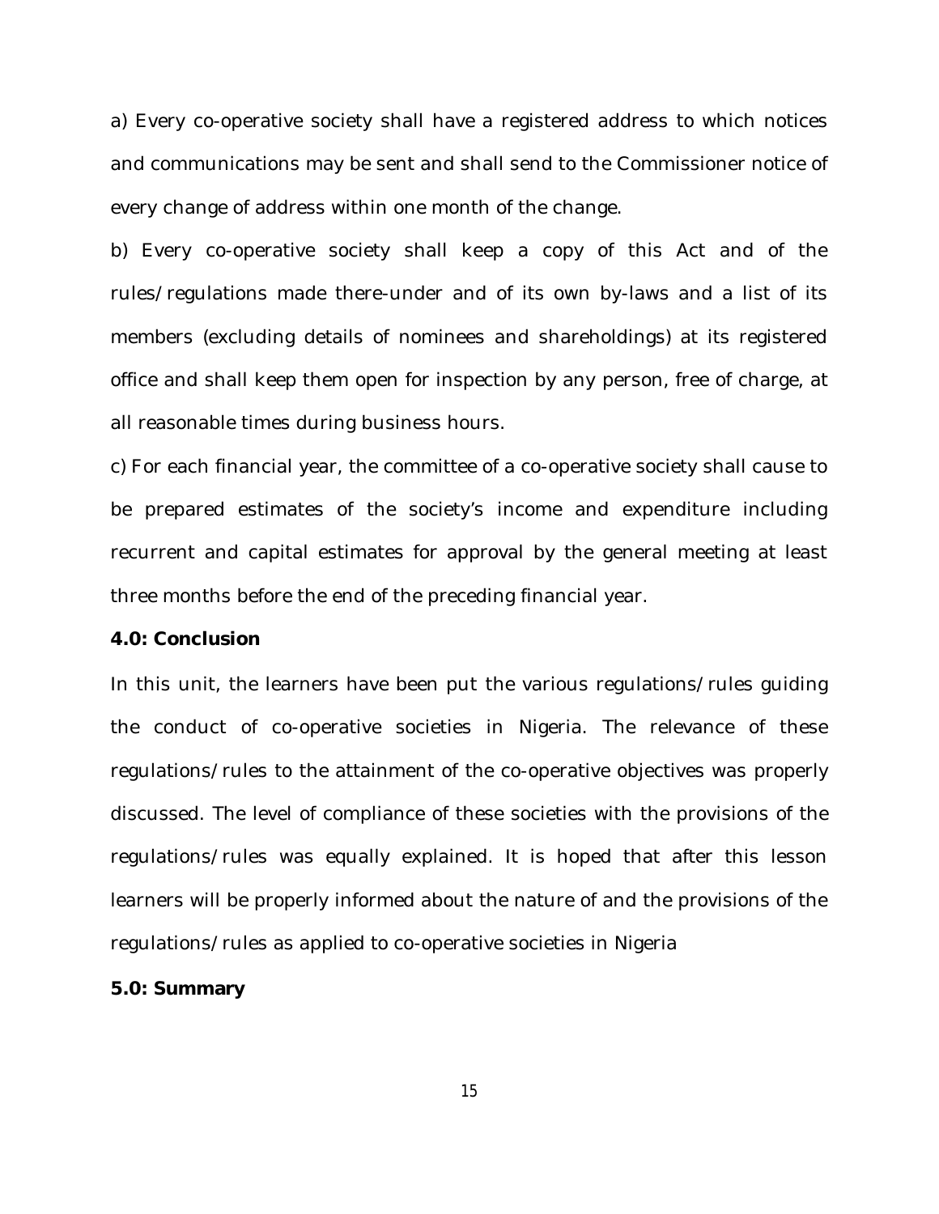a) Every co-operative society shall have a registered address to which notices and communications may be sent and shall send to the Commissioner notice of every change of address within one month of the change.

b) Every co-operative society shall keep a copy of this Act and of the rules/regulations made there-under and of its own by-laws and a list of its members (excluding details of nominees and shareholdings) at its registered office and shall keep them open for inspection by any person, free of charge, at all reasonable times during business hours.

c) For each financial year, the committee of a co-operative society shall cause to be prepared estimates of the society's income and expenditure including recurrent and capital estimates for approval by the general meeting at least three months before the end of the preceding financial year.

**4.0: Conclusion**

In this unit, the learners have been put the various regulations/rules guiding the conduct of co-operative societies in Nigeria. The relevance of these regulations/rules to the attainment of the co-operative objectives was properly discussed. The level of compliance of these societies with the provisions of the regulations/rules was equally explained. It is hoped that after this lesson learners will be properly informed about the nature of and the provisions of the regulations/rules as applied to co-operative societies in Nigeria

**5.0: Summary**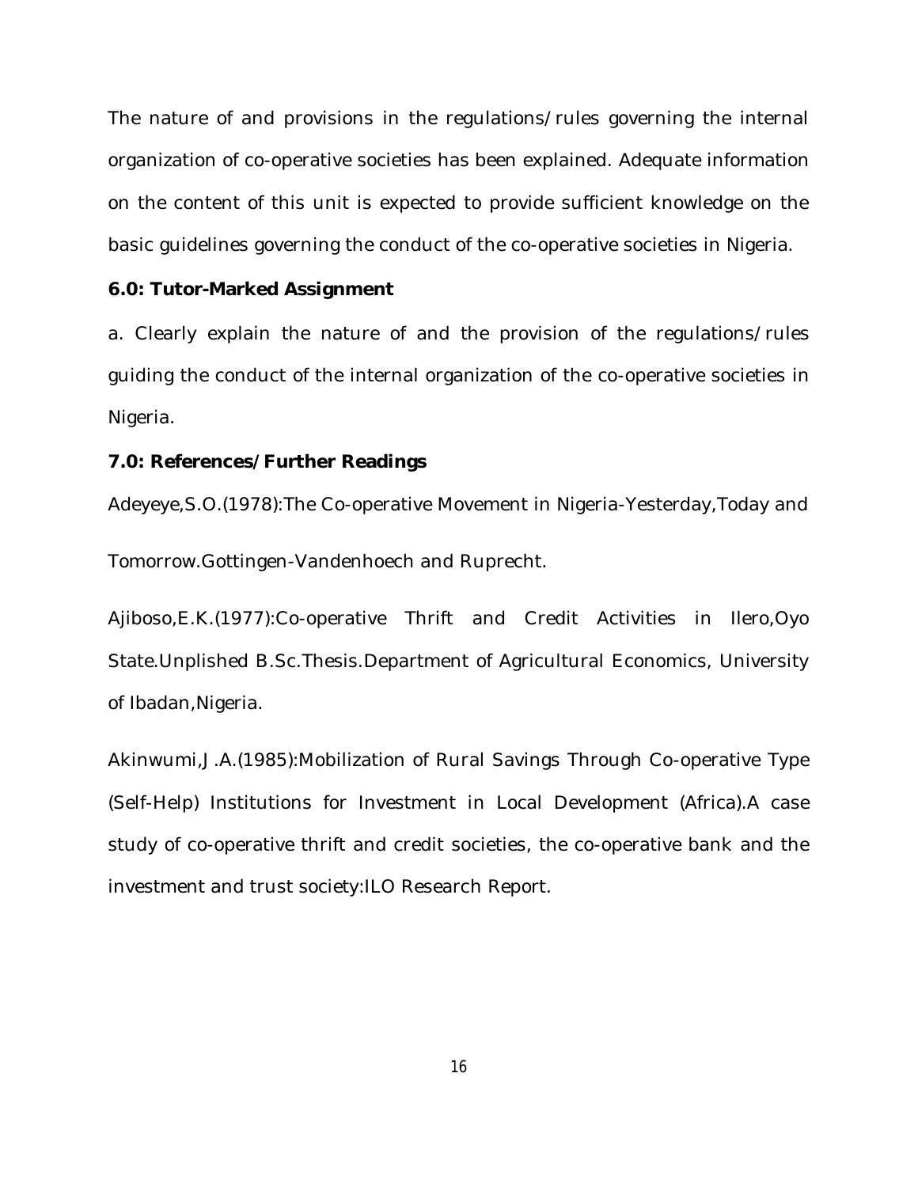The nature of and provisions in the regulations/rules governing the internal organization of co-operative societies has been explained. Adequate information on the content of this unit is expected to provide sufficient knowledge on the basic guidelines governing the conduct of the co-operative societies in Nigeria.

**6.0: Tutor-Marked Assignment**

a. Clearly explain the nature of and the provision of the regulations/rules guiding the conduct of the internal organization of the co-operative societies in Nigeria.

**7.0: References/Further Readings**

Adeyeye,S.O.(1978):The Co-operative Movement in Nigeria-Yesterday,Today and Tomorrow.Gottingen-Vandenhoech and Ruprecht.

Ajiboso,E.K.(1977):Co-operative Thrift and Credit Activities in Ilero,Oyo State.Unplished B.Sc.Thesis.Department of Agricultural Economics, University of Ibadan,Nigeria.

Akinwumi,J.A.(1985):Mobilization of Rural Savings Through Co-operative Type (Self-Help) Institutions for Investment in Local Development (Africa).A case study of co-operative thrift and credit societies, the co-operative bank and the investment and trust society:ILO Research Report.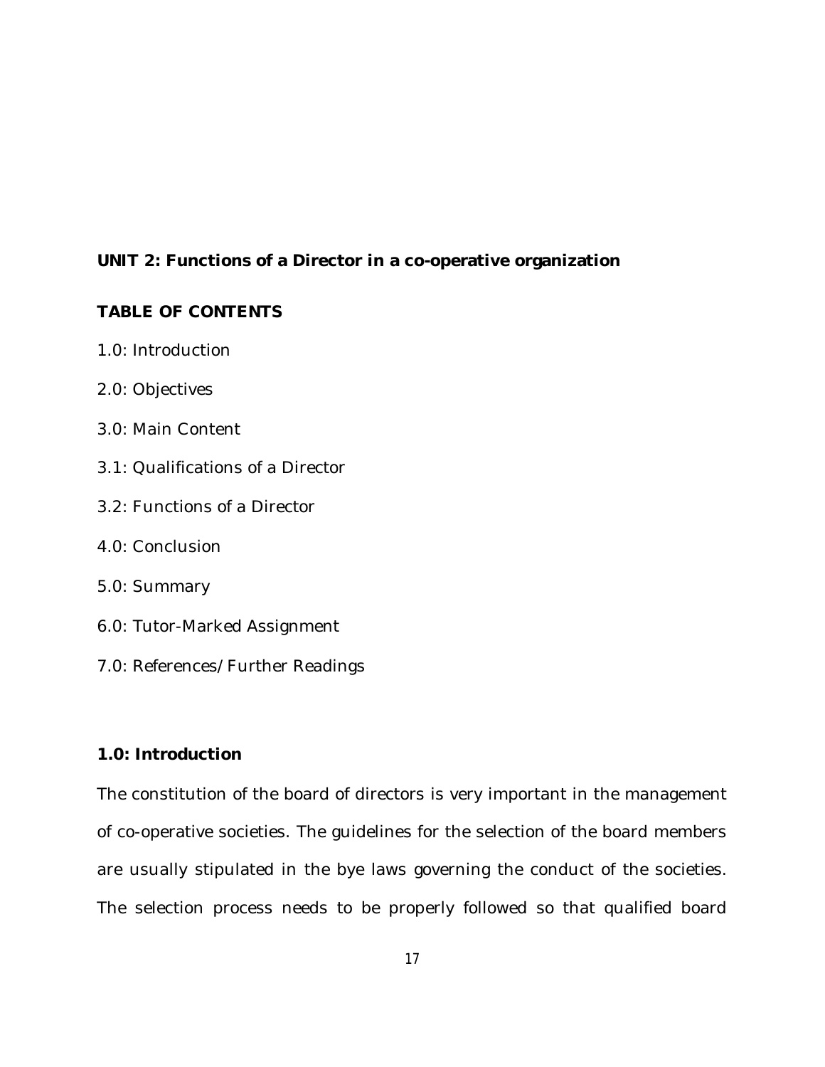## UNIT 2: Functions of a Director in a co-operative organization

### TABLE OF CONTENTS

1.0: Introduction

2.0: Objectives

3.0: Main Content

3.1: Qualifications of a Director

3.2: Functions of a Director

4.0: Conclusion

5.0: Summary

6.0: Tutor-Marked Assignment

7.0: References/Further Readings

### 1.0: Introduction

The constitution of the board of directors is very important in the management of co-operative societies. The guidelines for the selection of the board members are usually stipulated in the bye laws governing the conduct of the societies. The selection process needs to be properly followed so that qualified board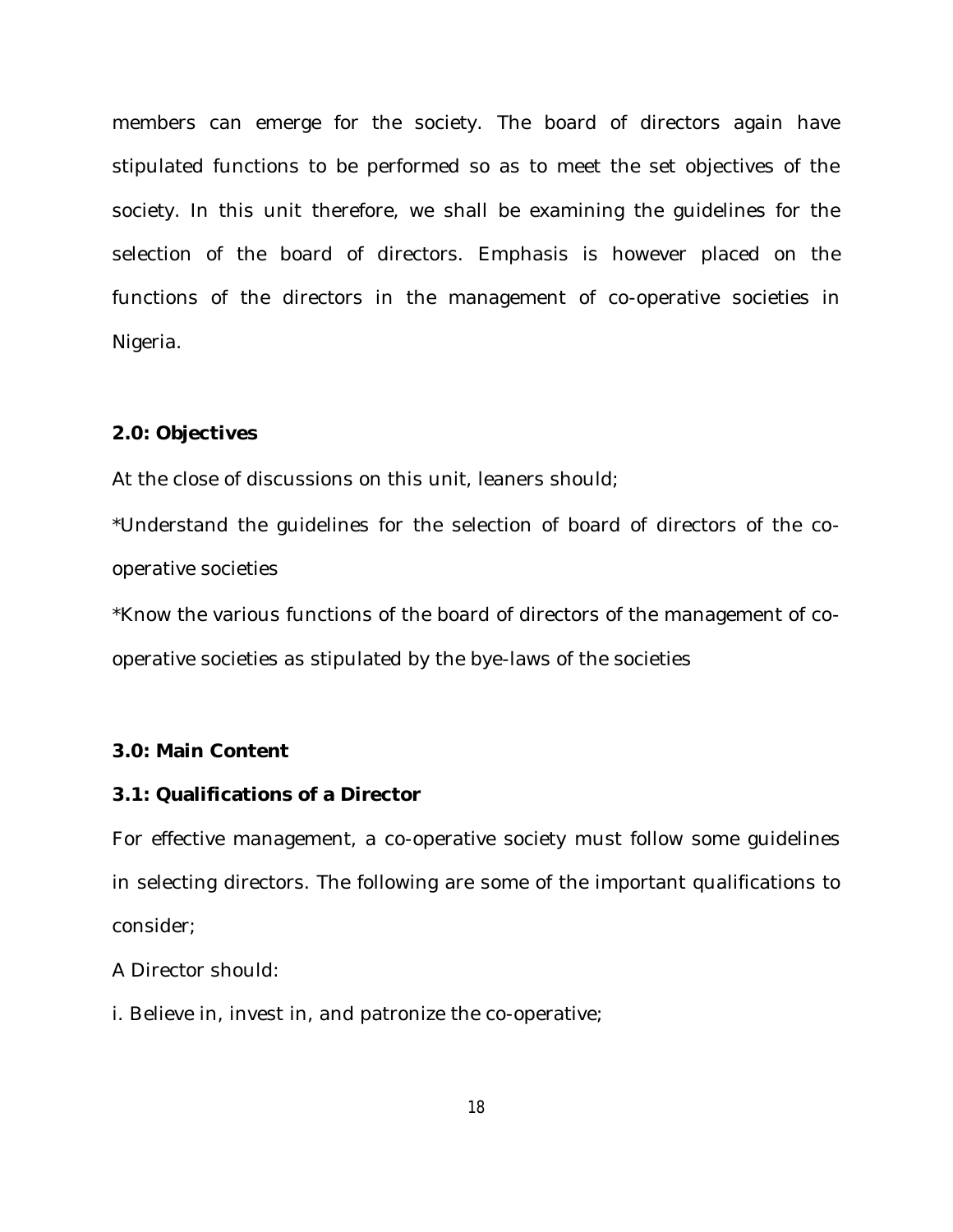members can emerge for the society. The board of directors again have stipulated functions to be performed so as to meet the set objectives of the society. In this unit therefore, we shall be examining the guidelines for the selection of the board of directors. Emphasis is however placed on the functions of the directors in the management of co-operative societies in Nigeria.

## 2.0: Objectives

At the close of discussions on this unit, leaners should;

*Understand the guidelines for the selection of board of directors of the co-operative societies

*Know the various functions of the board of directors of the management of co-operative societies as stipulated by the bye-laws of the societies

## 3.0: Main Content

### 3.1: Qualifications of a Director

For effective management, a co-operative society must follow some guidelines in selecting directors. The following are some of the important qualifications to consider;

A Director should:

i. Believe in, invest in, and patronize the co-operative;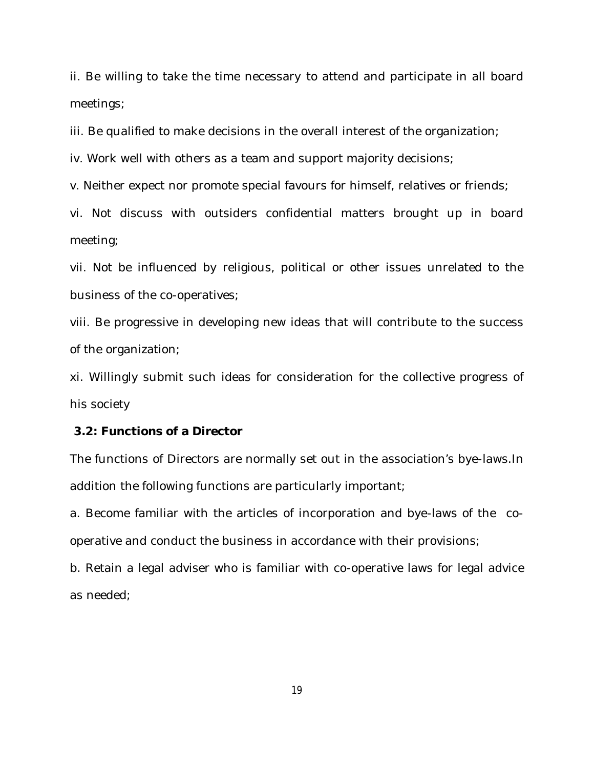ii. Be willing to take the time necessary to attend and participate in all board meetings;

iii. Be qualified to make decisions in the overall interest of the organization;

iv. Work well with others as a team and support majority decisions;

v. Neither expect nor promote special favours for himself, relatives or friends;

vi. Not discuss with outsiders confidential matters brought up in board meeting;

vii. Not be influenced by religious, political or other issues unrelated to the business of the co-operatives;

viii. Be progressive in developing new ideas that will contribute to the success of the organization;

xi. Willingly submit such ideas for consideration for the collective progress of his society

**3.2: Functions of a Director**

The functions of Directors are normally set out in the association's bye-laws.In addition the following functions are particularly important;

a. Become familiar with the articles of incorporation and bye-laws of the co-operative and conduct the business in accordance with their provisions;

b. Retain a legal adviser who is familiar with co-operative laws for legal advice as needed;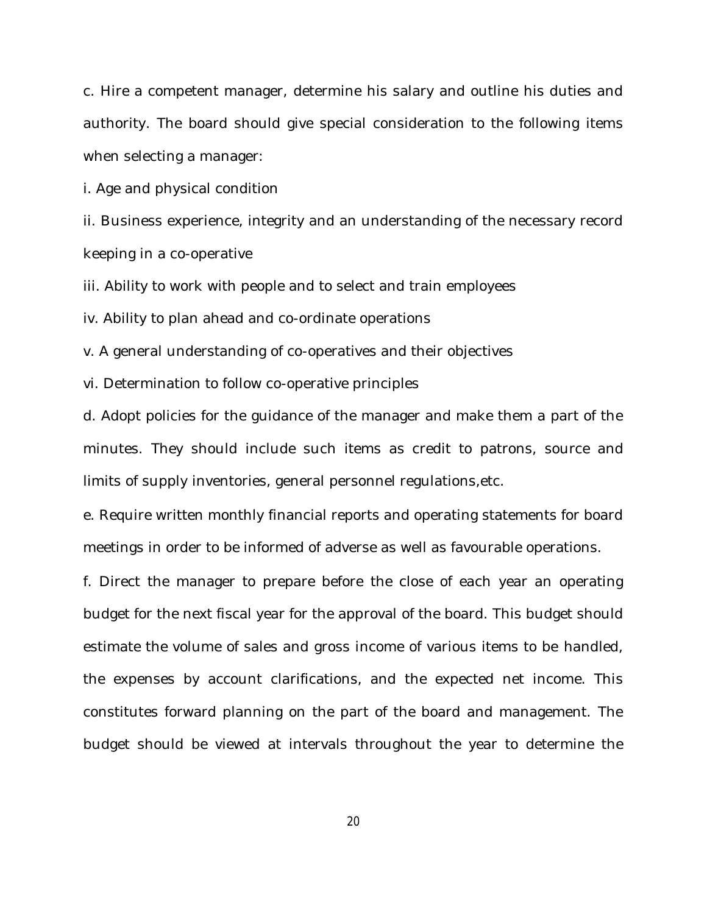c. Hire a competent manager, determine his salary and outline his duties and authority. The board should give special consideration to the following items when selecting a manager:

i. Age and physical condition

ii. Business experience, integrity and an understanding of the necessary record keeping in a co-operative

iii. Ability to work with people and to select and train employees

iv. Ability to plan ahead and co-ordinate operations

v. A general understanding of co-operatives and their objectives

vi. Determination to follow co-operative principles

d. Adopt policies for the guidance of the manager and make them a part of the minutes. They should include such items as credit to patrons, source and limits of supply inventories, general personnel regulations,etc.

e. Require written monthly financial reports and operating statements for board meetings in order to be informed of adverse as well as favourable operations.

f. Direct the manager to prepare before the close of each year an operating budget for the next fiscal year for the approval of the board. This budget should estimate the volume of sales and gross income of various items to be handled, the expenses by account clarifications, and the expected net income. This constitutes forward planning on the part of the board and management. The budget should be viewed at intervals throughout the year to determine the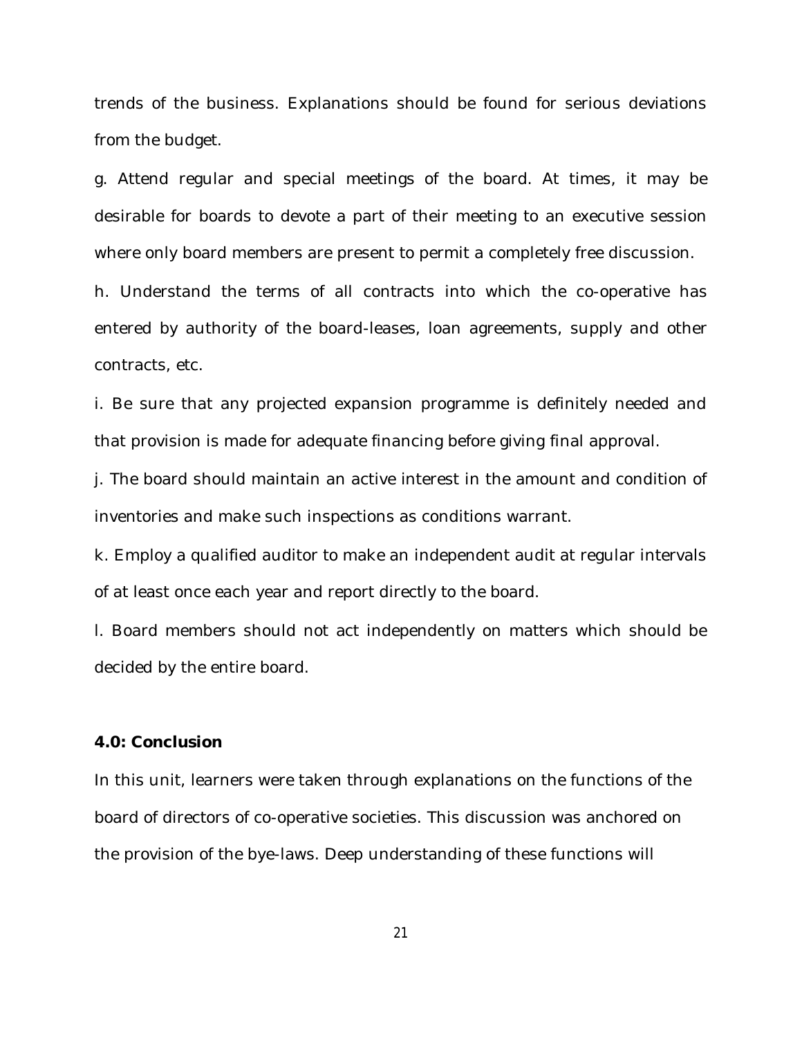trends of the business. Explanations should be found for serious deviations from the budget.

g. Attend regular and special meetings of the board. At times, it may be desirable for boards to devote a part of their meeting to an executive session where only board members are present to permit a completely free discussion.

h. Understand the terms of all contracts into which the co-operative has entered by authority of the board-leases, loan agreements, supply and other contracts, etc.

i. Be sure that any projected expansion programme is definitely needed and that provision is made for adequate financing before giving final approval.

j. The board should maintain an active interest in the amount and condition of inventories and make such inspections as conditions warrant.

k. Employ a qualified auditor to make an independent audit at regular intervals of at least once each year and report directly to the board.

l. Board members should not act independently on matters which should be decided by the entire board.

**4.0: Conclusion**

In this unit, learners were taken through explanations on the functions of the board of directors of co-operative societies. This discussion was anchored on the provision of the bye-laws. Deep understanding of these functions will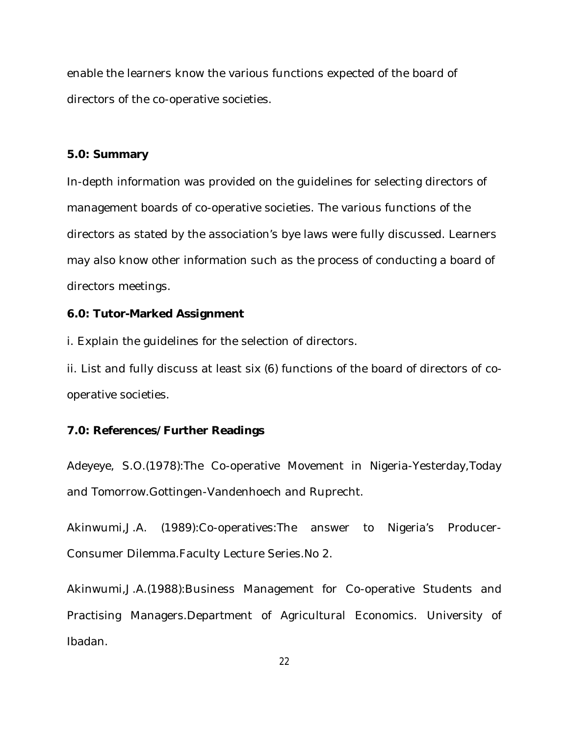enable the learners know the various functions expected of the board of directors of the co-operative societies.

## 5.0: Summary

In-depth information was provided on the guidelines for selecting directors of management boards of co-operative societies. The various functions of the directors as stated by the association's bye laws were fully discussed. Learners may also know other information such as the process of conducting a board of directors meetings.

## 6.0: Tutor-Marked Assignment

i. Explain the guidelines for the selection of directors.

ii. List and fully discuss at least six (6) functions of the board of directors of co-operative societies.

## 7.0: References/Further Readings

Adeyeye, S.O.(1978):The Co-operative Movement in Nigeria-Yesterday,Today and Tomorrow.Gottingen-Vandenhoech and Ruprecht.

Akinwumi,J.A. (1989):Co-operatives:The answer to Nigeria's Producer-Consumer Dilemma.Faculty Lecture Series.No 2.

Akinwumi,J.A.(1988):Business Management for Co-operative Students and Practising Managers.Department of Agricultural Economics. University of Ibadan.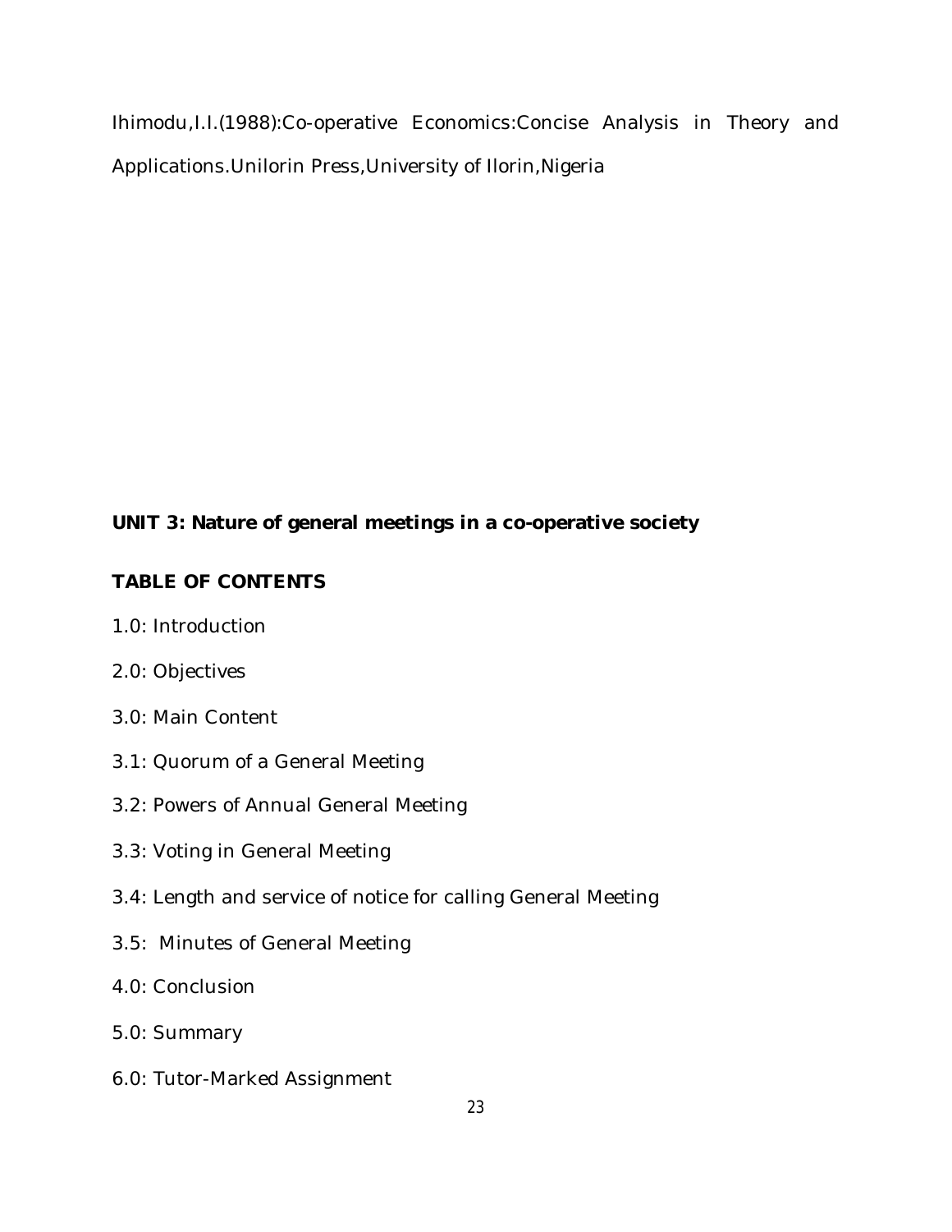Ihimodu,I.I.(1988):Co-operative Economics:Concise Analysis in Theory and Applications.Unilorin Press,University of Ilorin,Nigeria

## UNIT 3: Nature of general meetings in a co-operative society

### TABLE OF CONTENTS

1.0: Introduction

2.0: Objectives

3.0: Main Content

3.1: Quorum of a General Meeting

3.2: Powers of Annual General Meeting

3.3: Voting in General Meeting

3.4: Length and service of notice for calling General Meeting

3.5: Minutes of General Meeting

4.0: Conclusion

5.0: Summary

6.0: Tutor-Marked Assignment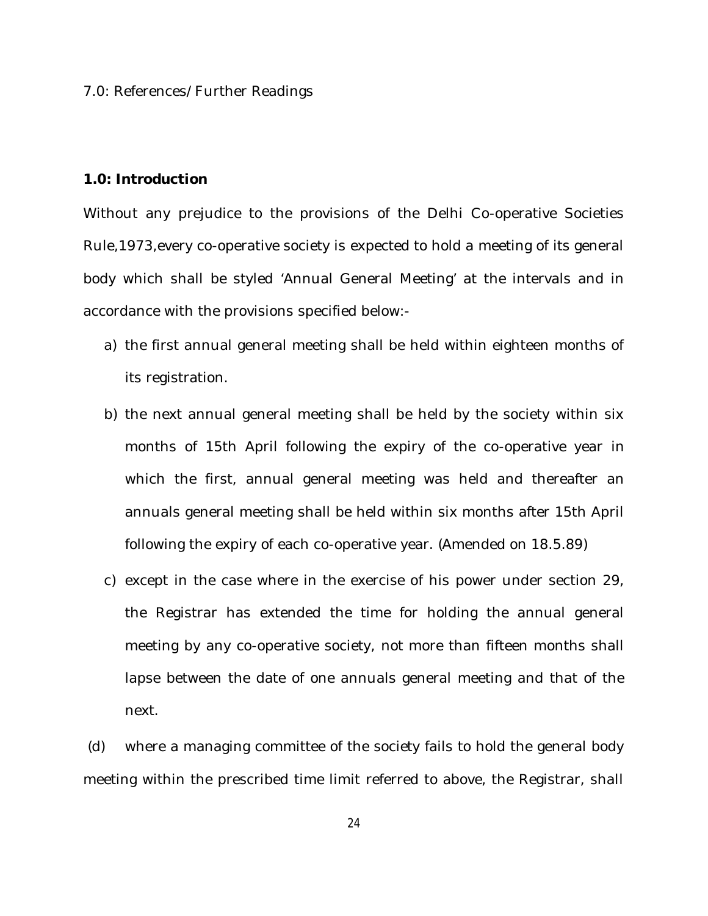7.0: References/ Further Readings

## 1.0: Introduction

Without any prejudice to the provisions of the Delhi Co-operative Societies Rule,1973,every co-operative society is expected to hold a meeting of its general body which shall be styled 'Annual General Meeting' at the intervals and in accordance with the provisions specified below:-

a) the first annual general meeting shall be held within eighteen months of its registration.

b) the next annual general meeting shall be held by the society within six months of 15th April following the expiry of the co-operative year in which the first, annual general meeting was held and thereafter an annuals general meeting shall be held within six months after 15th April following the expiry of each co-operative year. (Amended on 18.5.89)

c) except in the case where in the exercise of his power under section 29, the Registrar has extended the time for holding the annual general meeting by any co-operative society, not more than fifteen months shall lapse between the date of one annuals general meeting and that of the next.

(d) where a managing committee of the society fails to hold the general body meeting within the prescribed time limit referred to above, the Registrar, shall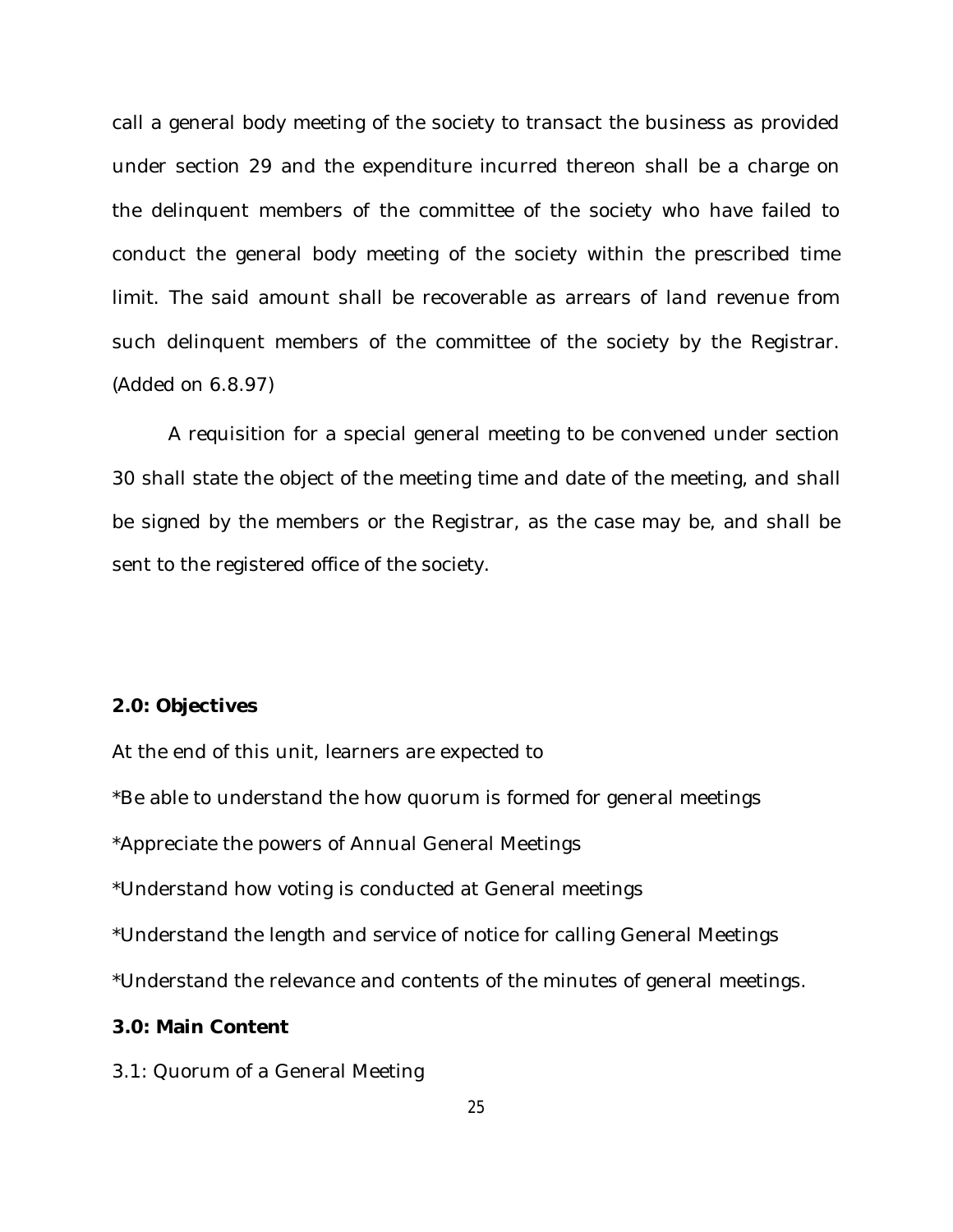call a general body meeting of the society to transact the business as provided under section 29 and the expenditure incurred thereon shall be a charge on the delinquent members of the committee of the society who have failed to conduct the general body meeting of the society within the prescribed time limit. The said amount shall be recoverable as arrears of land revenue from such delinquent members of the committee of the society by the Registrar. (Added on 6.8.97)

A requisition for a special general meeting to be convened under section 30 shall state the object of the meeting time and date of the meeting, and shall be signed by the members or the Registrar, as the case may be, and shall be sent to the registered office of the society.

**2.0: Objectives**

At the end of this unit, learners are expected to

*Be able to understand the how quorum is formed for general meetings

*Appreciate the powers of Annual General Meetings

*Understand how voting is conducted at General meetings

*Understand the length and service of notice for calling General Meetings

*Understand the relevance and contents of the minutes of general meetings.

**3.0: Main Content**

3.1: Quorum of a General Meeting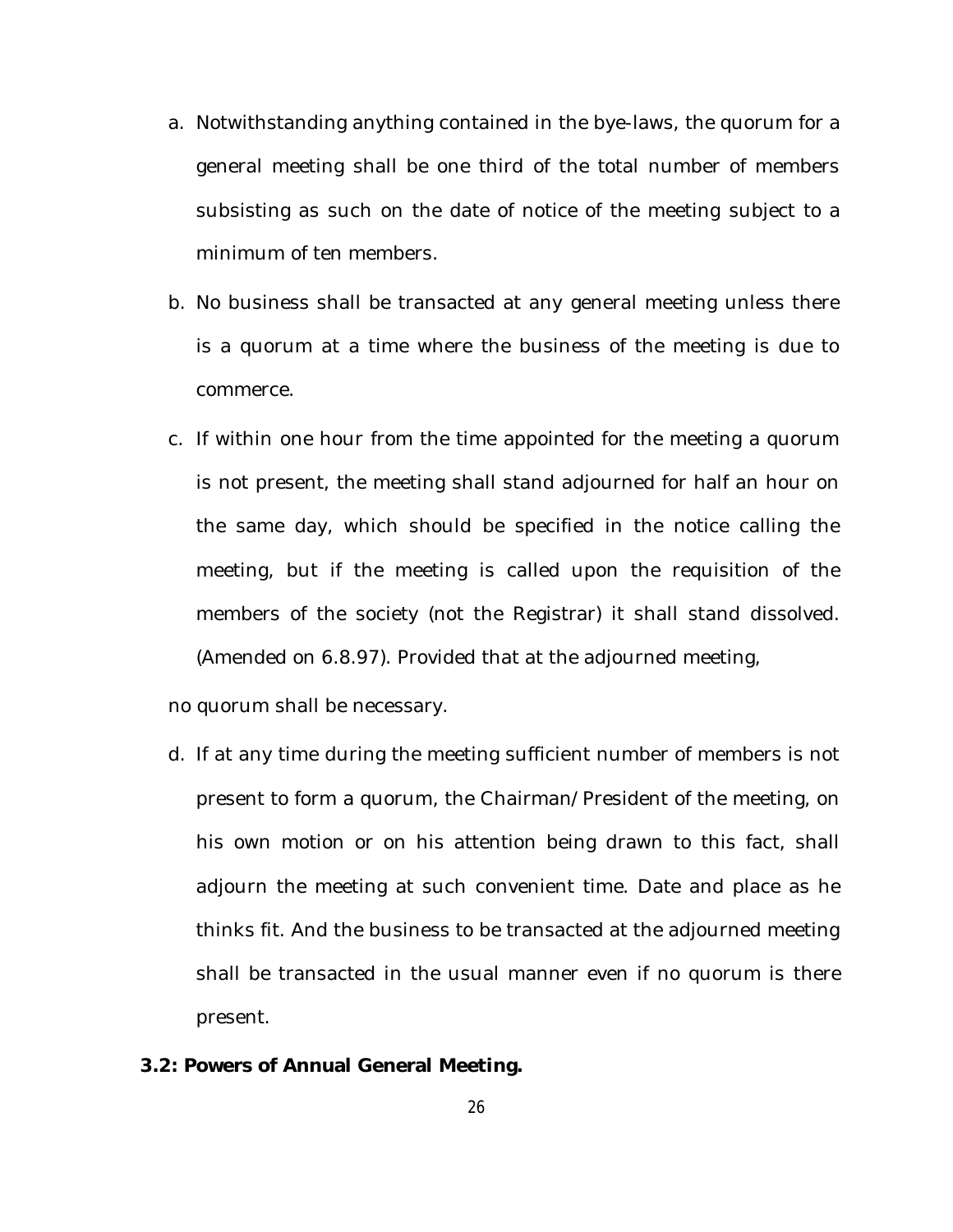a. Notwithstanding anything contained in the bye-laws, the quorum for a general meeting shall be one third of the total number of members subsisting as such on the date of notice of the meeting subject to a minimum of ten members.

b. No business shall be transacted at any general meeting unless there is a quorum at a time where the business of the meeting is due to commerce.

c. If within one hour from the time appointed for the meeting a quorum is not present, the meeting shall stand adjourned for half an hour on the same day, which should be specified in the notice calling the meeting, but if the meeting is called upon the requisition of the members of the society (not the Registrar) it shall stand dissolved. (Amended on 6.8.97). Provided that at the adjourned meeting,

no quorum shall be necessary.

d. If at any time during the meeting sufficient number of members is not present to form a quorum, the Chairman/President of the meeting, on his own motion or on his attention being drawn to this fact, shall adjourn the meeting at such convenient time. Date and place as he thinks fit. And the business to be transacted at the adjourned meeting shall be transacted in the usual manner even if no quorum is there present.

**3.2: Powers of Annual General Meeting.**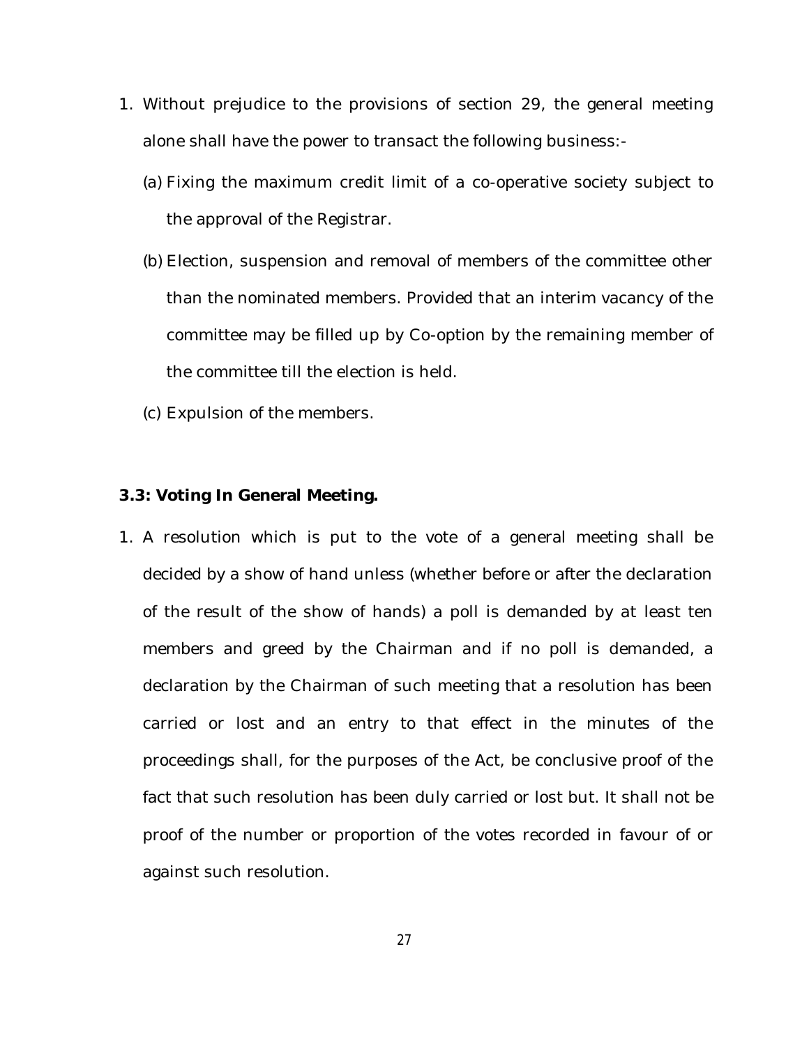1. Without prejudice to the provisions of section 29, the general meeting alone shall have the power to transact the following business:-

   (a) Fixing the maximum credit limit of a co-operative society subject to the approval of the Registrar.

   (b) Election, suspension and removal of members of the committee other than the nominated members. Provided that an interim vacancy of the committee may be filled up by Co-option by the remaining member of the committee till the election is held.

   (c) Expulsion of the members.

**3.3: Voting In General Meeting.**

1. A resolution which is put to the vote of a general meeting shall be decided by a show of hand unless (whether before or after the declaration of the result of the show of hands) a poll is demanded by at least ten members and greed by the Chairman and if no poll is demanded, a declaration by the Chairman of such meeting that a resolution has been carried or lost and an entry to that effect in the minutes of the proceedings shall, for the purposes of the Act, be conclusive proof of the fact that such resolution has been duly carried or lost but. It shall not be proof of the number or proportion of the votes recorded in favour of or against such resolution.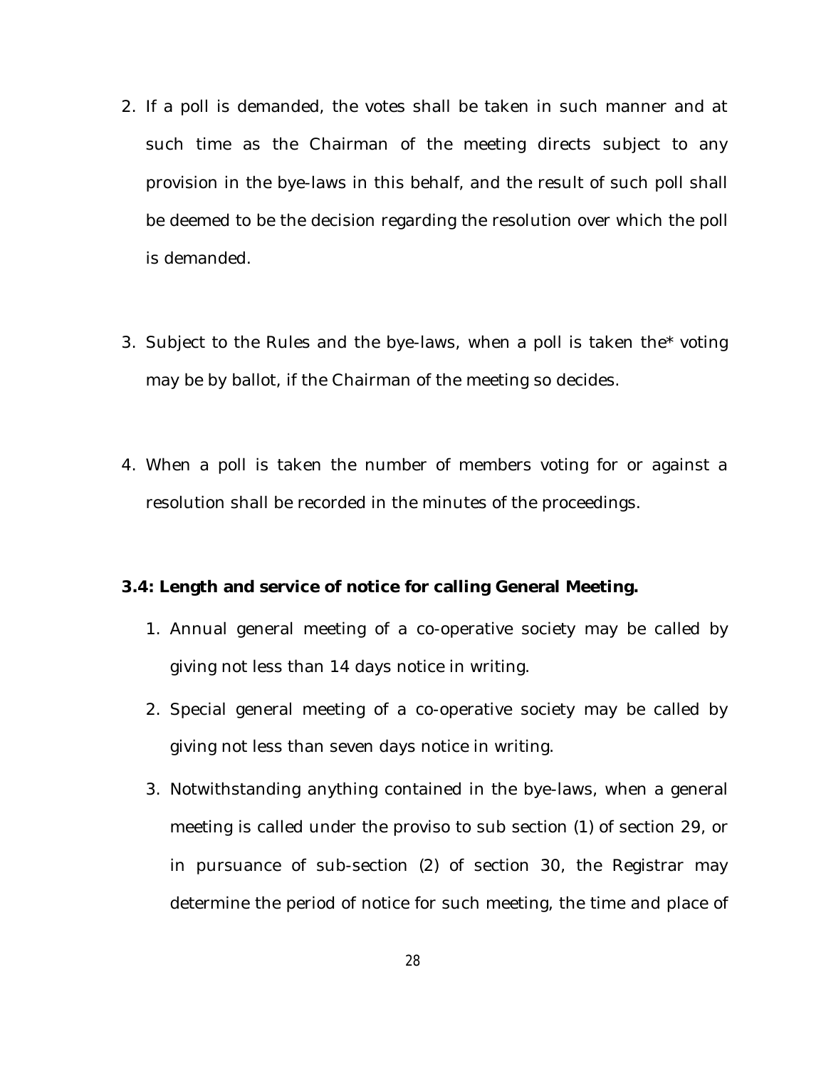2. If a poll is demanded, the votes shall be taken in such manner and at such time as the Chairman of the meeting directs subject to any provision in the bye-laws in this behalf, and the result of such poll shall be deemed to be the decision regarding the resolution over which the poll is demanded.

3. Subject to the Rules and the bye-laws, when a poll is taken the* voting may be by ballot, if the Chairman of the meeting so decides.

4. When a poll is taken the number of members voting for or against a resolution shall be recorded in the minutes of the proceedings.

**3.4: Length and service of notice for calling General Meeting.**

1. Annual general meeting of a co-operative society may be called by giving not less than 14 days notice in writing.
2. Special general meeting of a co-operative society may be called by giving not less than seven days notice in writing.
3. Notwithstanding anything contained in the bye-laws, when a general meeting is called under the proviso to sub section (1) of section 29, or in pursuance of sub-section (2) of section 30, the Registrar may determine the period of notice for such meeting, the time and place of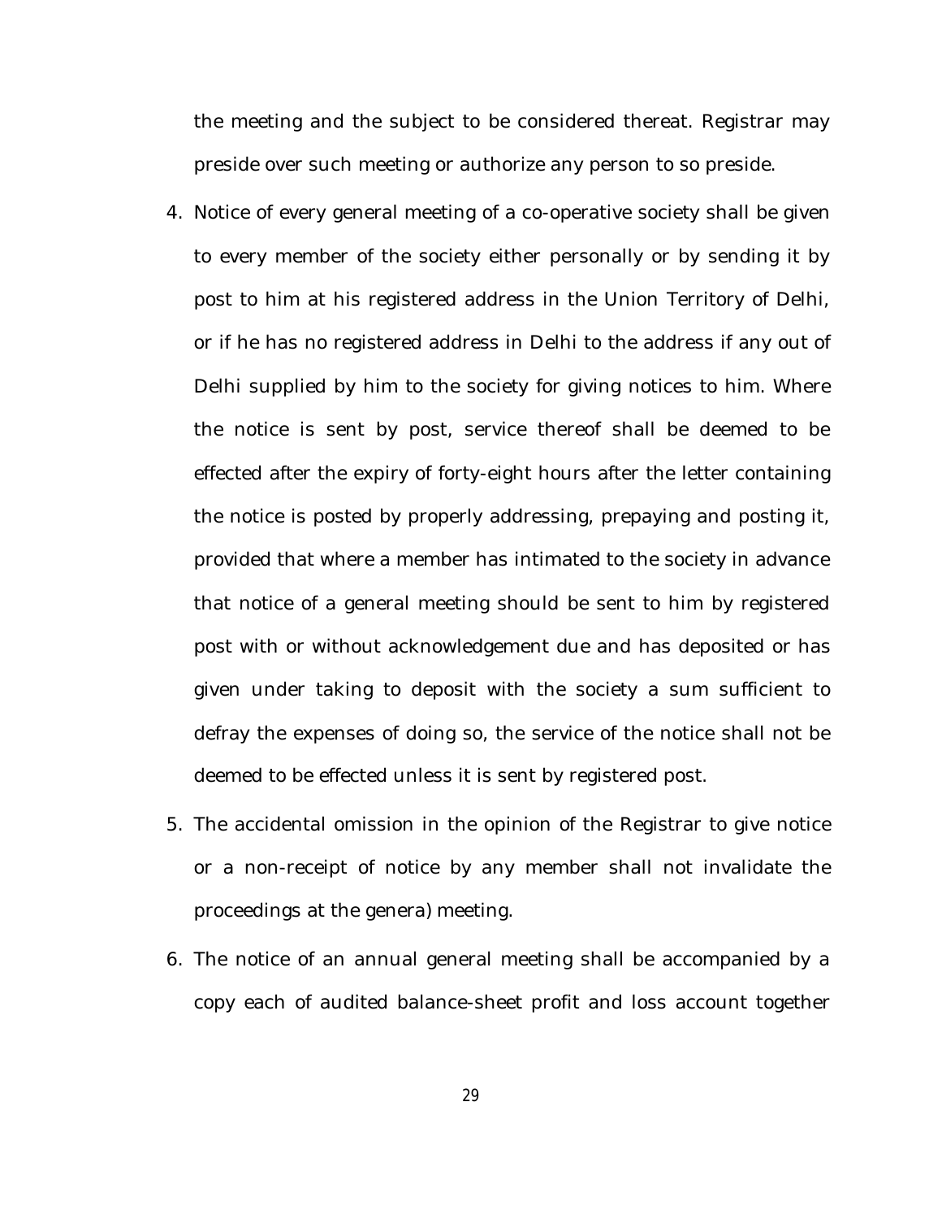the meeting and the subject to be considered thereat. Registrar may preside over such meeting or authorize any person to so preside.

4. Notice of every general meeting of a co-operative society shall be given to every member of the society either personally or by sending it by post to him at his registered address in the Union Territory of Delhi, or if he has no registered address in Delhi to the address if any out of Delhi supplied by him to the society for giving notices to him. Where the notice is sent by post, service thereof shall be deemed to be effected after the expiry of forty-eight hours after the letter containing the notice is posted by properly addressing, prepaying and posting it, provided that where a member has intimated to the society in advance that notice of a general meeting should be sent to him by registered post with or without acknowledgement due and has deposited or has given under taking to deposit with the society a sum sufficient to defray the expenses of doing so, the service of the notice shall not be deemed to be effected unless it is sent by registered post.

5. The accidental omission in the opinion of the Registrar to give notice or a non-receipt of notice by any member shall not invalidate the proceedings at the genera) meeting.

6. The notice of an annual general meeting shall be accompanied by a copy each of audited balance-sheet profit and loss account together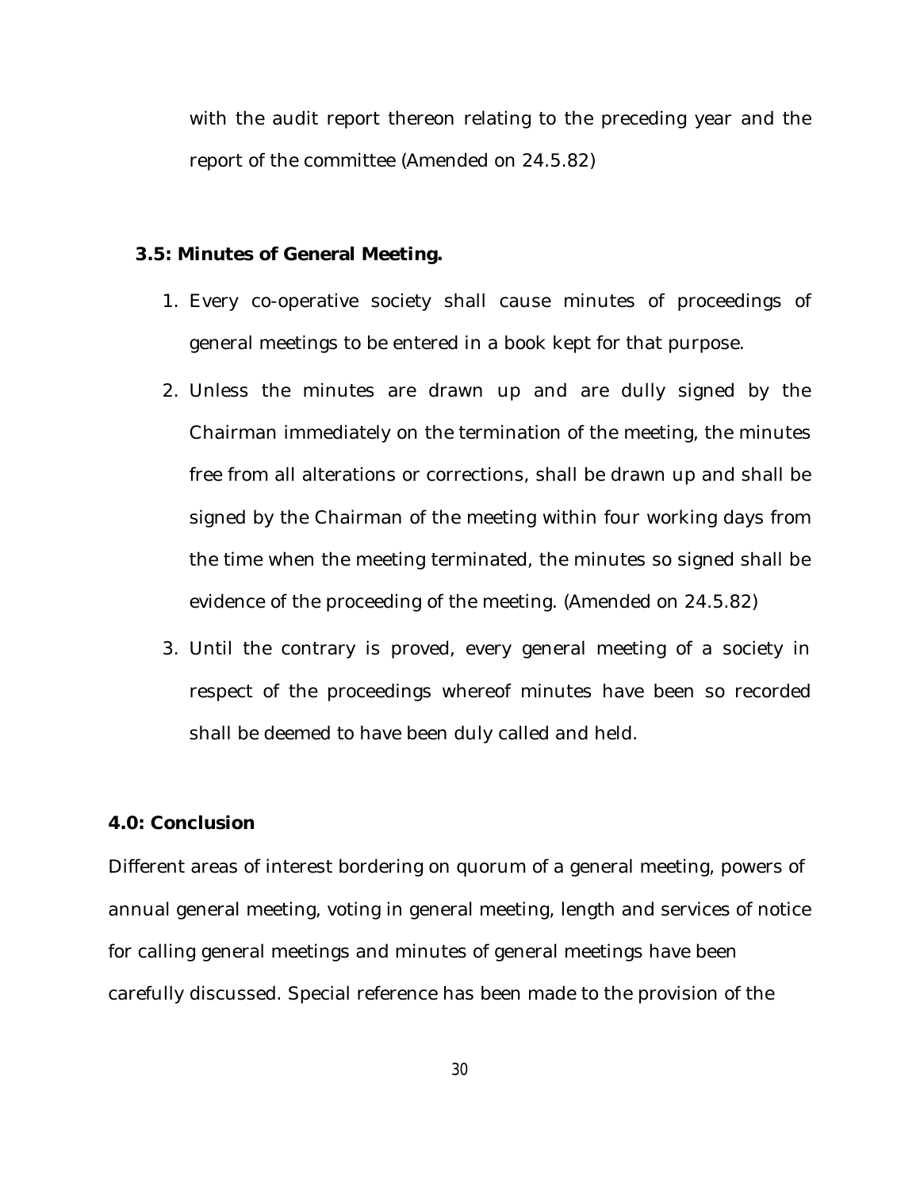with the audit report thereon relating to the preceding year and the report of the committee (Amended on 24.5.82)

### 3.5: Minutes of General Meeting.

1. Every co-operative society shall cause minutes of proceedings of general meetings to be entered in a book kept for that purpose.
2. Unless the minutes are drawn up and are dully signed by the Chairman immediately on the termination of the meeting, the minutes free from all alterations or corrections, shall be drawn up and shall be signed by the Chairman of the meeting within four working days from the time when the meeting terminated, the minutes so signed shall be evidence of the proceeding of the meeting. (Amended on 24.5.82)
3. Until the contrary is proved, every general meeting of a society in respect of the proceedings whereof minutes have been so recorded shall be deemed to have been duly called and held.

### 4.0: Conclusion

Different areas of interest bordering on quorum of a general meeting, powers of annual general meeting, voting in general meeting, length and services of notice for calling general meetings and minutes of general meetings have been carefully discussed. Special reference has been made to the provision of the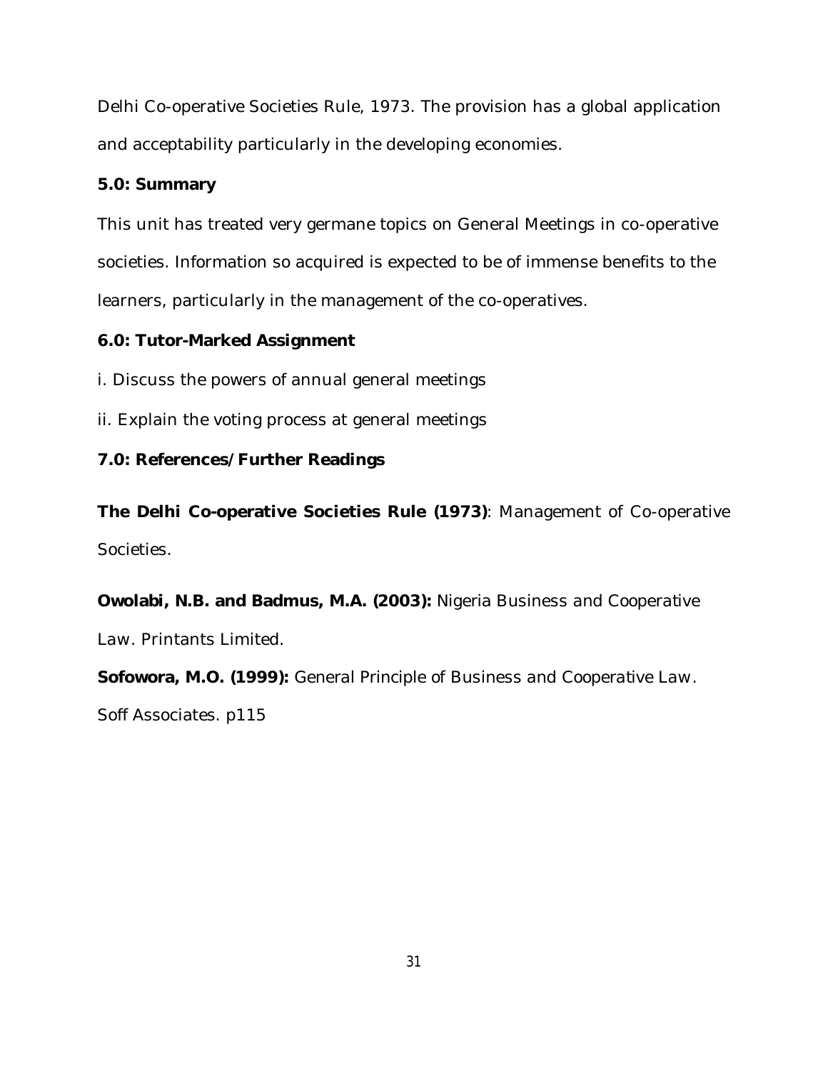Delhi Co-operative Societies Rule, 1973. The provision has a global application and acceptability particularly in the developing economies.

## 5.0: Summary

This unit has treated very germane topics on General Meetings in co-operative societies. Information so acquired is expected to be of immense benefits to the learners, particularly in the management of the co-operatives.

## 6.0: Tutor-Marked Assignment

i. Discuss the powers of annual general meetings

ii. Explain the voting process at general meetings

## 7.0: References/Further Readings

**The Delhi Co-operative Societies Rule (1973)**: Management of Co-operative Societies.

**Owolabi, N.B. and Badmus, M.A. (2003):** Nigeria Business and Cooperative Law. Printants Limited.

**Sofowora, M.O. (1999):** General Principle of Business and Cooperative Law. Soff Associates. p115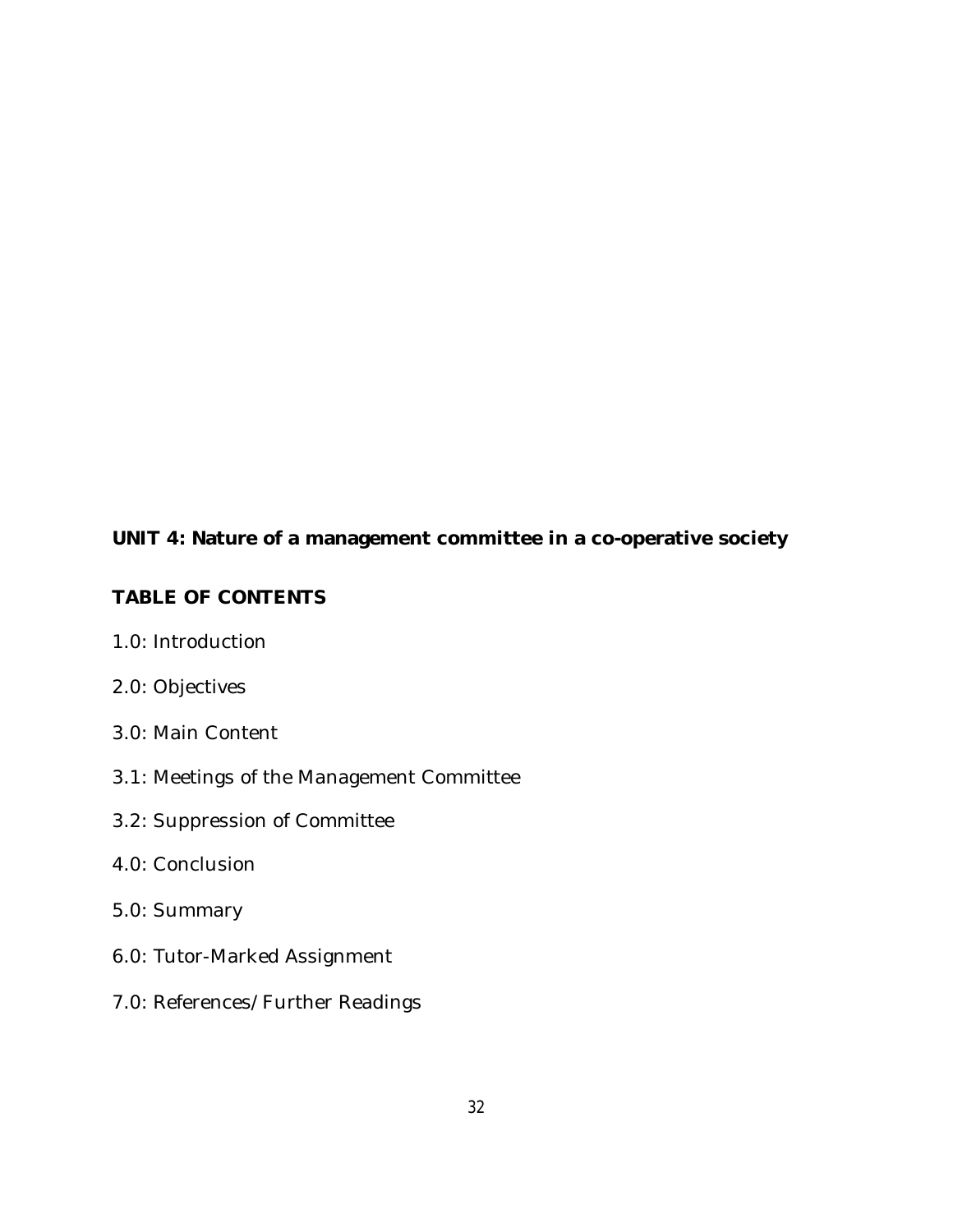## UNIT 4: Nature of a management committee in a co-operative society

### TABLE OF CONTENTS

1.0: Introduction

2.0: Objectives

3.0: Main Content

3.1: Meetings of the Management Committee

3.2: Suppression of Committee

4.0: Conclusion

5.0: Summary

6.0: Tutor-Marked Assignment

7.0: References/Further Readings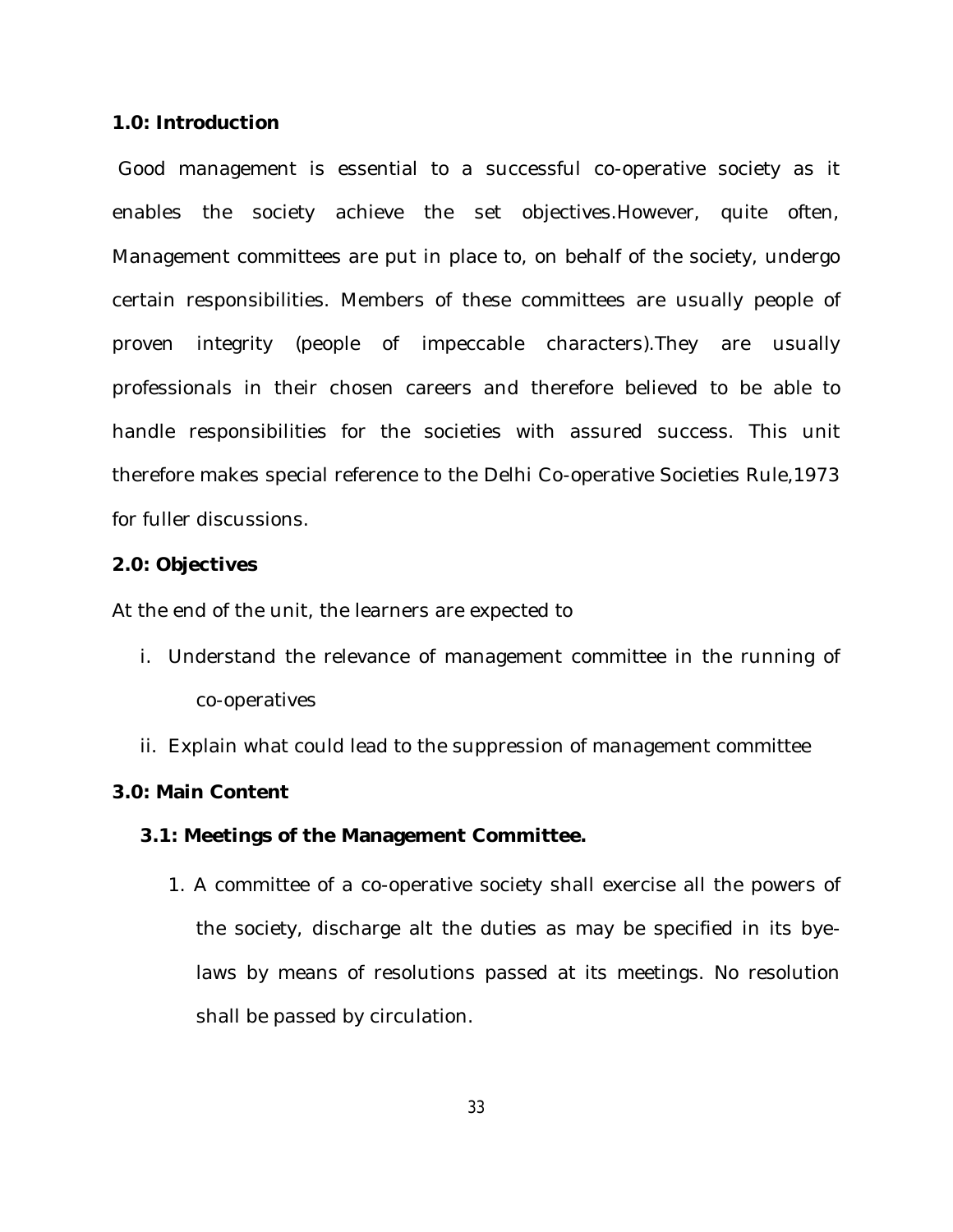**1.0: Introduction**

Good management is essential to a successful co-operative society as it enables the society achieve the set objectives.However, quite often, Management committees are put in place to, on behalf of the society, undergo certain responsibilities. Members of these committees are usually people of proven integrity (people of impeccable characters).They are usually professionals in their chosen careers and therefore believed to be able to handle responsibilities for the societies with assured success. This unit therefore makes special reference to the Delhi Co-operative Societies Rule,1973 for fuller discussions.

**2.0: Objectives**

At the end of the unit, the learners are expected to

i. Understand the relevance of management committee in the running of co-operatives

ii. Explain what could lead to the suppression of management committee

**3.0: Main Content**

**3.1: Meetings of the Management Committee.**

1. A committee of a co-operative society shall exercise all the powers of the society, discharge alt the duties as may be specified in its bye-laws by means of resolutions passed at its meetings. No resolution shall be passed by circulation.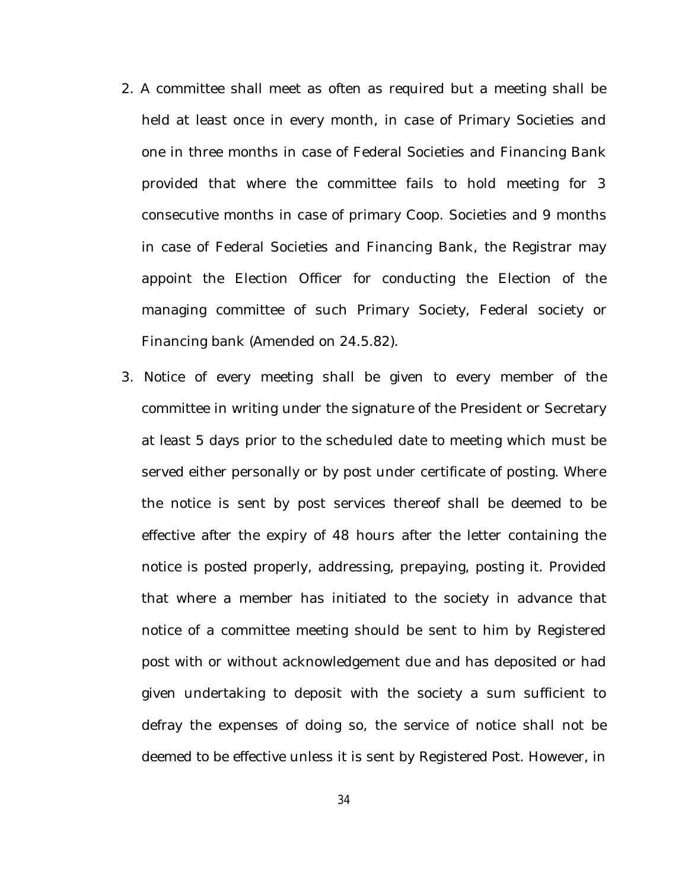2. A committee shall meet as often as required but a meeting shall be held at least once in every month, in case of Primary Societies and one in three months in case of Federal Societies and Financing Bank provided that where the committee fails to hold meeting for 3 consecutive months in case of primary Coop. Societies and 9 months in case of Federal Societies and Financing Bank, the Registrar may appoint the Election Officer for conducting the Election of the managing committee of such Primary Society, Federal society or Financing bank (Amended on 24.5.82).

3. Notice of every meeting shall be given to every member of the committee in writing under the signature of the President or Secretary at least 5 days prior to the scheduled date to meeting which must be served either personally or by post under certificate of posting. Where the notice is sent by post services thereof shall be deemed to be effective after the expiry of 48 hours after the letter containing the notice is posted properly, addressing, prepaying, posting it. Provided that where a member has initiated to the society in advance that notice of a committee meeting should be sent to him by Registered post with or without acknowledgement due and has deposited or had given undertaking to deposit with the society a sum sufficient to defray the expenses of doing so, the service of notice shall not be deemed to be effective unless it is sent by Registered Post. However, in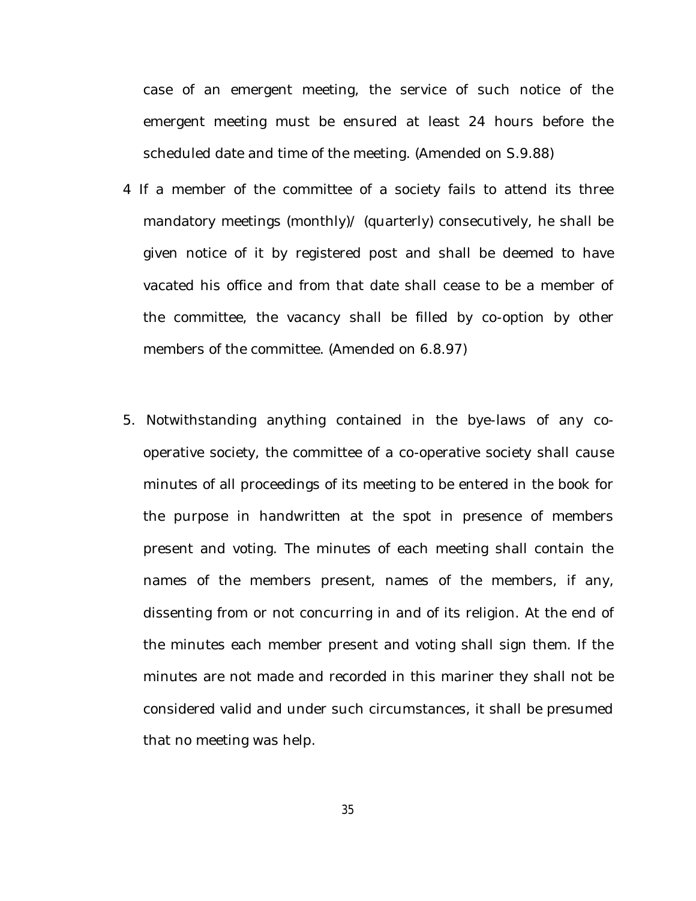case of an emergent meeting, the service of such notice of the emergent meeting must be ensured at least 24 hours before the scheduled date and time of the meeting. (Amended on S.9.88)

4 If a member of the committee of a society fails to attend its three mandatory meetings (monthly)/ (quarterly) consecutively, he shall be given notice of it by registered post and shall be deemed to have vacated his office and from that date shall cease to be a member of the committee, the vacancy shall be filled by co-option by other members of the committee. (Amended on 6.8.97)

5. Notwithstanding anything contained in the bye-laws of any co-operative society, the committee of a co-operative society shall cause minutes of all proceedings of its meeting to be entered in the book for the purpose in handwritten at the spot in presence of members present and voting. The minutes of each meeting shall contain the names of the members present, names of the members, if any, dissenting from or not concurring in and of its religion. At the end of the minutes each member present and voting shall sign them. If the minutes are not made and recorded in this mariner they shall not be considered valid and under such circumstances, it shall be presumed that no meeting was help.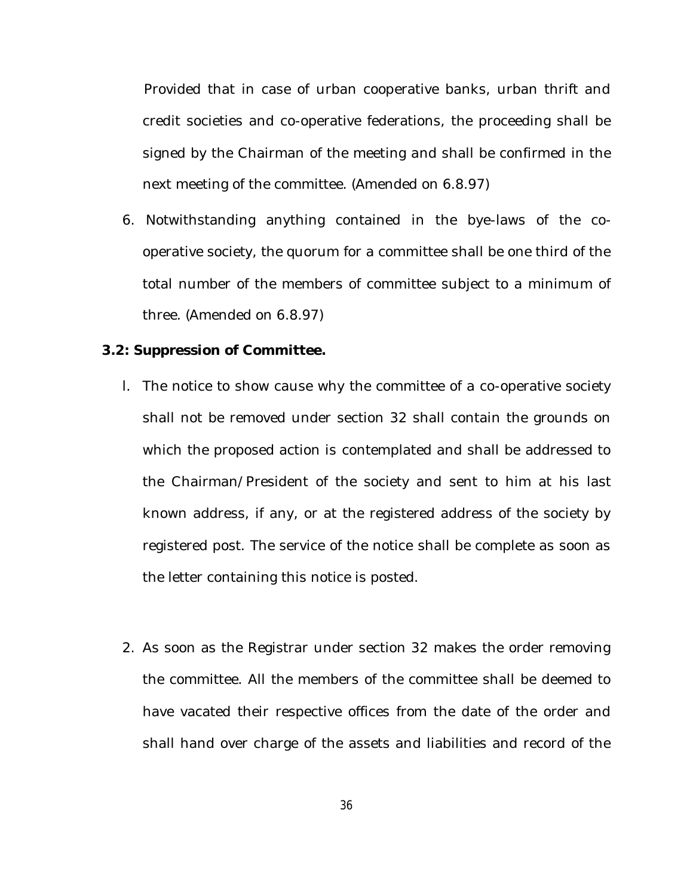Provided that in case of urban cooperative banks, urban thrift and credit societies and co-operative federations, the proceeding shall be signed by the Chairman of the meeting and shall be confirmed in the next meeting of the committee. (Amended on 6.8.97)

6. Notwithstanding anything contained in the bye-laws of the co-operative society, the quorum for a committee shall be one third of the total number of the members of committee subject to a minimum of three. (Amended on 6.8.97)

**3.2: Suppression of Committee.**

l. The notice to show cause why the committee of a co-operative society shall not be removed under section 32 shall contain the grounds on which the proposed action is contemplated and shall be addressed to the Chairman/President of the society and sent to him at his last known address, if any, or at the registered address of the society by registered post. The service of the notice shall be complete as soon as the letter containing this notice is posted.

2. As soon as the Registrar under section 32 makes the order removing the committee. All the members of the committee shall be deemed to have vacated their respective offices from the date of the order and shall hand over charge of the assets and liabilities and record of the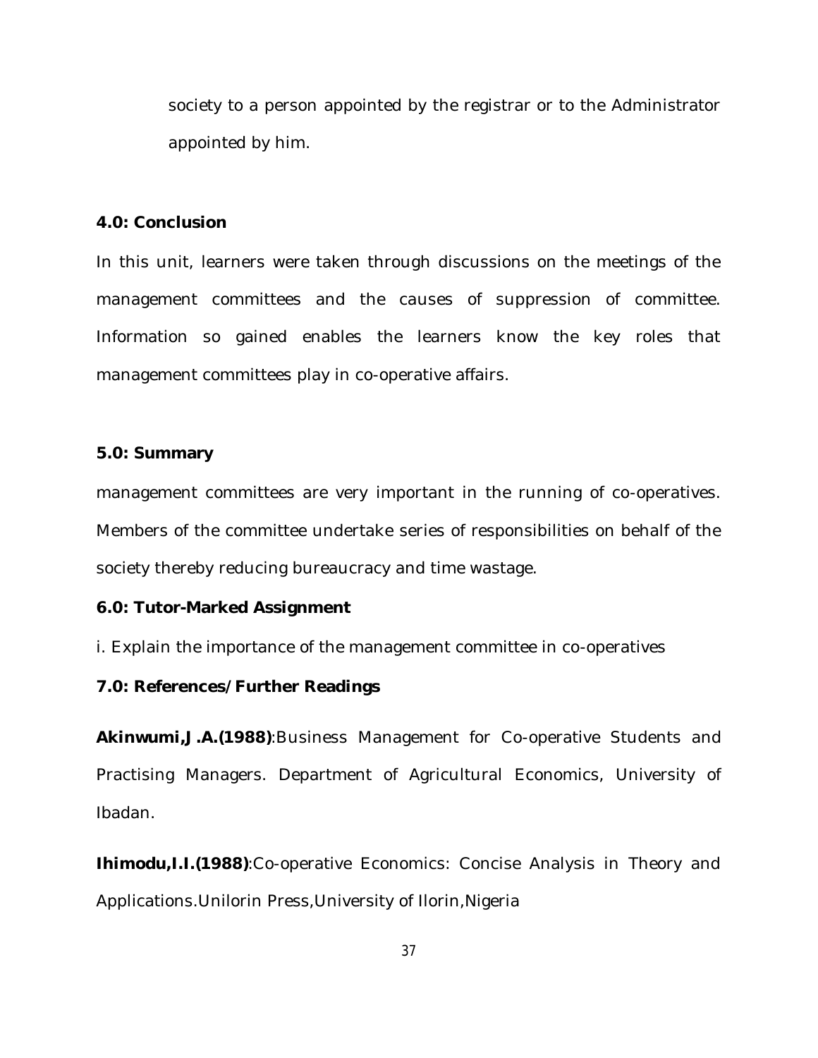society to a person appointed by the registrar or to the Administrator appointed by him.

### 4.0: Conclusion

In this unit, learners were taken through discussions on the meetings of the management committees and the causes of suppression of committee. Information so gained enables the learners know the key roles that management committees play in co-operative affairs.

### 5.0: Summary

management committees are very important in the running of co-operatives. Members of the committee undertake series of responsibilities on behalf of the society thereby reducing bureaucracy and time wastage.

### 6.0: Tutor-Marked Assignment

i. Explain the importance of the management committee in co-operatives

### 7.0: References/Further Readings

**Akinwumi,J.A.(1988)**:Business Management for Co-operative Students and Practising Managers. Department of Agricultural Economics, University of Ibadan.

**Ihimodu,I.I.(1988)**:Co-operative Economics: Concise Analysis in Theory and Applications.Unilorin Press,University of Ilorin,Nigeria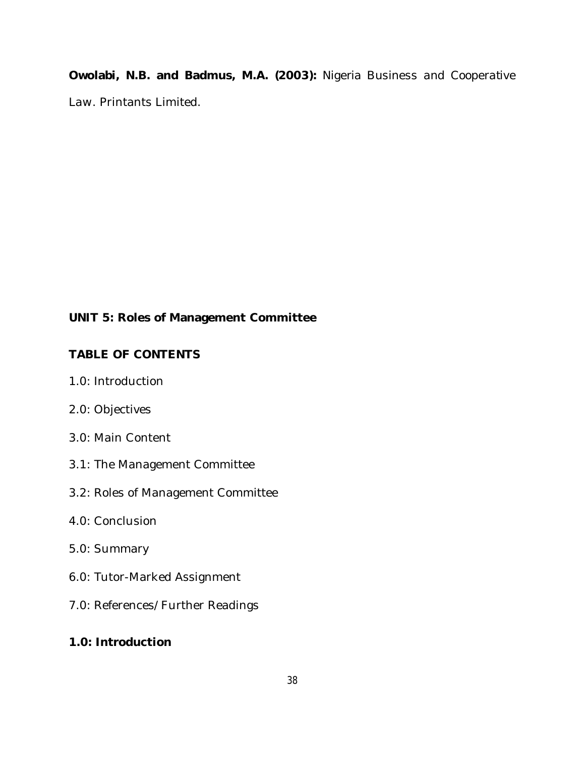**Owolabi, N.B. and Badmus, M.A. (2003):** Nigeria Business and Cooperative Law. Printants Limited.

## UNIT 5: Roles of Management Committee

### TABLE OF CONTENTS

1.0: Introduction

2.0: Objectives

3.0: Main Content

3.1: The Management Committee

3.2: Roles of Management Committee

4.0: Conclusion

5.0: Summary

6.0: Tutor-Marked Assignment

7.0: References/Further Readings

### 1.0: Introduction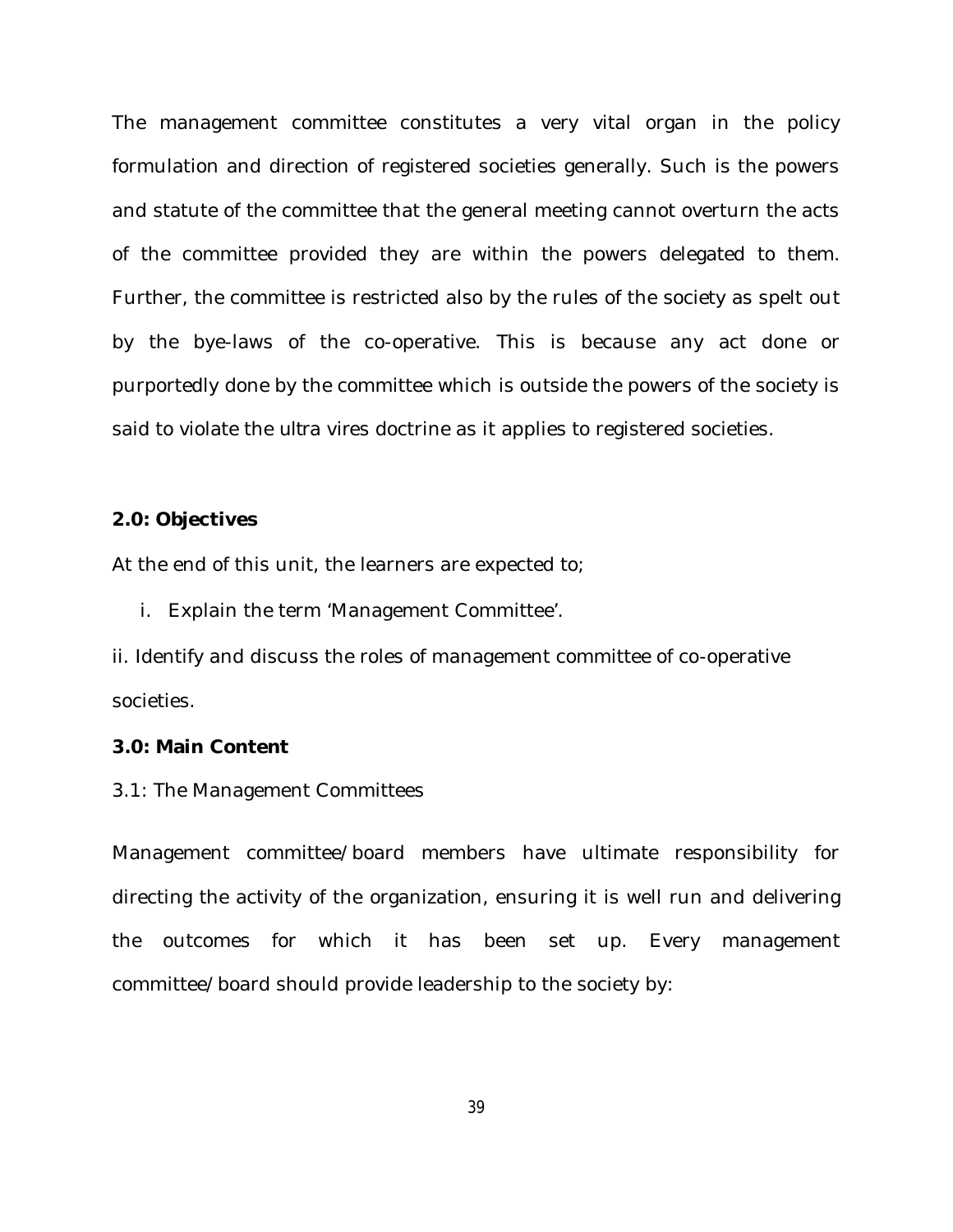The management committee constitutes a very vital organ in the policy formulation and direction of registered societies generally. Such is the powers and statute of the committee that the general meeting cannot overturn the acts of the committee provided they are within the powers delegated to them. Further, the committee is restricted also by the rules of the society as spelt out by the bye-laws of the co-operative. This is because any act done or purportedly done by the committee which is outside the powers of the society is said to violate the ultra vires doctrine as it applies to registered societies.

**2.0: Objectives**

At the end of this unit, the learners are expected to;

i. Explain the term 'Management Committee'.

ii. Identify and discuss the roles of management committee of co-operative societies.

**3.0: Main Content**

3.1: The Management Committees

Management committee/board members have ultimate responsibility for directing the activity of the organization, ensuring it is well run and delivering the outcomes for which it has been set up. Every management committee/board should provide leadership to the society by: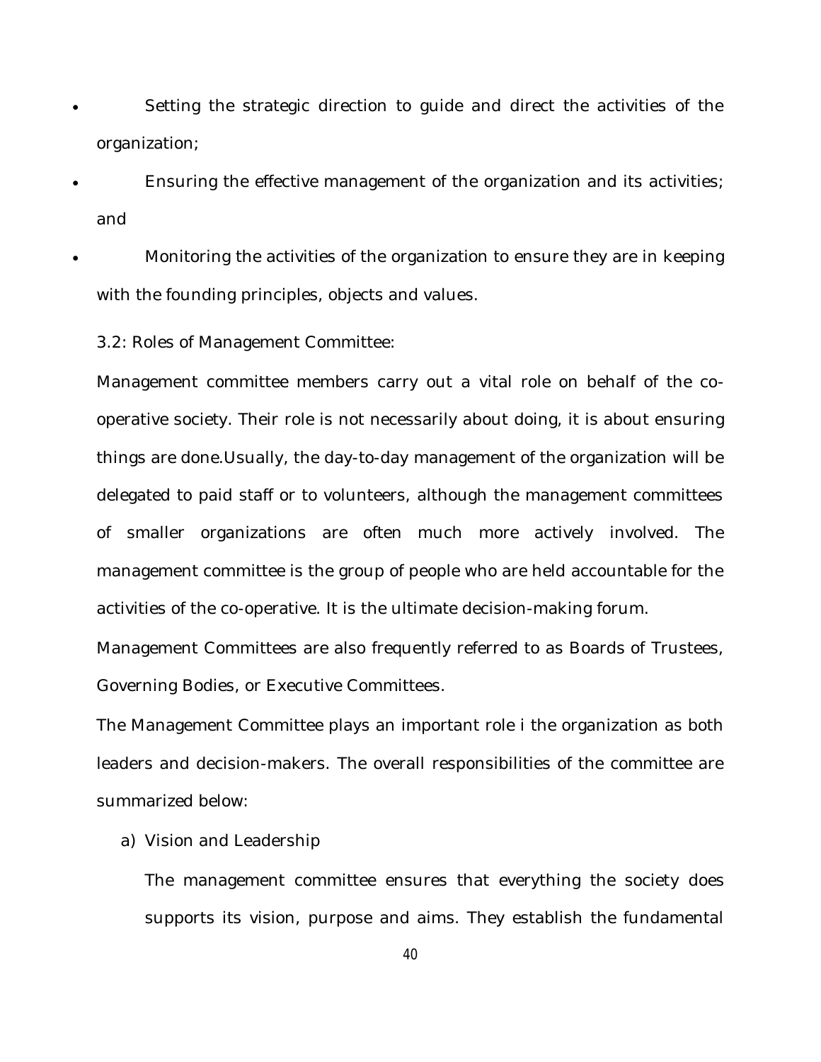- Setting the strategic direction to guide and direct the activities of the organization;
- Ensuring the effective management of the organization and its activities; and
- Monitoring the activities of the organization to ensure they are in keeping with the founding principles, objects and values.

3.2: Roles of Management Committee:

Management committee members carry out a vital role on behalf of the co-operative society. Their role is not necessarily about doing, it is about ensuring things are done.Usually, the day-to-day management of the organization will be delegated to paid staff or to volunteers, although the management committees of smaller organizations are often much more actively involved. The management committee is the group of people who are held accountable for the activities of the co-operative. It is the ultimate decision-making forum.

Management Committees are also frequently referred to as Boards of Trustees, Governing Bodies, or Executive Committees.

The Management Committee plays an important role i the organization as both leaders and decision-makers. The overall responsibilities of the committee are summarized below:

a) Vision and Leadership

   The management committee ensures that everything the society does supports its vision, purpose and aims. They establish the fundamental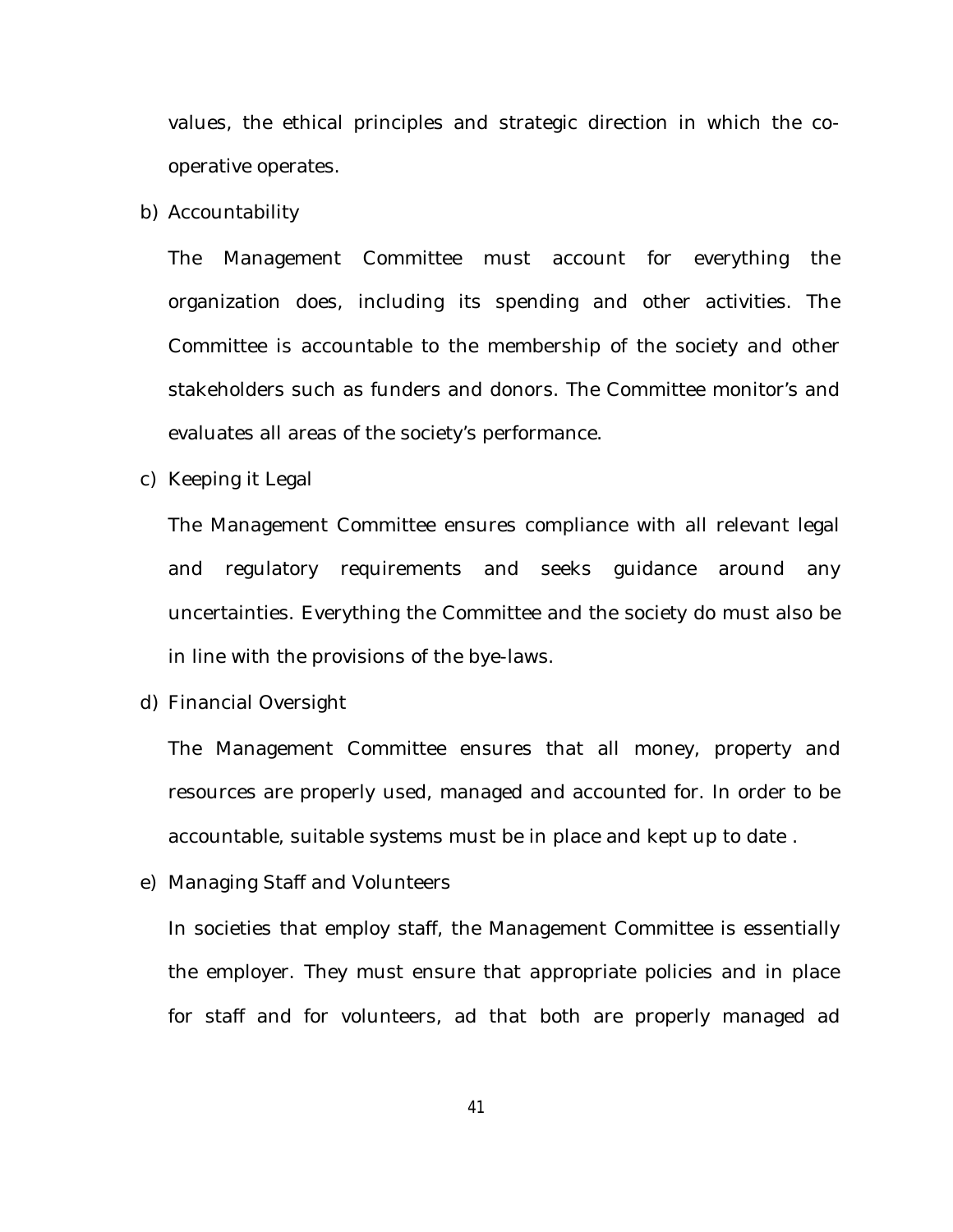values, the ethical principles and strategic direction in which the co-operative operates.

b) Accountability

The Management Committee must account for everything the organization does, including its spending and other activities. The Committee is accountable to the membership of the society and other stakeholders such as funders and donors. The Committee monitor's and evaluates all areas of the society's performance.

c) Keeping it Legal

The Management Committee ensures compliance with all relevant legal and regulatory requirements and seeks guidance around any uncertainties. Everything the Committee and the society do must also be in line with the provisions of the bye-laws.

d) Financial Oversight

The Management Committee ensures that all money, property and resources are properly used, managed and accounted for. In order to be accountable, suitable systems must be in place and kept up to date .

e) Managing Staff and Volunteers

In societies that employ staff, the Management Committee is essentially the employer. They must ensure that appropriate policies and in place for staff and for volunteers, ad that both are properly managed ad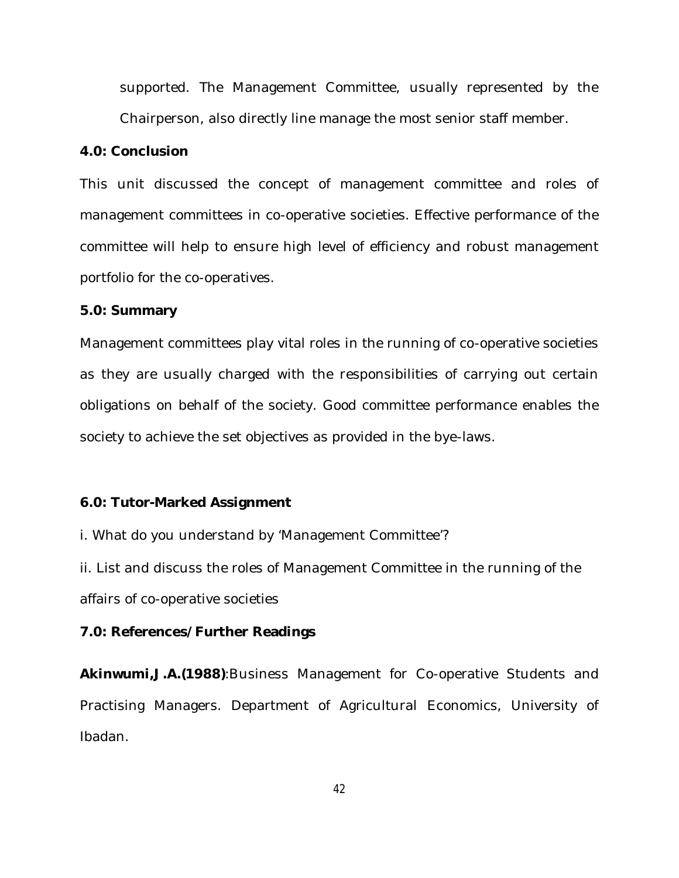supported. The Management Committee, usually represented by the Chairperson, also directly line manage the most senior staff member.

**4.0: Conclusion**

This unit discussed the concept of management committee and roles of management committees in co-operative societies. Effective performance of the committee will help to ensure high level of efficiency and robust management portfolio for the co-operatives.

**5.0: Summary**

Management committees play vital roles in the running of co-operative societies as they are usually charged with the responsibilities of carrying out certain obligations on behalf of the society. Good committee performance enables the society to achieve the set objectives as provided in the bye-laws.

**6.0: Tutor-Marked Assignment**

i. What do you understand by 'Management Committee'?

ii. List and discuss the roles of Management Committee in the running of the affairs of co-operative societies

**7.0: References/Further Readings**

**Akinwumi,J.A.(1988)**:Business Management for Co-operative Students and Practising Managers. Department of Agricultural Economics, University of Ibadan.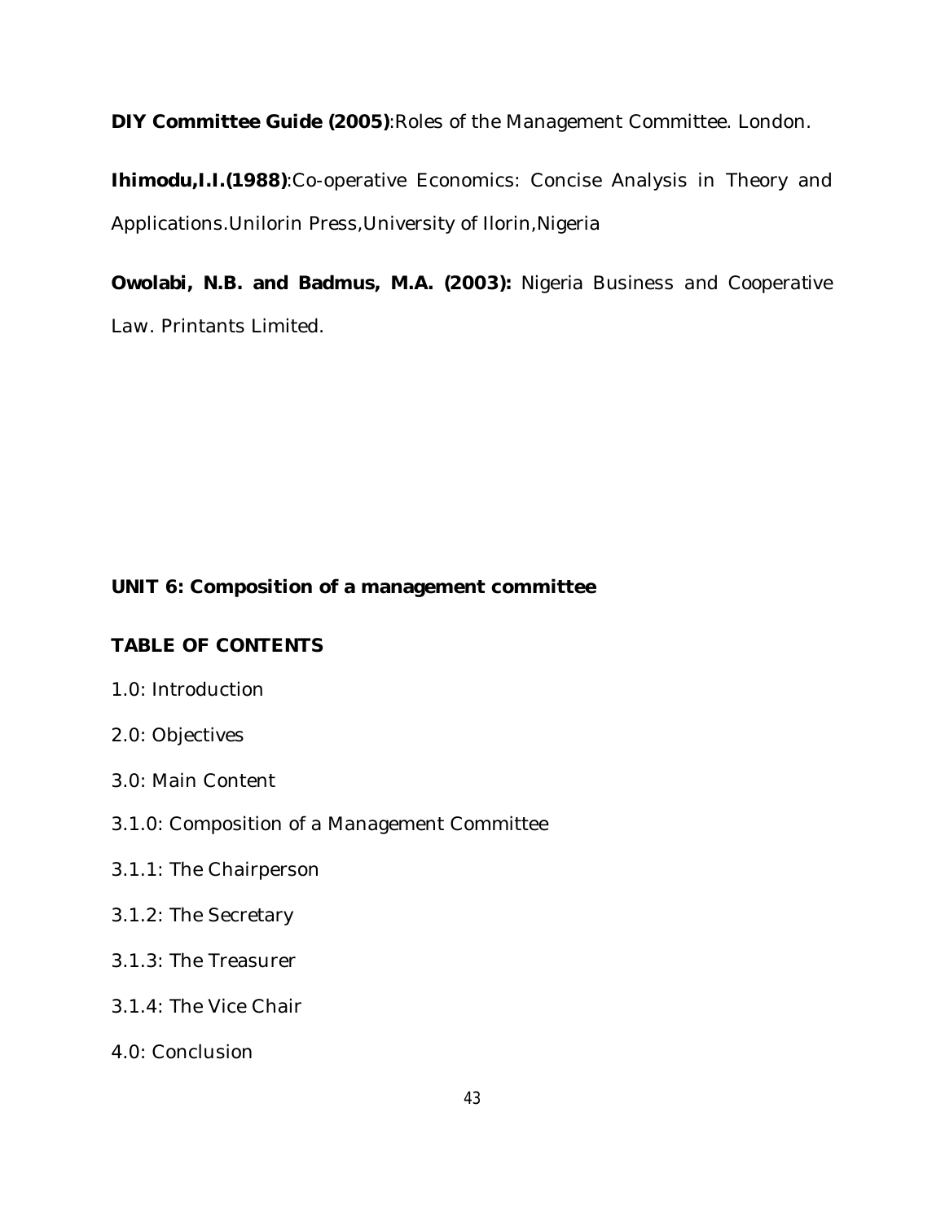**DIY Committee Guide (2005)**:Roles of the Management Committee. London.

**Ihimodu,I.I.(1988)**:Co-operative Economics: Concise Analysis in Theory and Applications.Unilorin Press,University of Ilorin,Nigeria

**Owolabi, N.B. and Badmus, M.A. (2003):** Nigeria Business and Cooperative Law. Printants Limited.

## UNIT 6: Composition of a management committee

### TABLE OF CONTENTS

1.0: Introduction

2.0: Objectives

3.0: Main Content

3.1.0: Composition of a Management Committee

3.1.1: The Chairperson

3.1.2: The Secretary

3.1.3: The Treasurer

3.1.4: The Vice Chair

4.0: Conclusion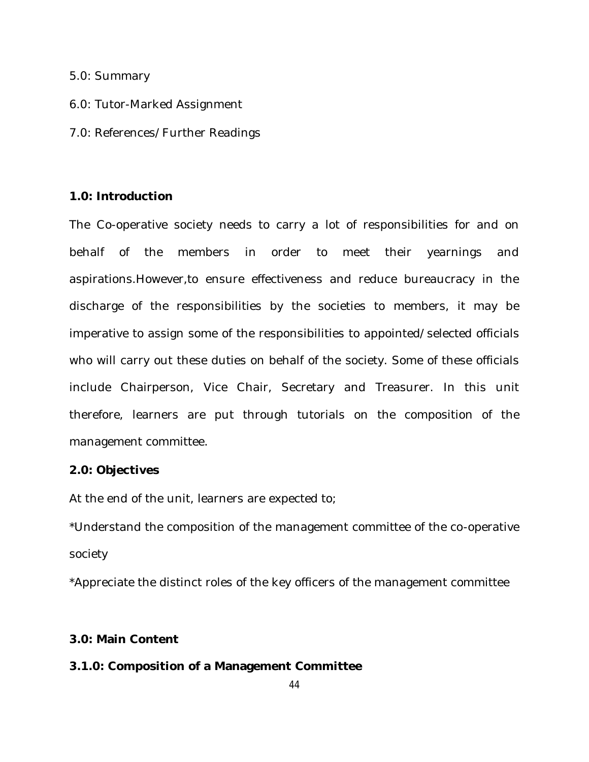5.0: Summary

6.0: Tutor-Marked Assignment

7.0: References/Further Readings

## 1.0: Introduction

The Co-operative society needs to carry a lot of responsibilities for and on behalf of the members in order to meet their yearnings and aspirations.However,to ensure effectiveness and reduce bureaucracy in the discharge of the responsibilities by the societies to members, it may be imperative to assign some of the responsibilities to appointed/selected officials who will carry out these duties on behalf of the society. Some of these officials include Chairperson, Vice Chair, Secretary and Treasurer. In this unit therefore, learners are put through tutorials on the composition of the management committee.

## 2.0: Objectives

At the end of the unit, learners are expected to;

*Understand the composition of the management committee of the co-operative society

*Appreciate the distinct roles of the key officers of the management committee

## 3.0: Main Content

### 3.1.0: Composition of a Management Committee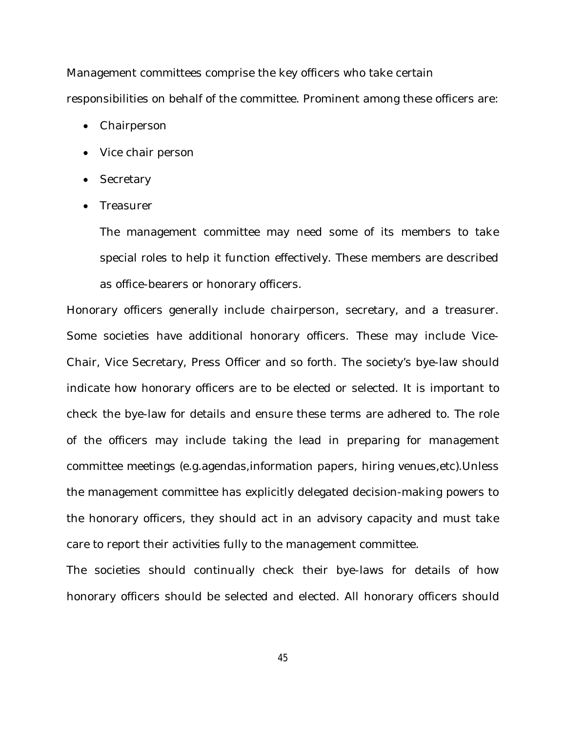Management committees comprise the key officers who take certain responsibilities on behalf of the committee. Prominent among these officers are:

- Chairperson
- Vice chair person
- Secretary
- Treasurer

  The management committee may need some of its members to take special roles to help it function effectively. These members are described as office-bearers or honorary officers.

Honorary officers generally include chairperson, secretary, and a treasurer. Some societies have additional honorary officers. These may include Vice-Chair, Vice Secretary, Press Officer and so forth. The society's bye-law should indicate how honorary officers are to be elected or selected. It is important to check the bye-law for details and ensure these terms are adhered to. The role of the officers may include taking the lead in preparing for management committee meetings (e.g.agendas,information papers, hiring venues,etc).Unless the management committee has explicitly delegated decision-making powers to the honorary officers, they should act in an advisory capacity and must take care to report their activities fully to the management committee.

The societies should continually check their bye-laws for details of how honorary officers should be selected and elected. All honorary officers should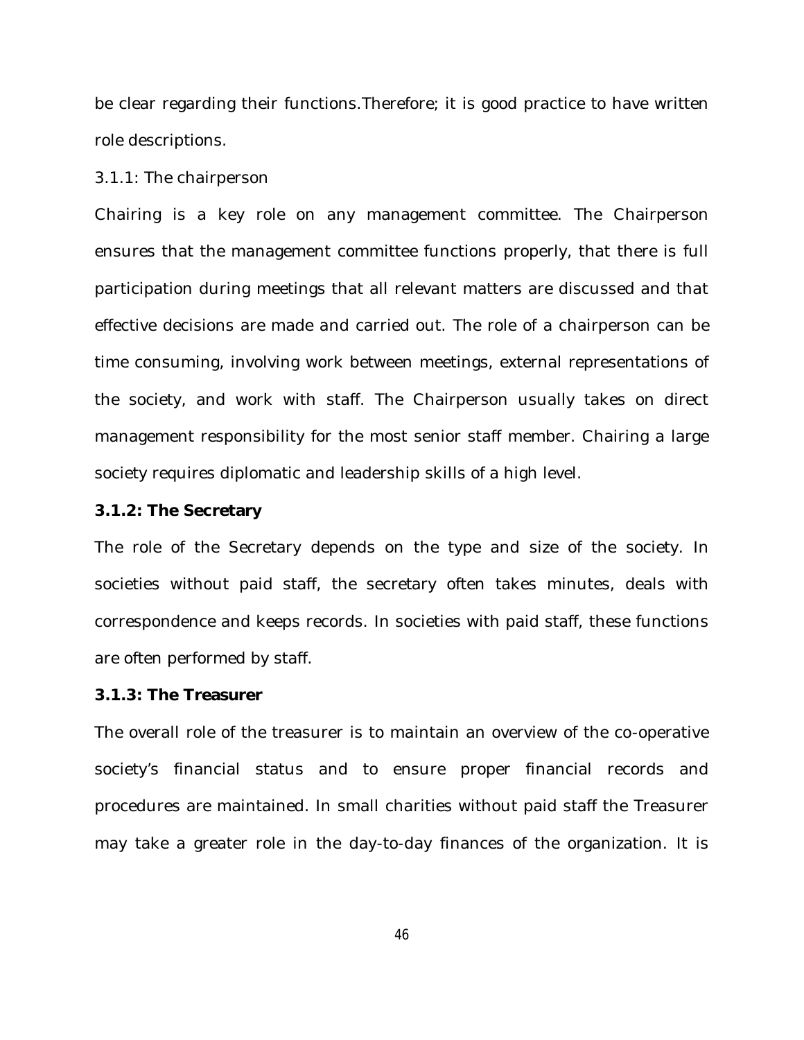be clear regarding their functions.Therefore; it is good practice to have written role descriptions.

### 3.1.1: The chairperson

Chairing is a key role on any management committee. The Chairperson ensures that the management committee functions properly, that there is full participation during meetings that all relevant matters are discussed and that effective decisions are made and carried out. The role of a chairperson can be time consuming, involving work between meetings, external representations of the society, and work with staff. The Chairperson usually takes on direct management responsibility for the most senior staff member. Chairing a large society requires diplomatic and leadership skills of a high level.

### 3.1.2: The Secretary

The role of the Secretary depends on the type and size of the society. In societies without paid staff, the secretary often takes minutes, deals with correspondence and keeps records. In societies with paid staff, these functions are often performed by staff.

### 3.1.3: The Treasurer

The overall role of the treasurer is to maintain an overview of the co-operative society's financial status and to ensure proper financial records and procedures are maintained. In small charities without paid staff the Treasurer may take a greater role in the day-to-day finances of the organization. It is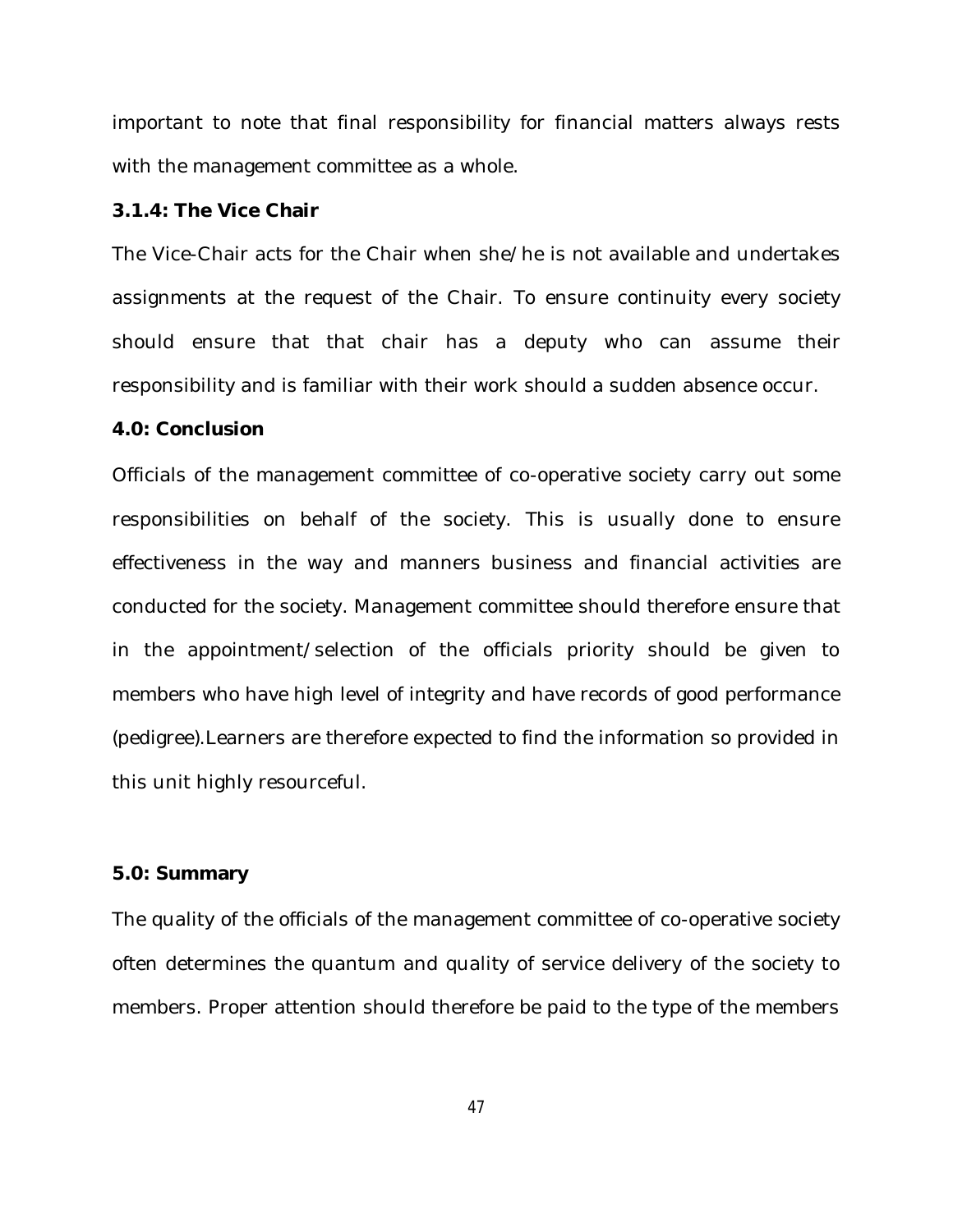important to note that final responsibility for financial matters always rests with the management committee as a whole.

### 3.1.4: The Vice Chair

The Vice-Chair acts for the Chair when she/he is not available and undertakes assignments at the request of the Chair. To ensure continuity every society should ensure that that chair has a deputy who can assume their responsibility and is familiar with their work should a sudden absence occur.

## 4.0: Conclusion

Officials of the management committee of co-operative society carry out some responsibilities on behalf of the society. This is usually done to ensure effectiveness in the way and manners business and financial activities are conducted for the society. Management committee should therefore ensure that in the appointment/selection of the officials priority should be given to members who have high level of integrity and have records of good performance (pedigree).Learners are therefore expected to find the information so provided in this unit highly resourceful.

## 5.0: Summary

The quality of the officials of the management committee of co-operative society often determines the quantum and quality of service delivery of the society to members. Proper attention should therefore be paid to the type of the members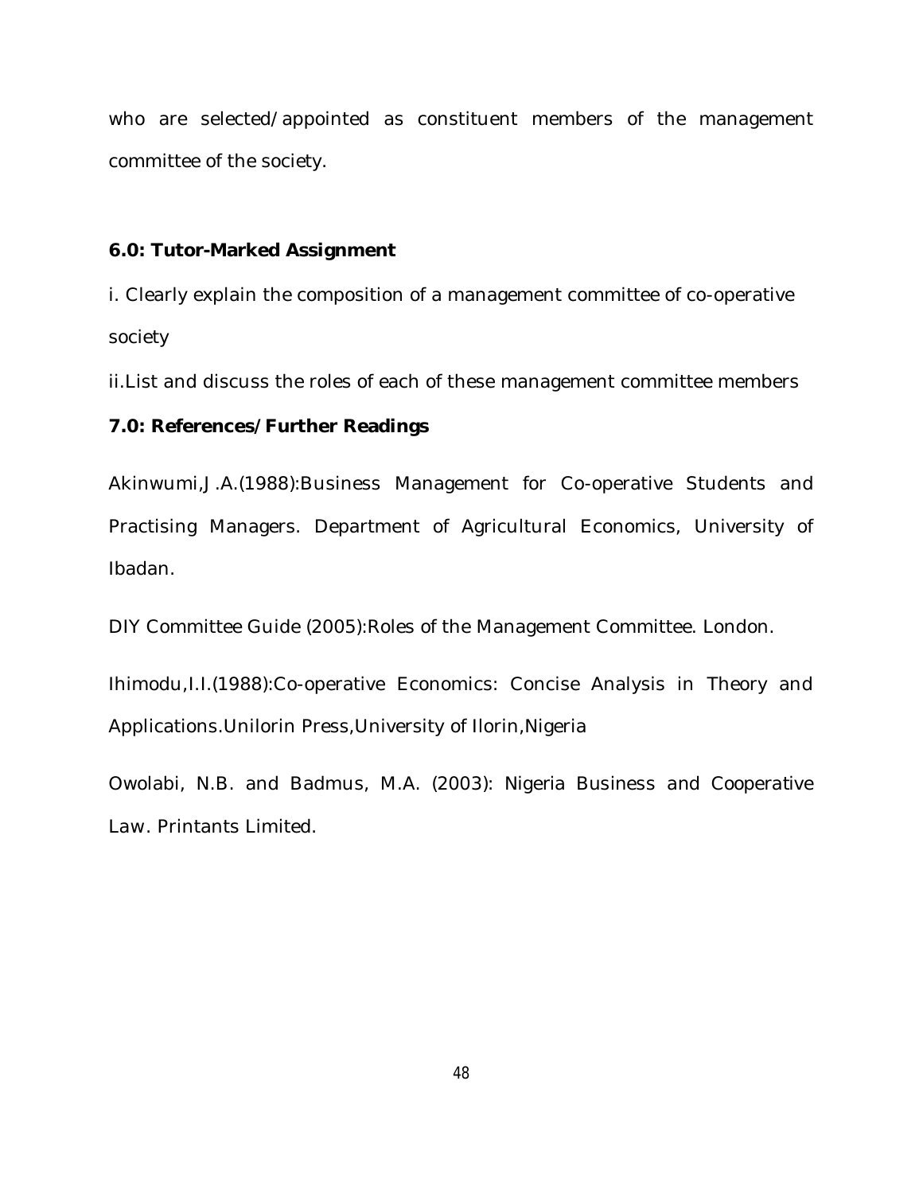who are selected/appointed as constituent members of the management committee of the society.

## 6.0: Tutor-Marked Assignment

i. Clearly explain the composition of a management committee of co-operative society

ii. List and discuss the roles of each of these management committee members

## 7.0: References/Further Readings

Akinwumi,J.A.(1988):Business Management for Co-operative Students and Practising Managers. Department of Agricultural Economics, University of Ibadan.

DIY Committee Guide (2005):Roles of the Management Committee. London.

Ihimodu,I.I.(1988):Co-operative Economics: Concise Analysis in Theory and Applications.Unilorin Press,University of Ilorin,Nigeria

Owolabi, N.B. and Badmus, M.A. (2003): Nigeria Business and Cooperative Law. Printants Limited.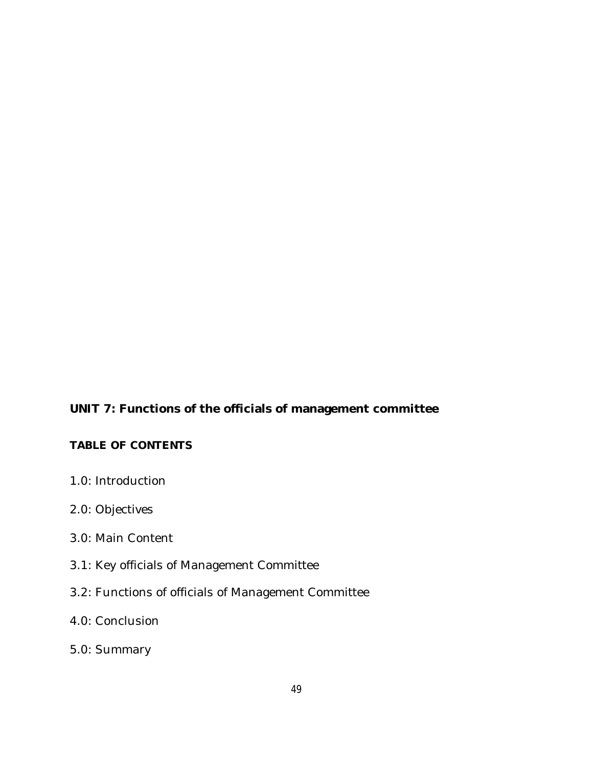## UNIT 7: Functions of the officials of management committee

### TABLE OF CONTENTS

1.0: Introduction

2.0: Objectives

3.0: Main Content

3.1: Key officials of Management Committee

3.2: Functions of officials of Management Committee

4.0: Conclusion

5.0: Summary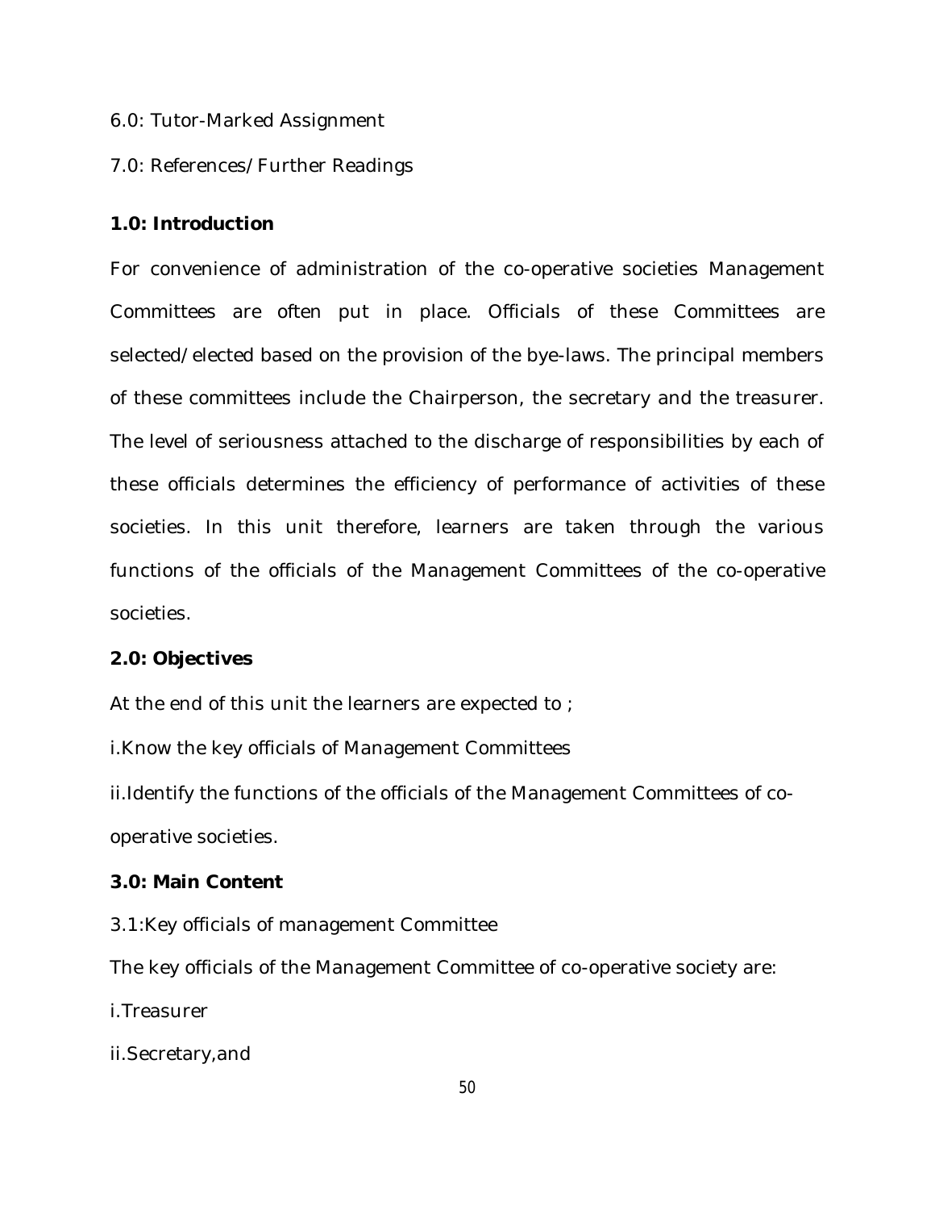6.0: Tutor-Marked Assignment

7.0: References/Further Readings

## 1.0: Introduction

For convenience of administration of the co-operative societies Management Committees are often put in place. Officials of these Committees are selected/elected based on the provision of the bye-laws. The principal members of these committees include the Chairperson, the secretary and the treasurer. The level of seriousness attached to the discharge of responsibilities by each of these officials determines the efficiency of performance of activities of these societies. In this unit therefore, learners are taken through the various functions of the officials of the Management Committees of the co-operative societies.

## 2.0: Objectives

At the end of this unit the learners are expected to ;

i.Know the key officials of Management Committees

ii.Identify the functions of the officials of the Management Committees of co-operative societies.

## 3.0: Main Content

3.1:Key officials of management Committee

The key officials of the Management Committee of co-operative society are:

i.Treasurer

ii.Secretary,and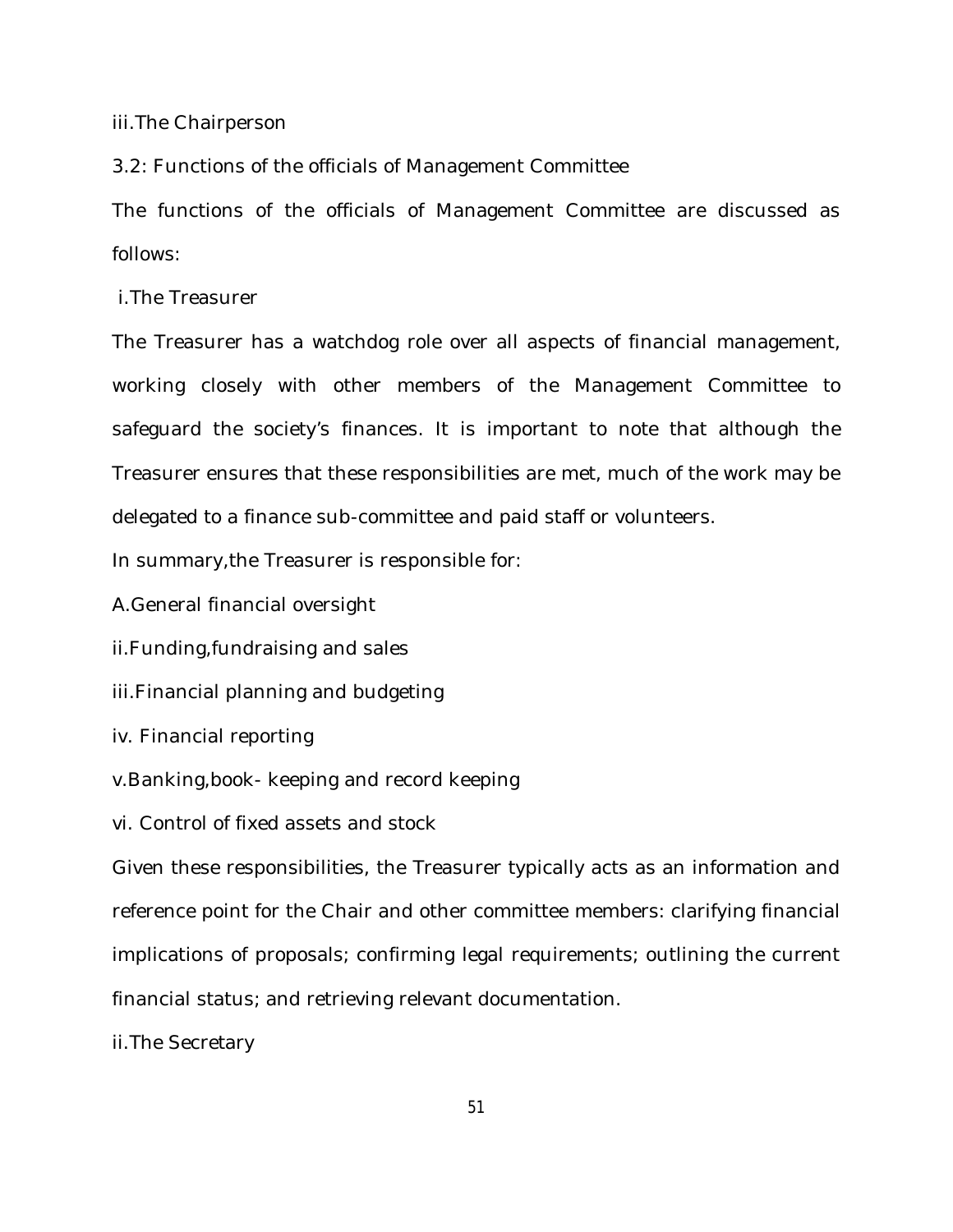iii.The Chairperson

3.2: Functions of the officials of Management Committee

The functions of the officials of Management Committee are discussed as follows:

i.The Treasurer

The Treasurer has a watchdog role over all aspects of financial management, working closely with other members of the Management Committee to safeguard the society's finances. It is important to note that although the Treasurer ensures that these responsibilities are met, much of the work may be delegated to a finance sub-committee and paid staff or volunteers.

In summary,the Treasurer is responsible for:

A.General financial oversight

ii.Funding,fundraising and sales

iii.Financial planning and budgeting

iv. Financial reporting

v.Banking,book- keeping and record keeping

vi. Control of fixed assets and stock

Given these responsibilities, the Treasurer typically acts as an information and reference point for the Chair and other committee members: clarifying financial implications of proposals; confirming legal requirements; outlining the current financial status; and retrieving relevant documentation.

ii.The Secretary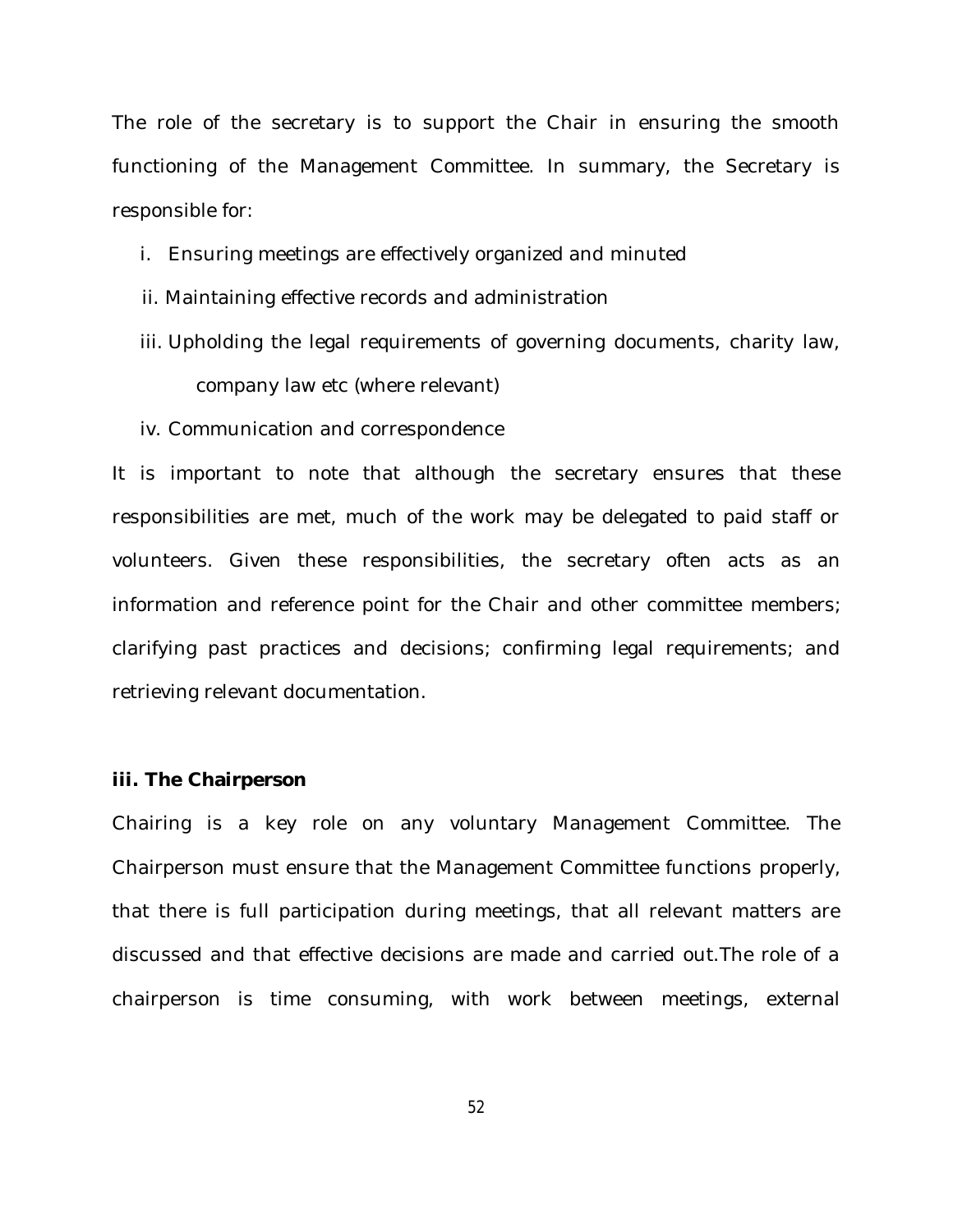The role of the secretary is to support the Chair in ensuring the smooth functioning of the Management Committee. In summary, the Secretary is responsible for:

i. Ensuring meetings are effectively organized and minuted

ii. Maintaining effective records and administration

iii. Upholding the legal requirements of governing documents, charity law, company law etc (where relevant)

iv. Communication and correspondence

It is important to note that although the secretary ensures that these responsibilities are met, much of the work may be delegated to paid staff or volunteers. Given these responsibilities, the secretary often acts as an information and reference point for the Chair and other committee members; clarifying past practices and decisions; confirming legal requirements; and retrieving relevant documentation.

**iii. The Chairperson**

Chairing is a key role on any voluntary Management Committee. The Chairperson must ensure that the Management Committee functions properly, that there is full participation during meetings, that all relevant matters are discussed and that effective decisions are made and carried out.The role of a chairperson is time consuming, with work between meetings, external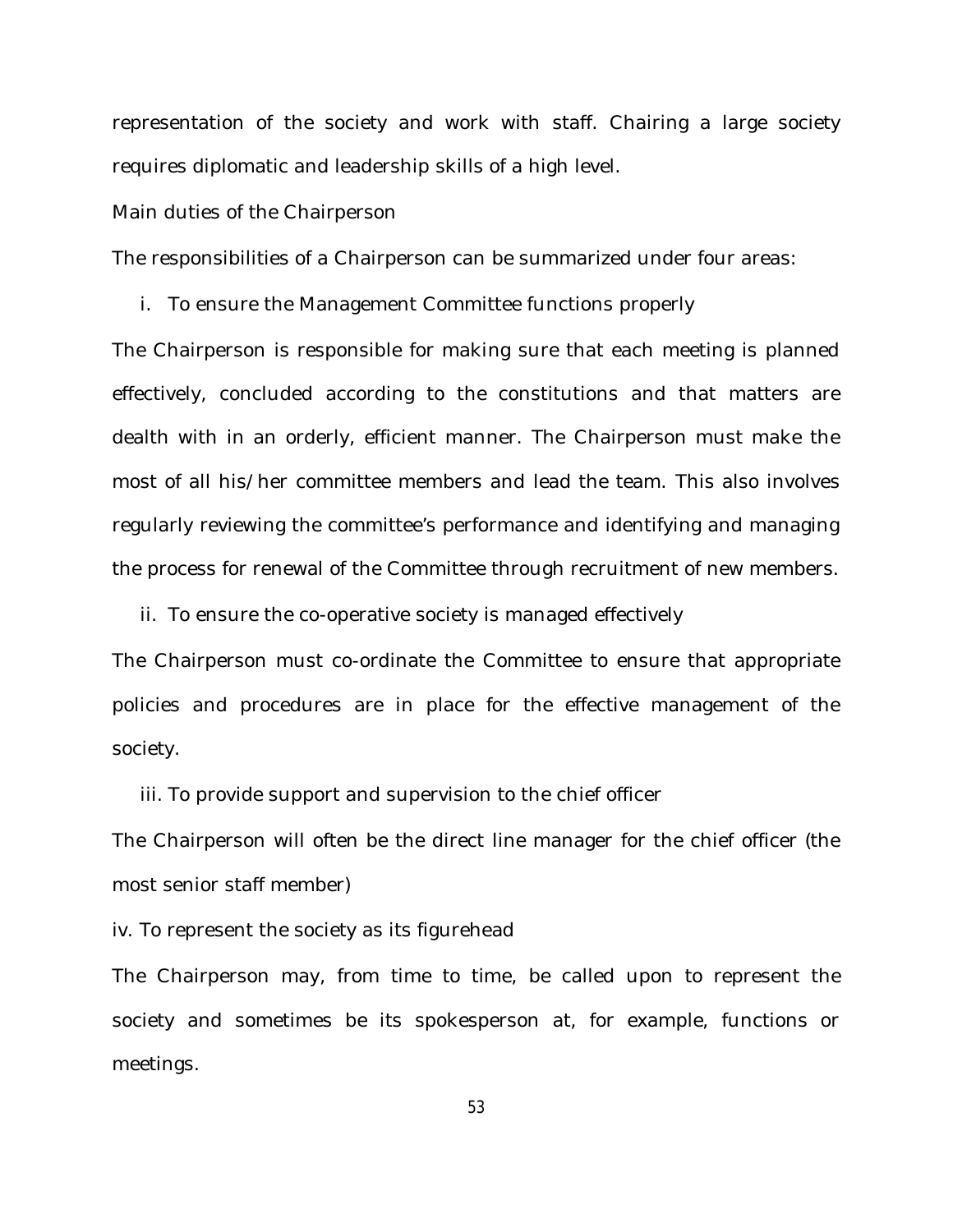representation of the society and work with staff. Chairing a large society requires diplomatic and leadership skills of a high level.

Main duties of the Chairperson

The responsibilities of a Chairperson can be summarized under four areas:

i. To ensure the Management Committee functions properly

The Chairperson is responsible for making sure that each meeting is planned effectively, concluded according to the constitutions and that matters are dealth with in an orderly, efficient manner. The Chairperson must make the most of all his/her committee members and lead the team. This also involves regularly reviewing the committee's performance and identifying and managing the process for renewal of the Committee through recruitment of new members.

ii. To ensure the co-operative society is managed effectively

The Chairperson must co-ordinate the Committee to ensure that appropriate policies and procedures are in place for the effective management of the society.

iii. To provide support and supervision to the chief officer

The Chairperson will often be the direct line manager for the chief officer (the most senior staff member)

iv. To represent the society as its figurehead

The Chairperson may, from time to time, be called upon to represent the society and sometimes be its spokesperson at, for example, functions or meetings.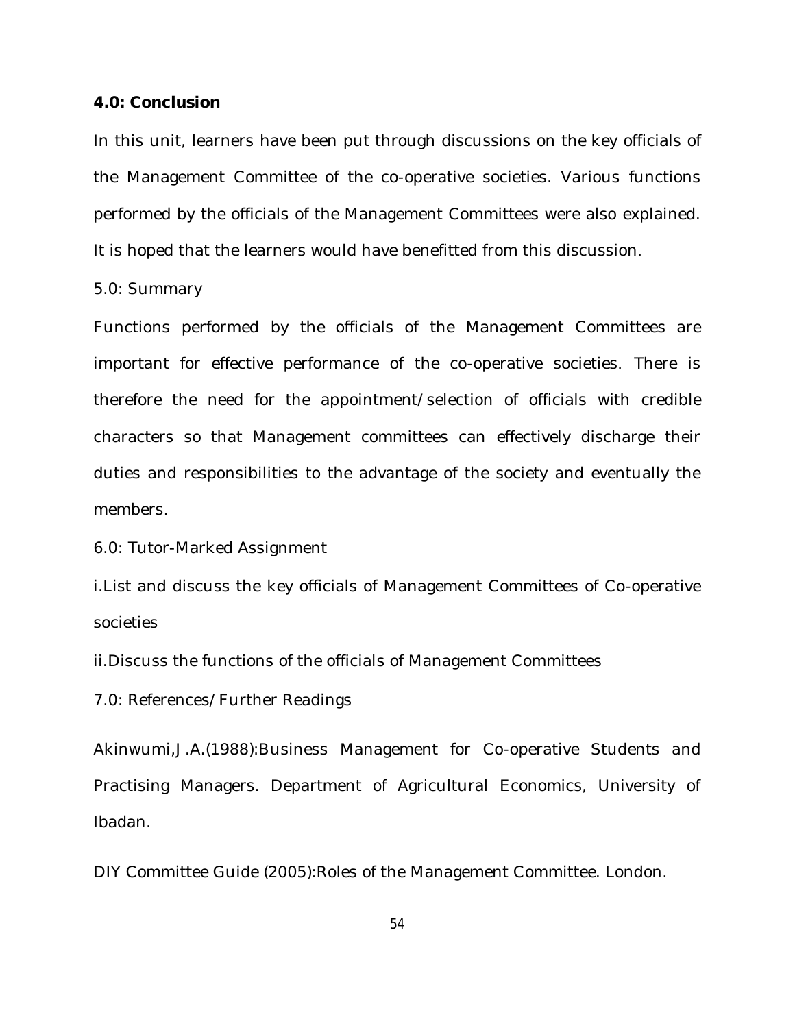## 4.0: Conclusion

In this unit, learners have been put through discussions on the key officials of the Management Committee of the co-operative societies. Various functions performed by the officials of the Management Committees were also explained. It is hoped that the learners would have benefitted from this discussion.

## 5.0: Summary

Functions performed by the officials of the Management Committees are important for effective performance of the co-operative societies. There is therefore the need for the appointment/selection of officials with credible characters so that Management committees can effectively discharge their duties and responsibilities to the advantage of the society and eventually the members.

## 6.0: Tutor-Marked Assignment

i.List and discuss the key officials of Management Committees of Co-operative societies

ii.Discuss the functions of the officials of Management Committees

## 7.0: References/Further Readings

Akinwumi,J.A.(1988):Business Management for Co-operative Students and Practising Managers. Department of Agricultural Economics, University of Ibadan.

DIY Committee Guide (2005):Roles of the Management Committee. London.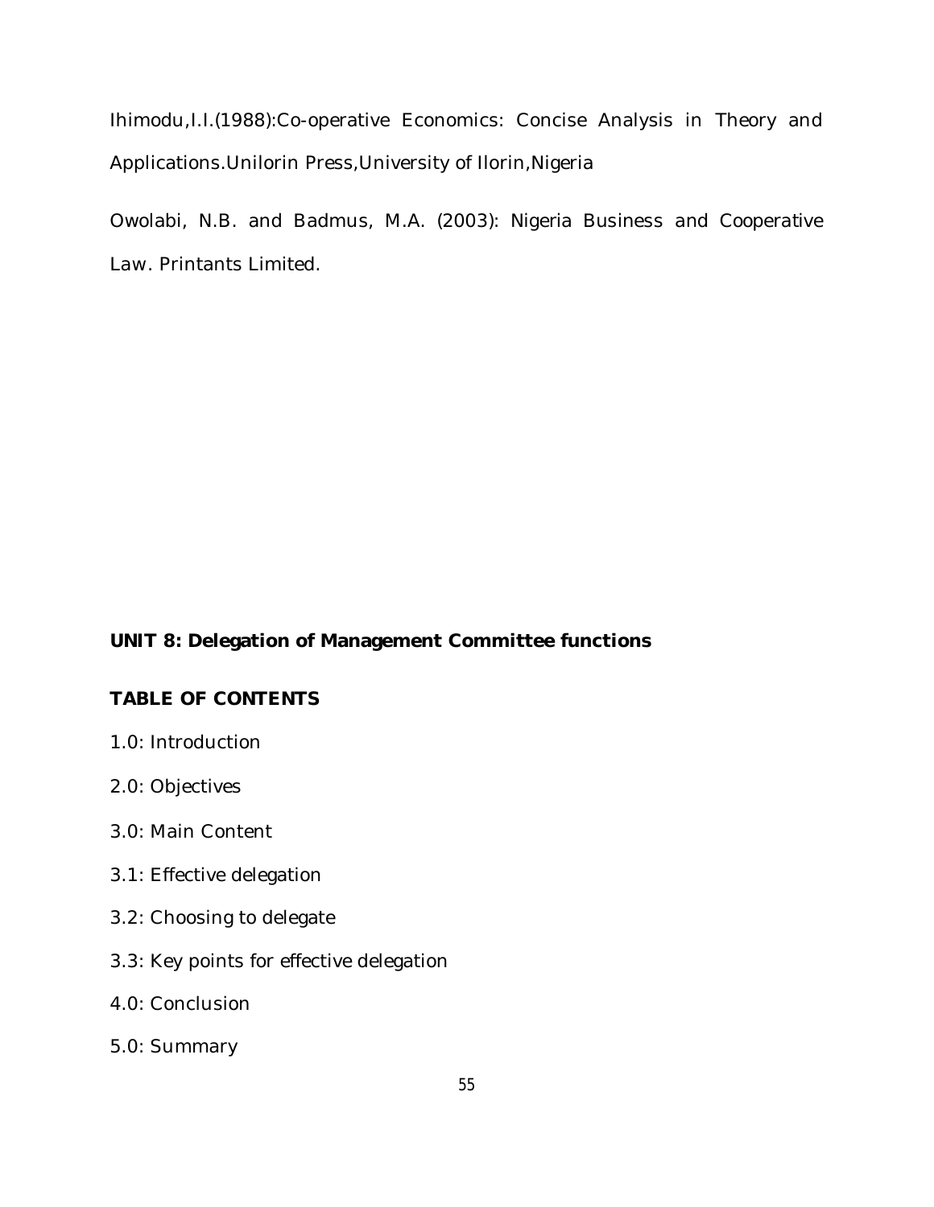Ihimodu,I.I.(1988):Co-operative Economics: Concise Analysis in Theory and Applications.Unilorin Press,University of Ilorin,Nigeria

Owolabi, N.B. and Badmus, M.A. (2003): Nigeria Business and Cooperative Law. Printants Limited.

## UNIT 8: Delegation of Management Committee functions

**TABLE OF CONTENTS**

1.0: Introduction

2.0: Objectives

3.0: Main Content

3.1: Effective delegation

3.2: Choosing to delegate

3.3: Key points for effective delegation

4.0: Conclusion

5.0: Summary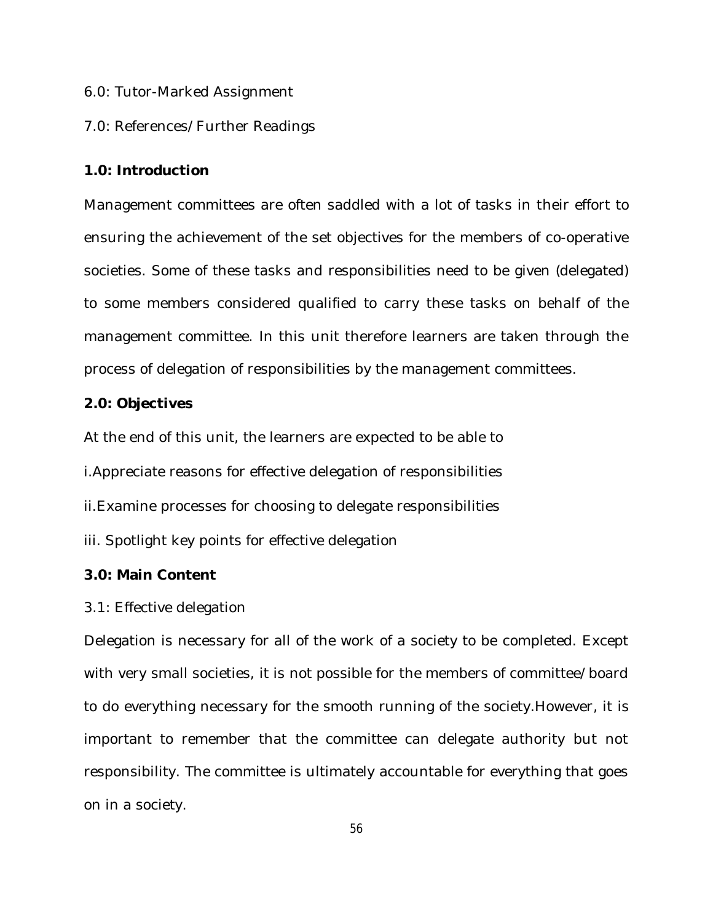6.0: Tutor-Marked Assignment

7.0: References/Further Readings

## 1.0: Introduction

Management committees are often saddled with a lot of tasks in their effort to ensuring the achievement of the set objectives for the members of co-operative societies. Some of these tasks and responsibilities need to be given (delegated) to some members considered qualified to carry these tasks on behalf of the management committee. In this unit therefore learners are taken through the process of delegation of responsibilities by the management committees.

## 2.0: Objectives

At the end of this unit, the learners are expected to be able to

i.Appreciate reasons for effective delegation of responsibilities

ii.Examine processes for choosing to delegate responsibilities

iii. Spotlight key points for effective delegation

## 3.0: Main Content

### 3.1: Effective delegation

Delegation is necessary for all of the work of a society to be completed. Except with very small societies, it is not possible for the members of committee/board to do everything necessary for the smooth running of the society.However, it is important to remember that the committee can delegate authority but not responsibility. The committee is ultimately accountable for everything that goes on in a society.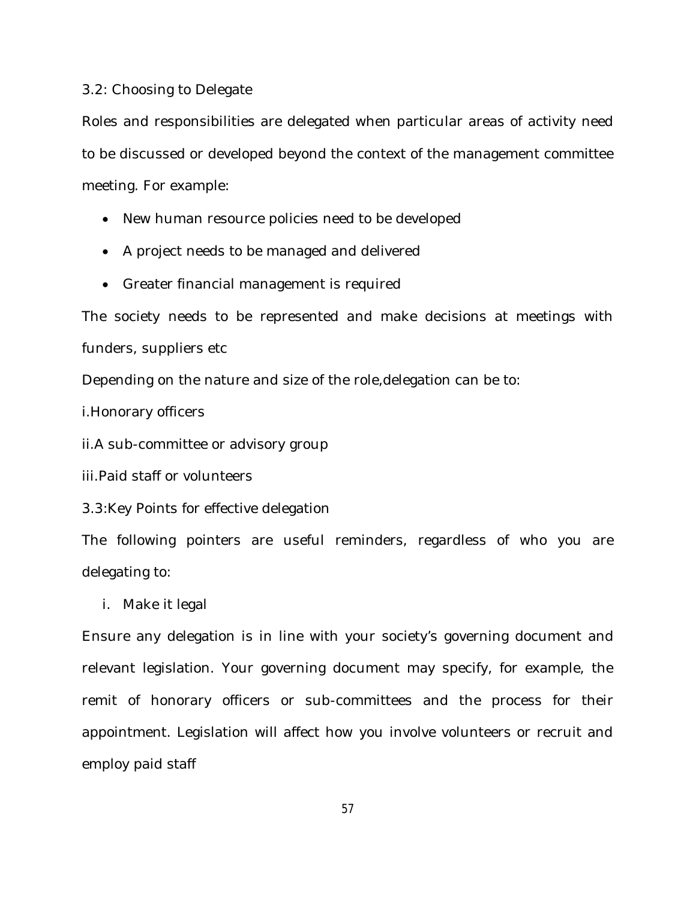### 3.2: Choosing to Delegate

Roles and responsibilities are delegated when particular areas of activity need to be discussed or developed beyond the context of the management committee meeting. For example:

- New human resource policies need to be developed
- A project needs to be managed and delivered
- Greater financial management is required

The society needs to be represented and make decisions at meetings with funders, suppliers etc

Depending on the nature and size of the role,delegation can be to:

i.Honorary officers

ii.A sub-committee or advisory group

iii.Paid staff or volunteers

### 3.3:Key Points for effective delegation

The following pointers are useful reminders, regardless of who you are delegating to:

i. Make it legal

Ensure any delegation is in line with your society's governing document and relevant legislation. Your governing document may specify, for example, the remit of honorary officers or sub-committees and the process for their appointment. Legislation will affect how you involve volunteers or recruit and employ paid staff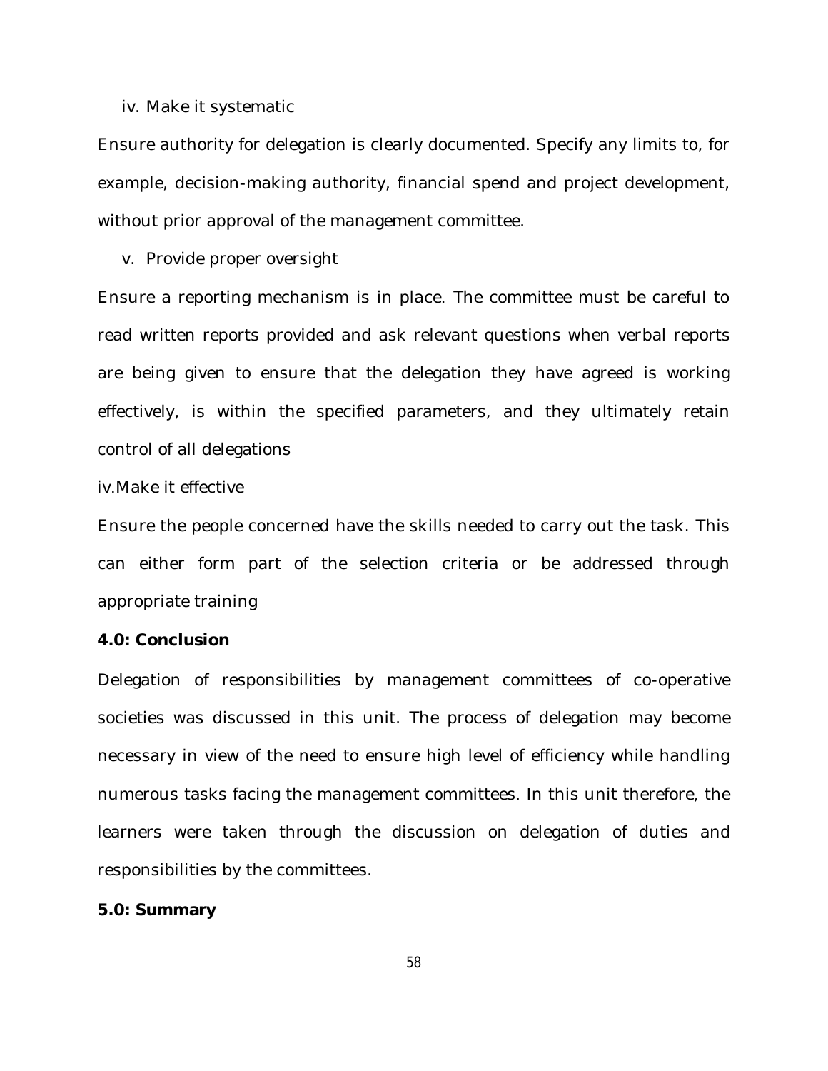iv. Make it systematic

Ensure authority for delegation is clearly documented. Specify any limits to, for example, decision-making authority, financial spend and project development, without prior approval of the management committee.

v. Provide proper oversight

Ensure a reporting mechanism is in place. The committee must be careful to read written reports provided and ask relevant questions when verbal reports are being given to ensure that the delegation they have agreed is working effectively, is within the specified parameters, and they ultimately retain control of all delegations

iv.Make it effective

Ensure the people concerned have the skills needed to carry out the task. This can either form part of the selection criteria or be addressed through appropriate training

**4.0: Conclusion**

Delegation of responsibilities by management committees of co-operative societies was discussed in this unit. The process of delegation may become necessary in view of the need to ensure high level of efficiency while handling numerous tasks facing the management committees. In this unit therefore, the learners were taken through the discussion on delegation of duties and responsibilities by the committees.

**5.0: Summary**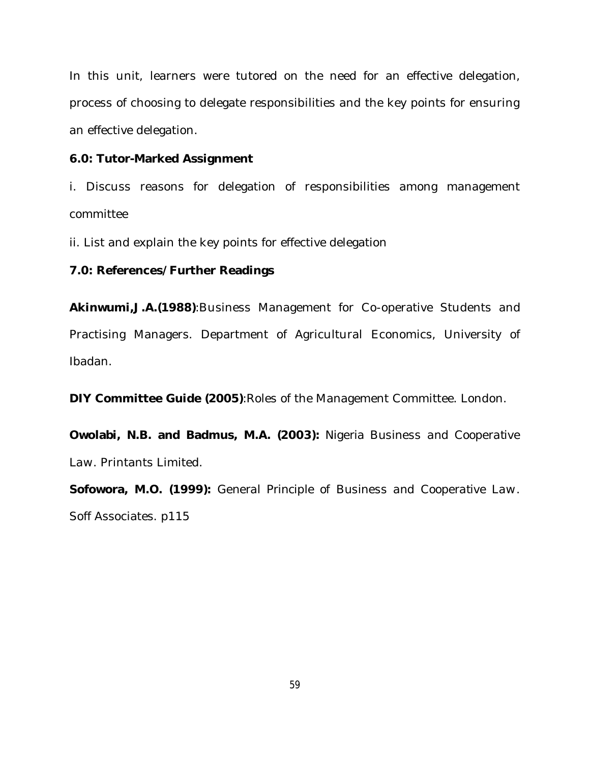In this unit, learners were tutored on the need for an effective delegation, process of choosing to delegate responsibilities and the key points for ensuring an effective delegation.

## 6.0: Tutor-Marked Assignment

i. Discuss reasons for delegation of responsibilities among management committee

ii. List and explain the key points for effective delegation

## 7.0: References/Further Readings

**Akinwumi,J.A.(1988)**:Business Management for Co-operative Students and Practising Managers. Department of Agricultural Economics, University of Ibadan.

**DIY Committee Guide (2005)**:Roles of the Management Committee. London.

**Owolabi, N.B. and Badmus, M.A. (2003):** Nigeria Business and Cooperative Law. Printants Limited.

**Sofowora, M.O. (1999):** General Principle of Business and Cooperative Law. Soff Associates. p115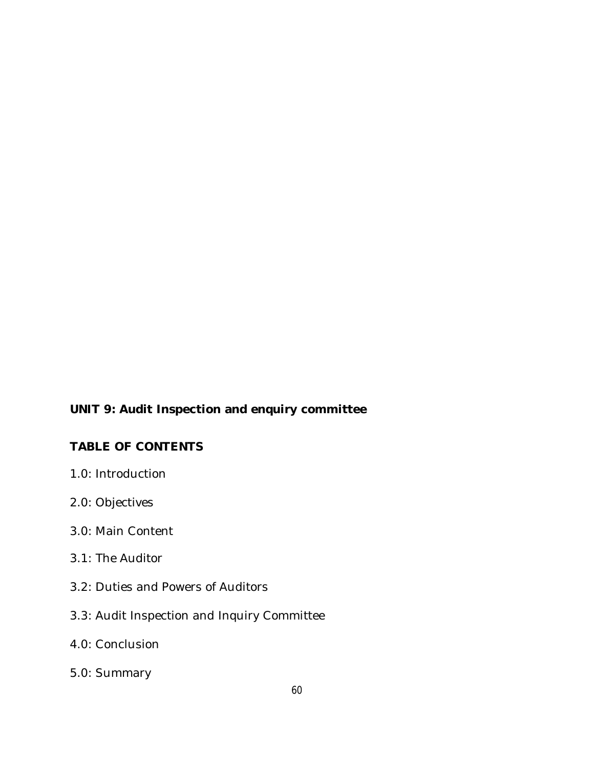## UNIT 9: Audit Inspection and enquiry committee

### TABLE OF CONTENTS

1.0: Introduction

2.0: Objectives

3.0: Main Content

3.1: The Auditor

3.2: Duties and Powers of Auditors

3.3: Audit Inspection and Inquiry Committee

4.0: Conclusion

5.0: Summary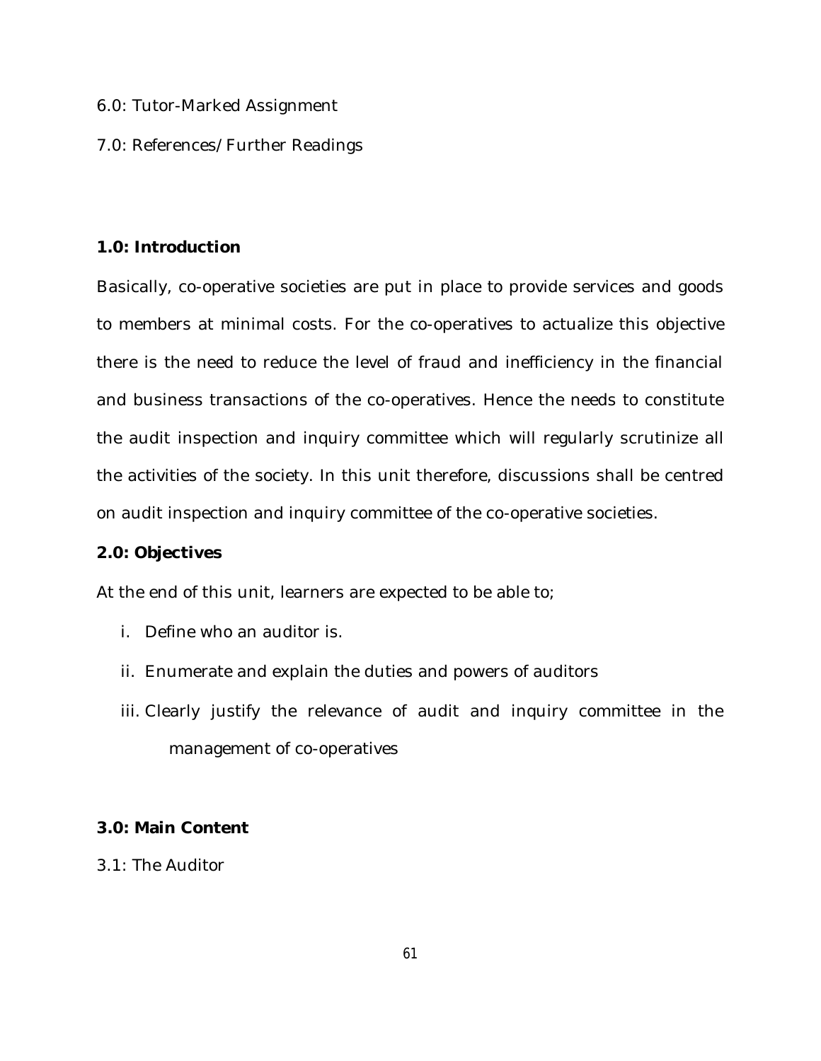6.0: Tutor-Marked Assignment

7.0: References/Further Readings

## 1.0: Introduction

Basically, co-operative societies are put in place to provide services and goods to members at minimal costs. For the co-operatives to actualize this objective there is the need to reduce the level of fraud and inefficiency in the financial and business transactions of the co-operatives. Hence the needs to constitute the audit inspection and inquiry committee which will regularly scrutinize all the activities of the society. In this unit therefore, discussions shall be centred on audit inspection and inquiry committee of the co-operative societies.

## 2.0: Objectives

At the end of this unit, learners are expected to be able to;

i. Define who an auditor is.

ii. Enumerate and explain the duties and powers of auditors

iii. Clearly justify the relevance of audit and inquiry committee in the management of co-operatives

## 3.0: Main Content

### 3.1: The Auditor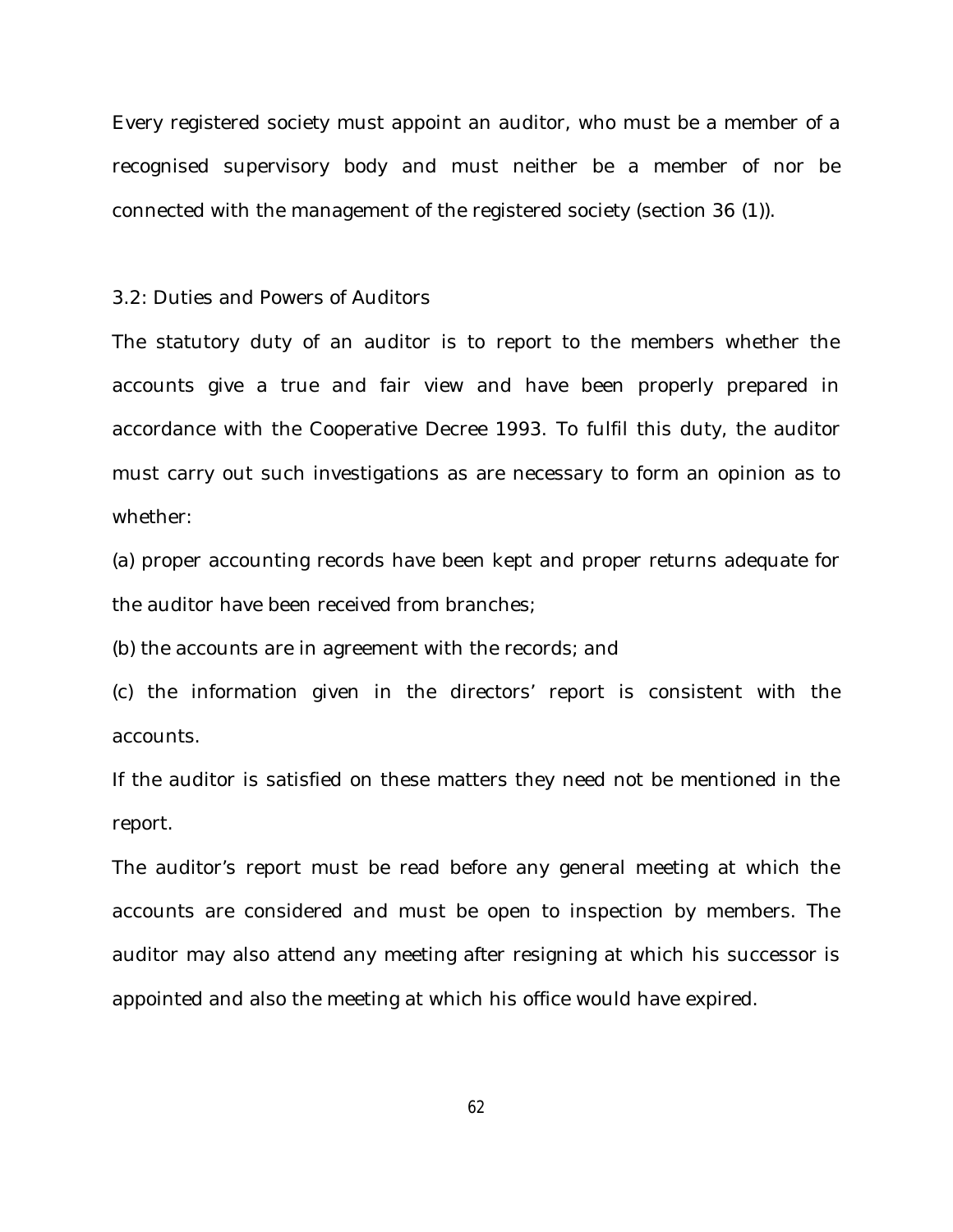Every registered society must appoint an auditor, who must be a member of a recognised supervisory body and must neither be a member of nor be connected with the management of the registered society (section 36 (1)).

### 3.2: Duties and Powers of Auditors

The statutory duty of an auditor is to report to the members whether the accounts give a true and fair view and have been properly prepared in accordance with the Cooperative Decree 1993. To fulfil this duty, the auditor must carry out such investigations as are necessary to form an opinion as to whether:

(a) proper accounting records have been kept and proper returns adequate for the auditor have been received from branches;

(b) the accounts are in agreement with the records; and

(c) the information given in the directors' report is consistent with the accounts.

If the auditor is satisfied on these matters they need not be mentioned in the report.

The auditor's report must be read before any general meeting at which the accounts are considered and must be open to inspection by members. The auditor may also attend any meeting after resigning at which his successor is appointed and also the meeting at which his office would have expired.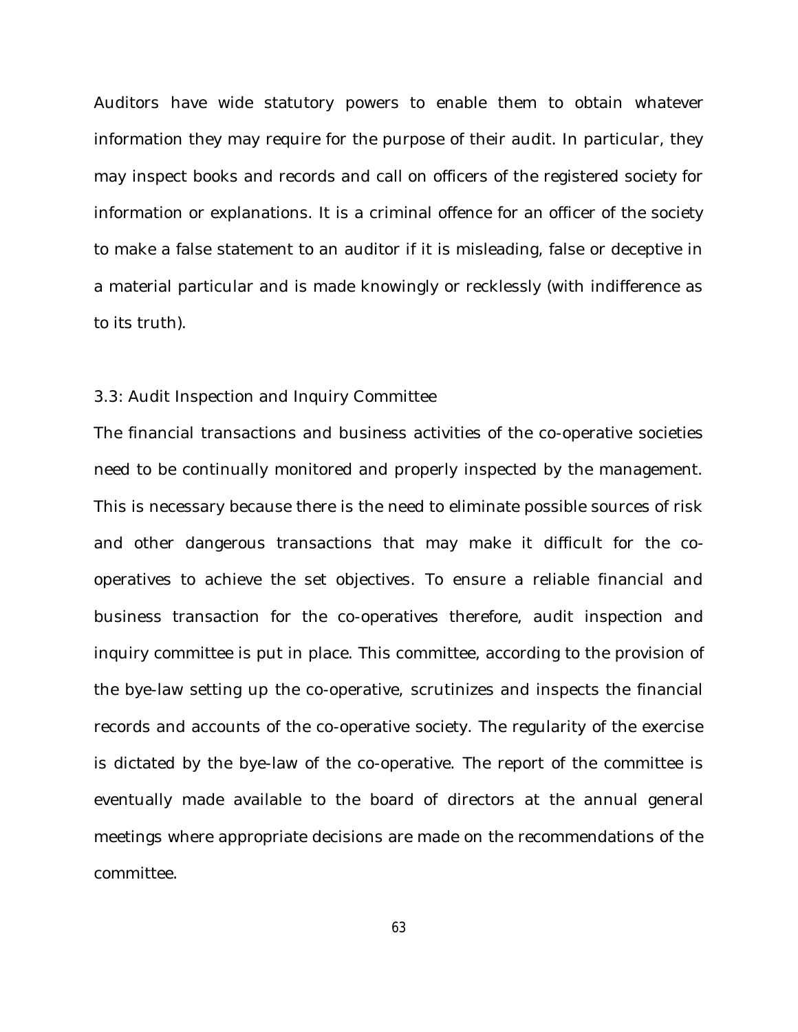Auditors have wide statutory powers to enable them to obtain whatever information they may require for the purpose of their audit. In particular, they may inspect books and records and call on officers of the registered society for information or explanations. It is a criminal offence for an officer of the society to make a false statement to an auditor if it is misleading, false or deceptive in a material particular and is made knowingly or recklessly (with indifference as to its truth).

### 3.3: Audit Inspection and Inquiry Committee

The financial transactions and business activities of the co-operative societies need to be continually monitored and properly inspected by the management. This is necessary because there is the need to eliminate possible sources of risk and other dangerous transactions that may make it difficult for the co-operatives to achieve the set objectives. To ensure a reliable financial and business transaction for the co-operatives therefore, audit inspection and inquiry committee is put in place. This committee, according to the provision of the bye-law setting up the co-operative, scrutinizes and inspects the financial records and accounts of the co-operative society. The regularity of the exercise is dictated by the bye-law of the co-operative. The report of the committee is eventually made available to the board of directors at the annual general meetings where appropriate decisions are made on the recommendations of the committee.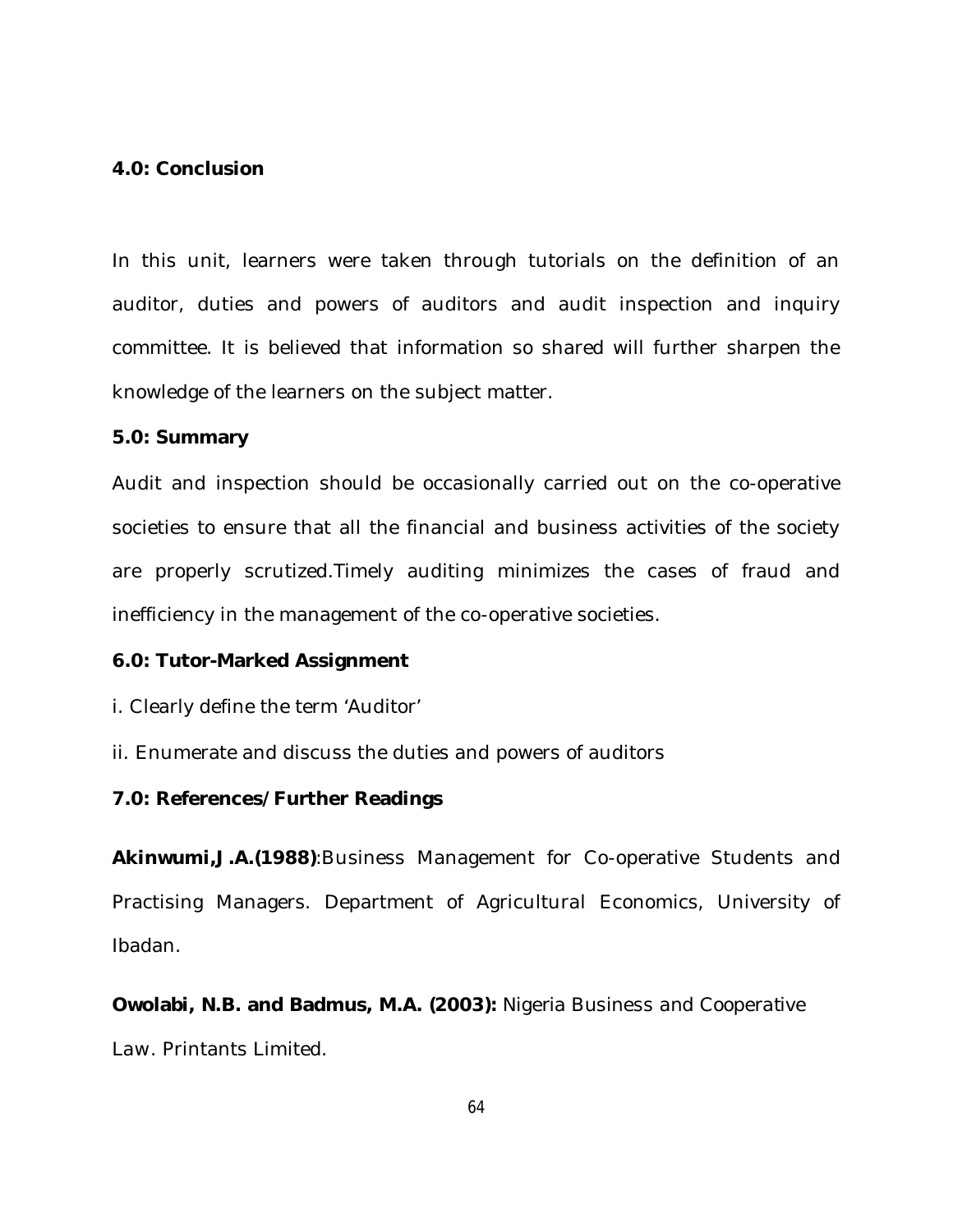**4.0: Conclusion**

In this unit, learners were taken through tutorials on the definition of an auditor, duties and powers of auditors and audit inspection and inquiry committee. It is believed that information so shared will further sharpen the knowledge of the learners on the subject matter.

**5.0: Summary**

Audit and inspection should be occasionally carried out on the co-operative societies to ensure that all the financial and business activities of the society are properly scrutized.Timely auditing minimizes the cases of fraud and inefficiency in the management of the co-operative societies.

**6.0: Tutor-Marked Assignment**

i. Clearly define the term 'Auditor'

ii. Enumerate and discuss the duties and powers of auditors

**7.0: References/Further Readings**

**Akinwumi,J.A.(1988)**:Business Management for Co-operative Students and Practising Managers. Department of Agricultural Economics, University of Ibadan.

**Owolabi, N.B. and Badmus, M.A. (2003):** Nigeria Business and Cooperative Law. Printants Limited.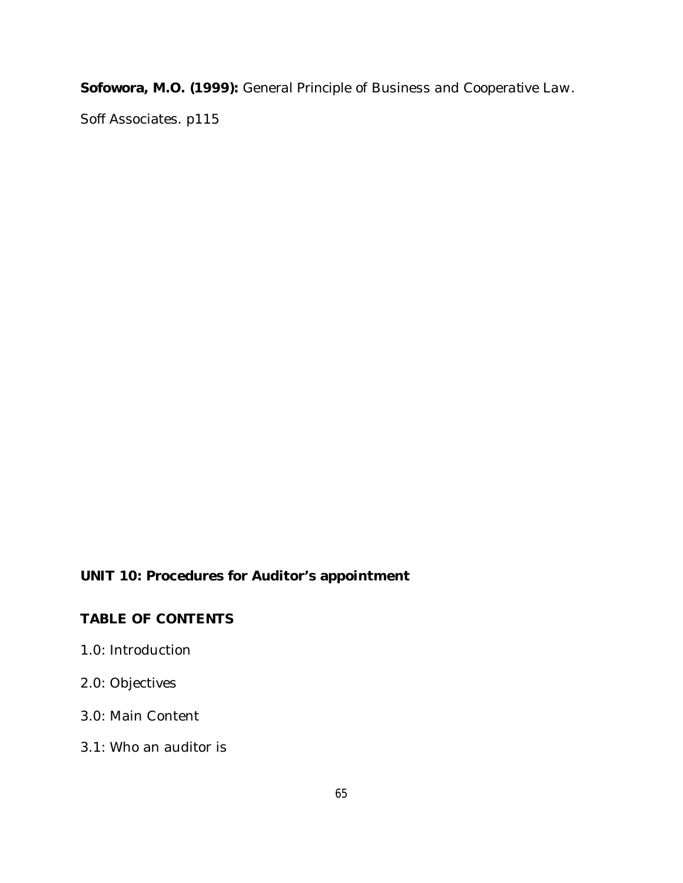**Sofowora, M.O. (1999):** General Principle of Business and Cooperative Law.

Soff Associates. p115

## UNIT 10: Procedures for Auditor's appointment

### TABLE OF CONTENTS

1.0: Introduction

2.0: Objectives

3.0: Main Content

3.1: Who an auditor is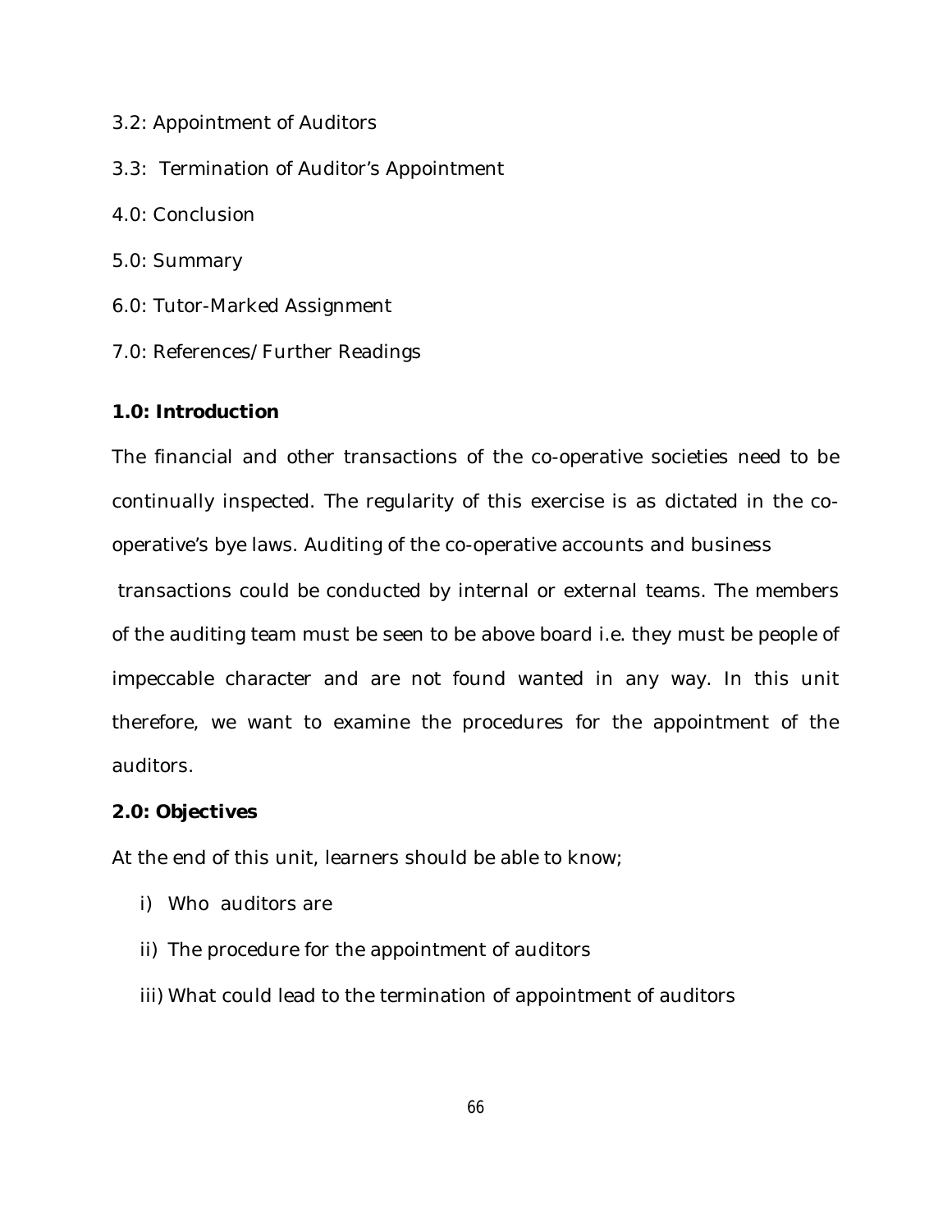3.2: Appointment of Auditors

3.3: Termination of Auditor's Appointment

4.0: Conclusion

5.0: Summary

6.0: Tutor-Marked Assignment

7.0: References/Further Readings

**1.0: Introduction**

The financial and other transactions of the co-operative societies need to be continually inspected. The regularity of this exercise is as dictated in the co-operative's bye laws. Auditing of the co-operative accounts and business transactions could be conducted by internal or external teams. The members of the auditing team must be seen to be above board i.e. they must be people of impeccable character and are not found wanted in any way. In this unit therefore, we want to examine the procedures for the appointment of the auditors.

**2.0: Objectives**

At the end of this unit, learners should be able to know;

i) Who auditors are

ii) The procedure for the appointment of auditors

iii) What could lead to the termination of appointment of auditors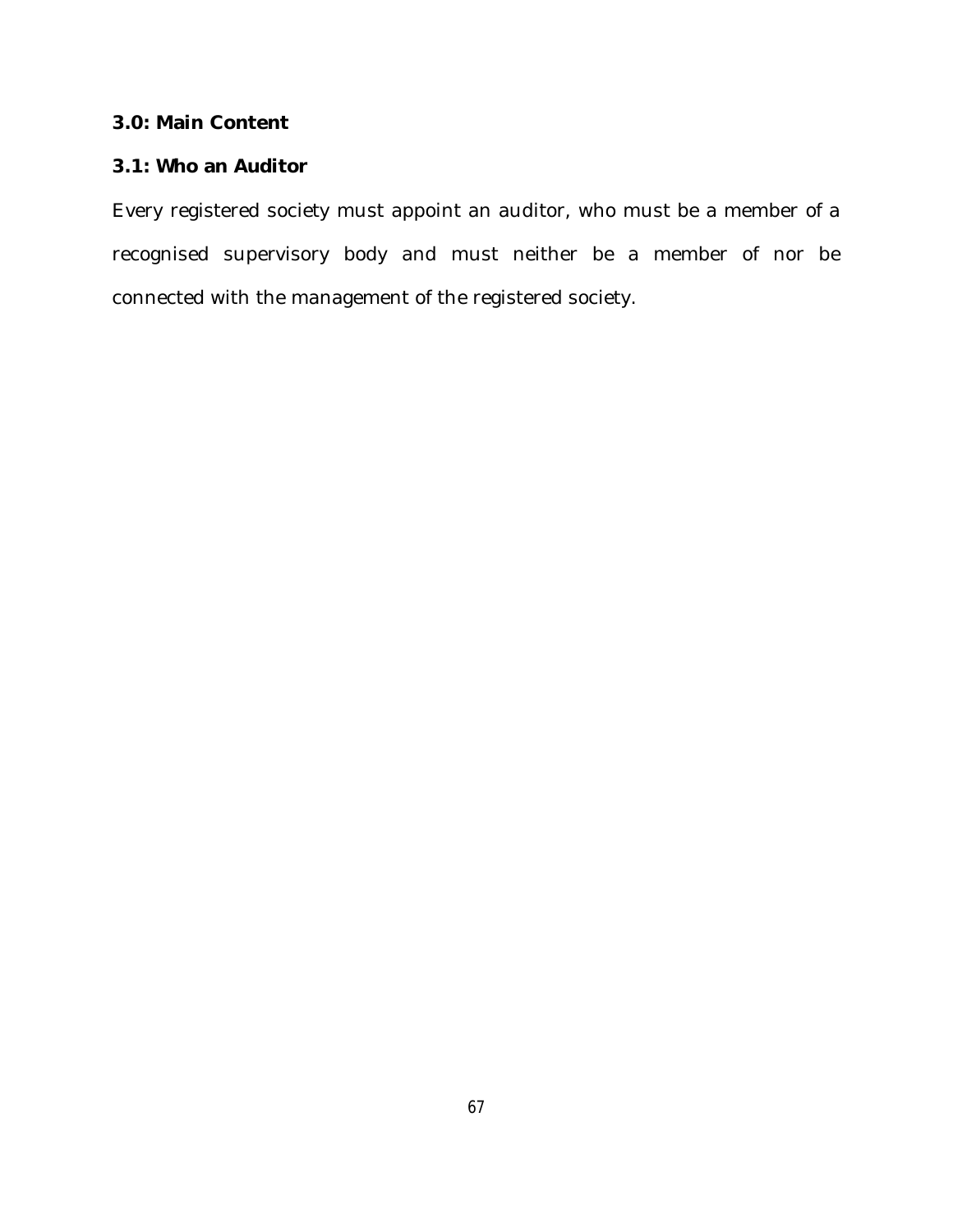## 3.0: Main Content

### 3.1: Who an Auditor

Every registered society must appoint an auditor, who must be a member of a recognised supervisory body and must neither be a member of nor be connected with the management of the registered society.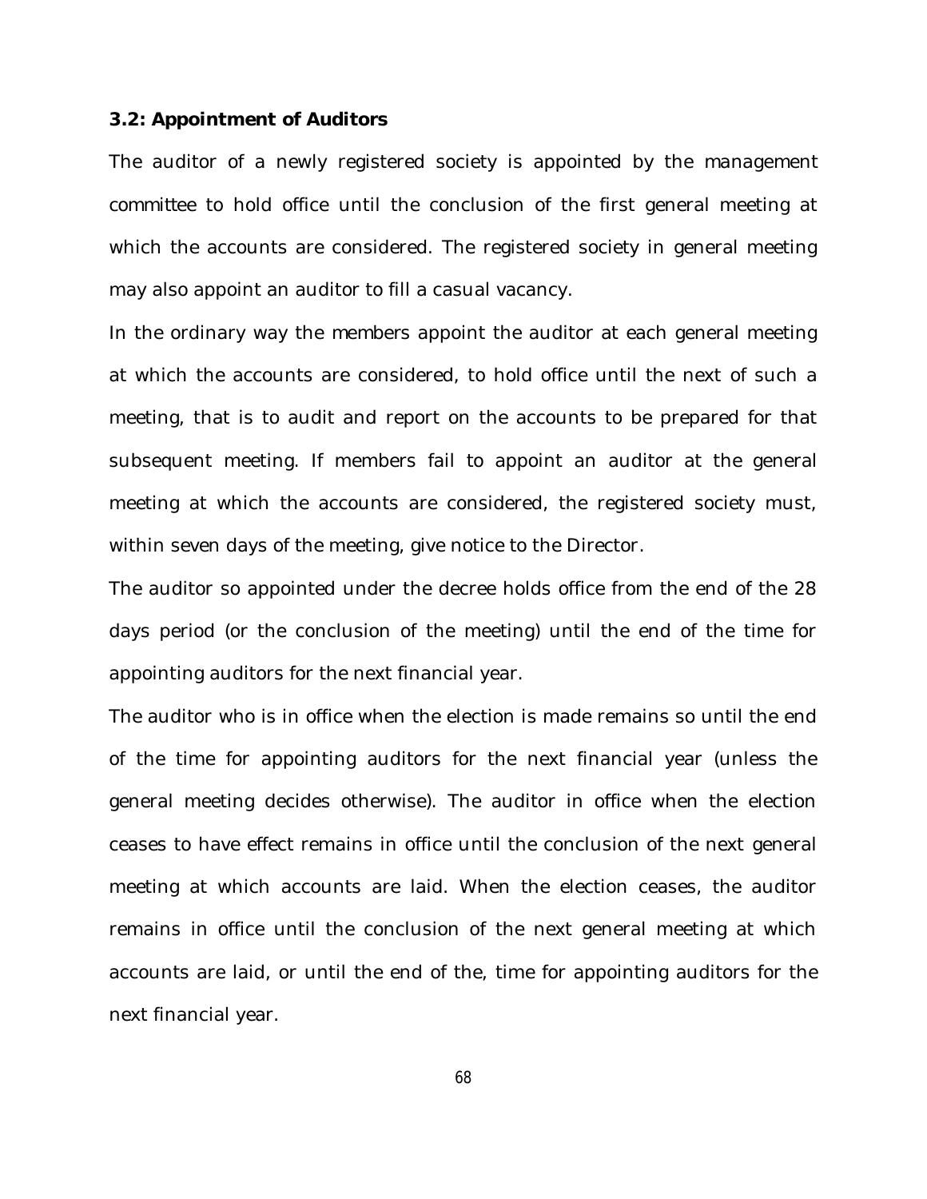### 3.2: Appointment of Auditors

The auditor of a newly registered society is appointed by the management committee to hold office until the conclusion of the first general meeting at which the accounts are considered. The registered society in general meeting may also appoint an auditor to fill a casual vacancy.

In the ordinary way the members appoint the auditor at each general meeting at which the accounts are considered, to hold office until the next of such a meeting, that is to audit and report on the accounts to be prepared for that subsequent meeting. If members fail to appoint an auditor at the general meeting at which the accounts are considered, the registered society must, within seven days of the meeting, give notice to the Director.

The auditor so appointed under the decree holds office from the end of the 28 days period (or the conclusion of the meeting) until the end of the time for appointing auditors for the next financial year.

The auditor who is in office when the election is made remains so until the end of the time for appointing auditors for the next financial year (unless the general meeting decides otherwise). The auditor in office when the election ceases to have effect remains in office until the conclusion of the next general meeting at which accounts are laid. When the election ceases, the auditor remains in office until the conclusion of the next general meeting at which accounts are laid, or until the end of the, time for appointing auditors for the next financial year.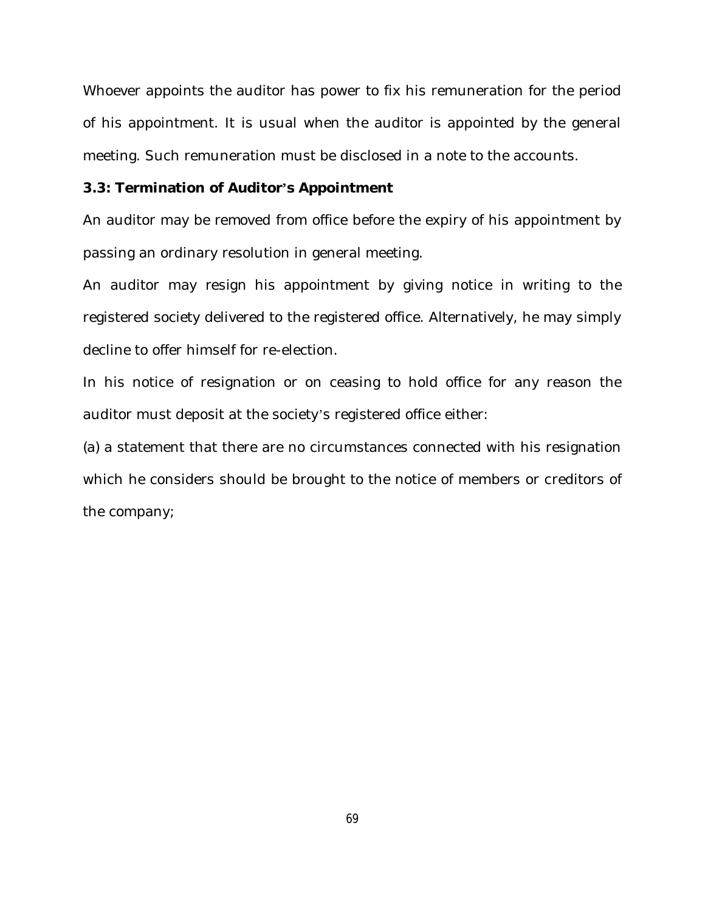Whoever appoints the auditor has power to fix his remuneration for the period of his appointment. It is usual when the auditor is appointed by the general meeting. Such remuneration must be disclosed in a note to the accounts.

### 3.3: Termination of Auditor's Appointment

An auditor may be removed from office before the expiry of his appointment by passing an ordinary resolution in general meeting.

An auditor may resign his appointment by giving notice in writing to the registered society delivered to the registered office. Alternatively, he may simply decline to offer himself for re-election.

In his notice of resignation or on ceasing to hold office for any reason the auditor must deposit at the society's registered office either:

(a) a statement that there are no circumstances connected with his resignation which he considers should be brought to the notice of members or creditors of the company;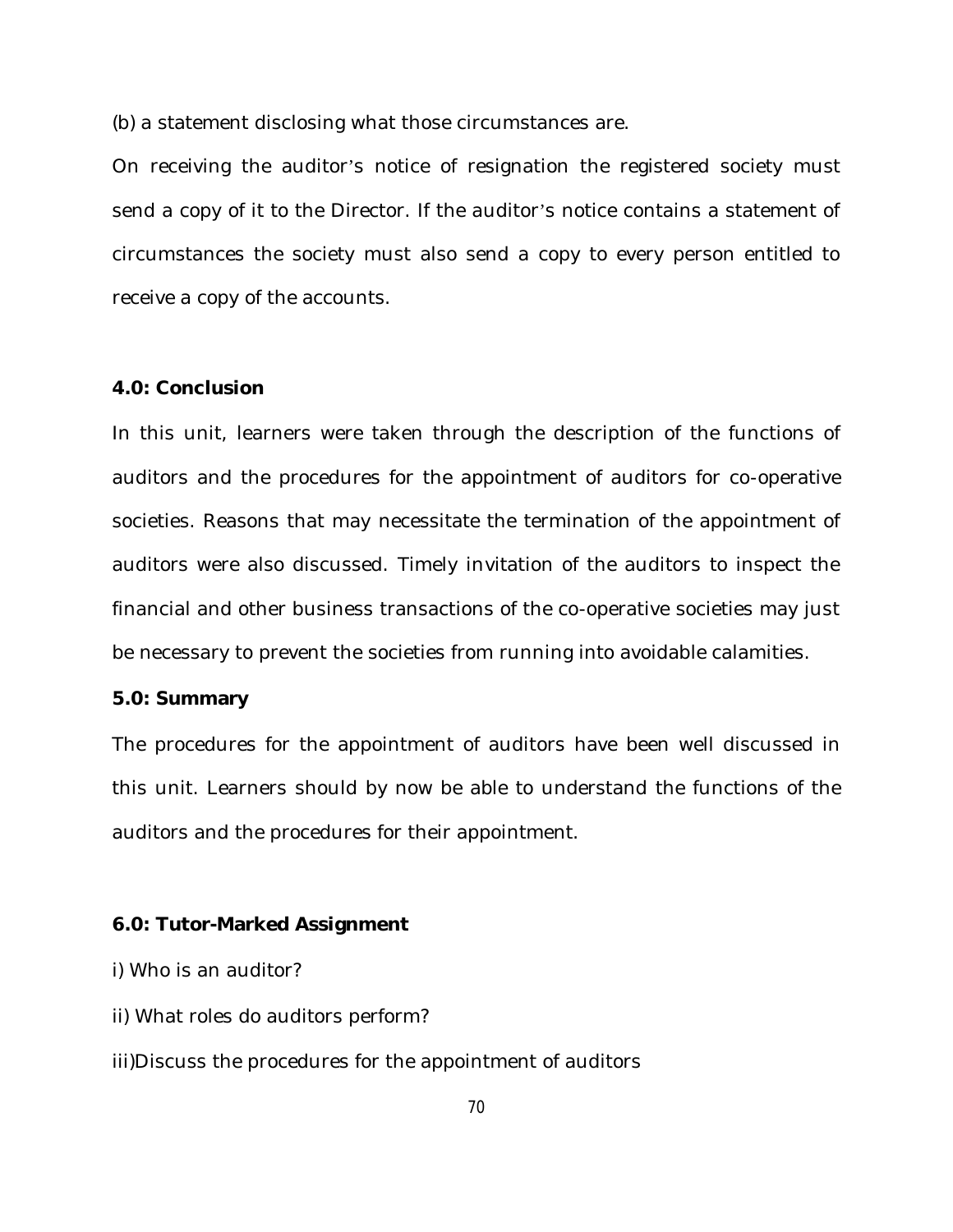(b) a statement disclosing what those circumstances are.

On receiving the auditor's notice of resignation the registered society must send a copy of it to the Director. If the auditor's notice contains a statement of circumstances the society must also send a copy to every person entitled to receive a copy of the accounts.

**4.0: Conclusion**

In this unit, learners were taken through the description of the functions of auditors and the procedures for the appointment of auditors for co-operative societies. Reasons that may necessitate the termination of the appointment of auditors were also discussed. Timely invitation of the auditors to inspect the financial and other business transactions of the co-operative societies may just be necessary to prevent the societies from running into avoidable calamities.

**5.0: Summary**

The procedures for the appointment of auditors have been well discussed in this unit. Learners should by now be able to understand the functions of the auditors and the procedures for their appointment.

**6.0: Tutor-Marked Assignment**

i) Who is an auditor?

ii) What roles do auditors perform?

iii)Discuss the procedures for the appointment of auditors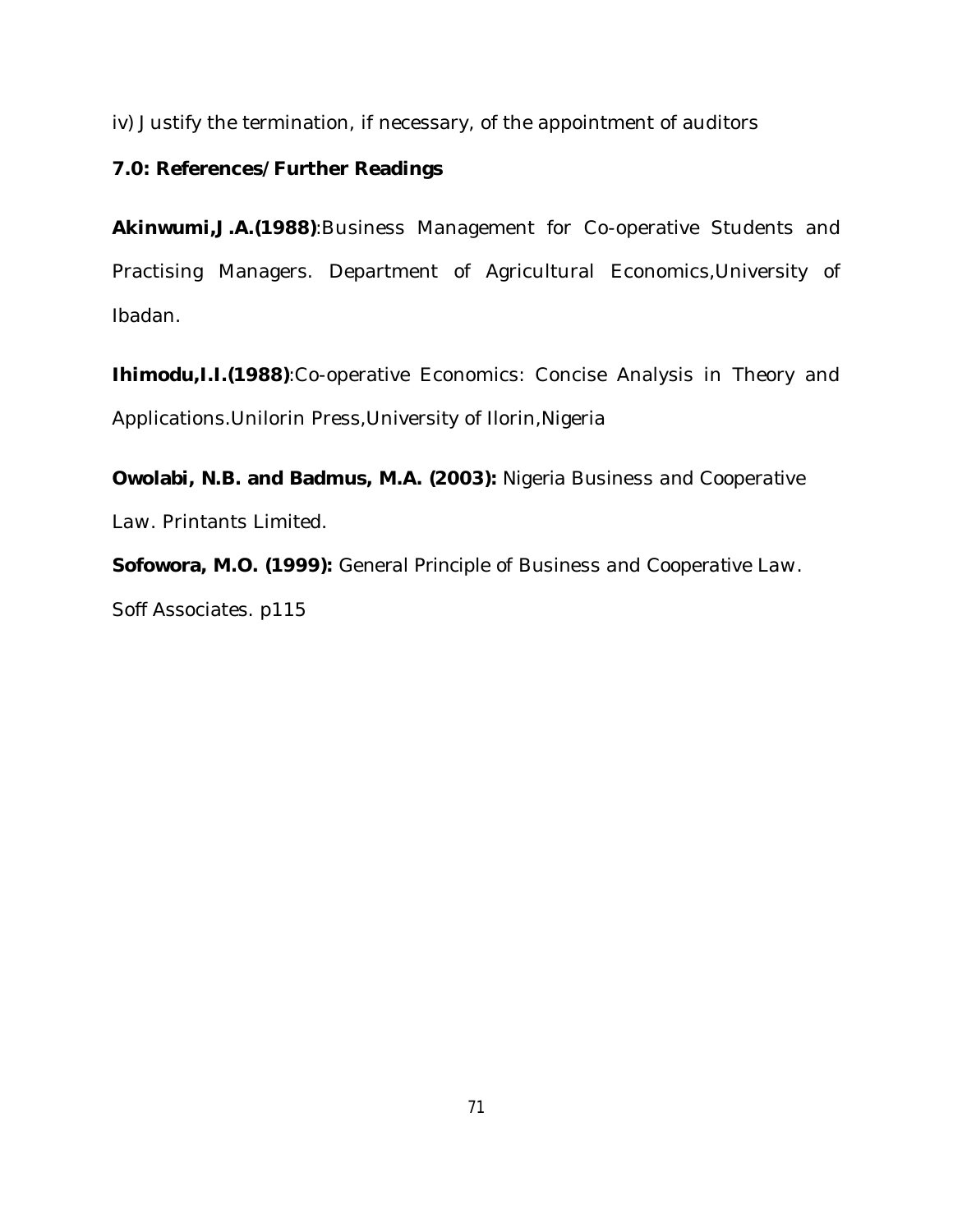iv) Justify the termination, if necessary, of the appointment of auditors

## 7.0: References/Further Readings

**Akinwumi,J.A.(1988)**:Business Management for Co-operative Students and Practising Managers. Department of Agricultural Economics,University of Ibadan.

**Ihimodu,I.I.(1988)**:Co-operative Economics: Concise Analysis in Theory and Applications.Unilorin Press,University of Ilorin,Nigeria

**Owolabi, N.B. and Badmus, M.A. (2003):** Nigeria Business and Cooperative Law. Printants Limited.

**Sofowora, M.O. (1999):** General Principle of Business and Cooperative Law. Soff Associates. p115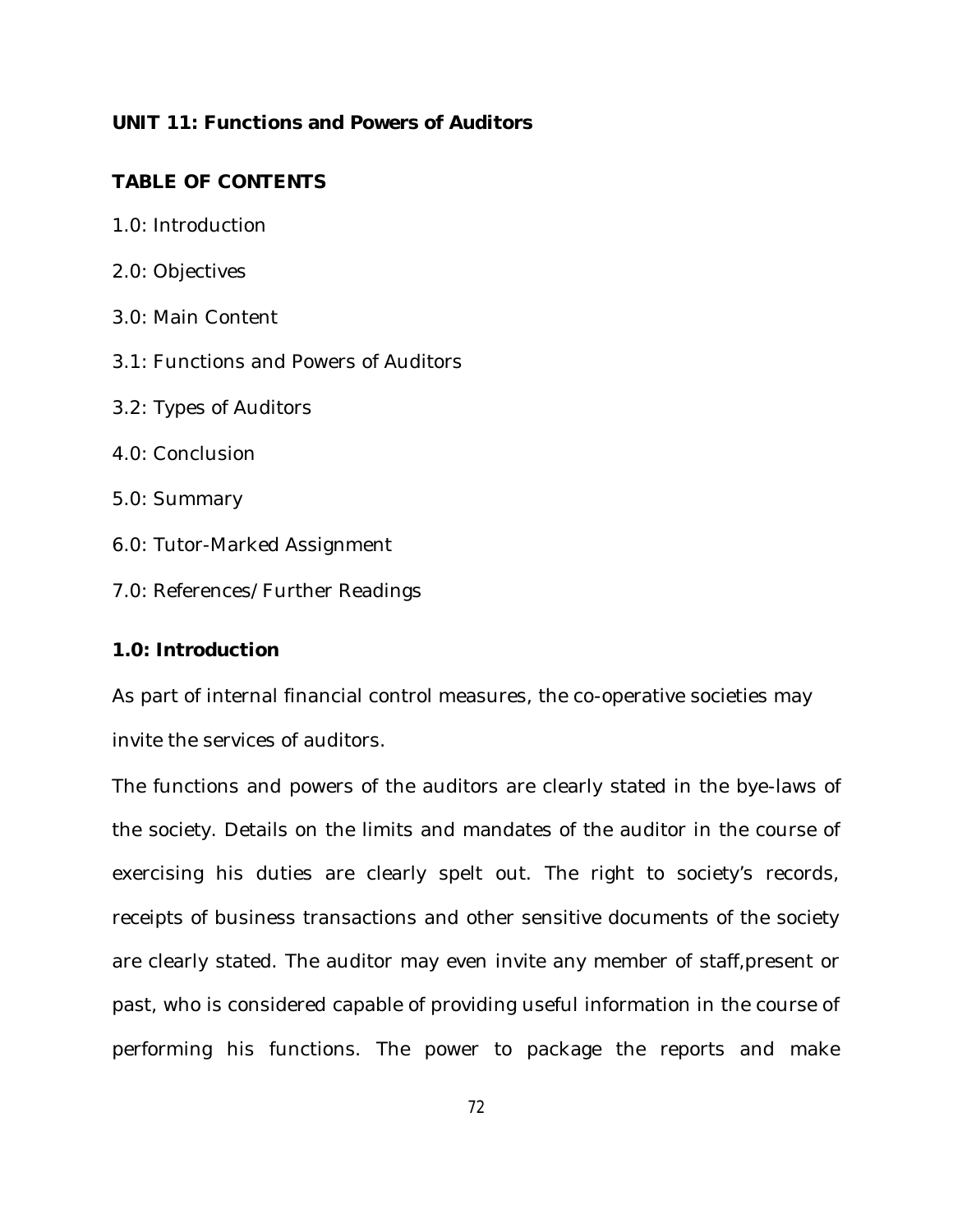## UNIT 11: Functions and Powers of Auditors

### TABLE OF CONTENTS

1.0: Introduction

2.0: Objectives

3.0: Main Content

3.1: Functions and Powers of Auditors

3.2: Types of Auditors

4.0: Conclusion

5.0: Summary

6.0: Tutor-Marked Assignment

7.0: References/Further Readings

### 1.0: Introduction

As part of internal financial control measures, the co-operative societies may invite the services of auditors.

The functions and powers of the auditors are clearly stated in the bye-laws of the society. Details on the limits and mandates of the auditor in the course of exercising his duties are clearly spelt out. The right to society's records, receipts of business transactions and other sensitive documents of the society are clearly stated. The auditor may even invite any member of staff,present or past, who is considered capable of providing useful information in the course of performing his functions. The power to package the reports and make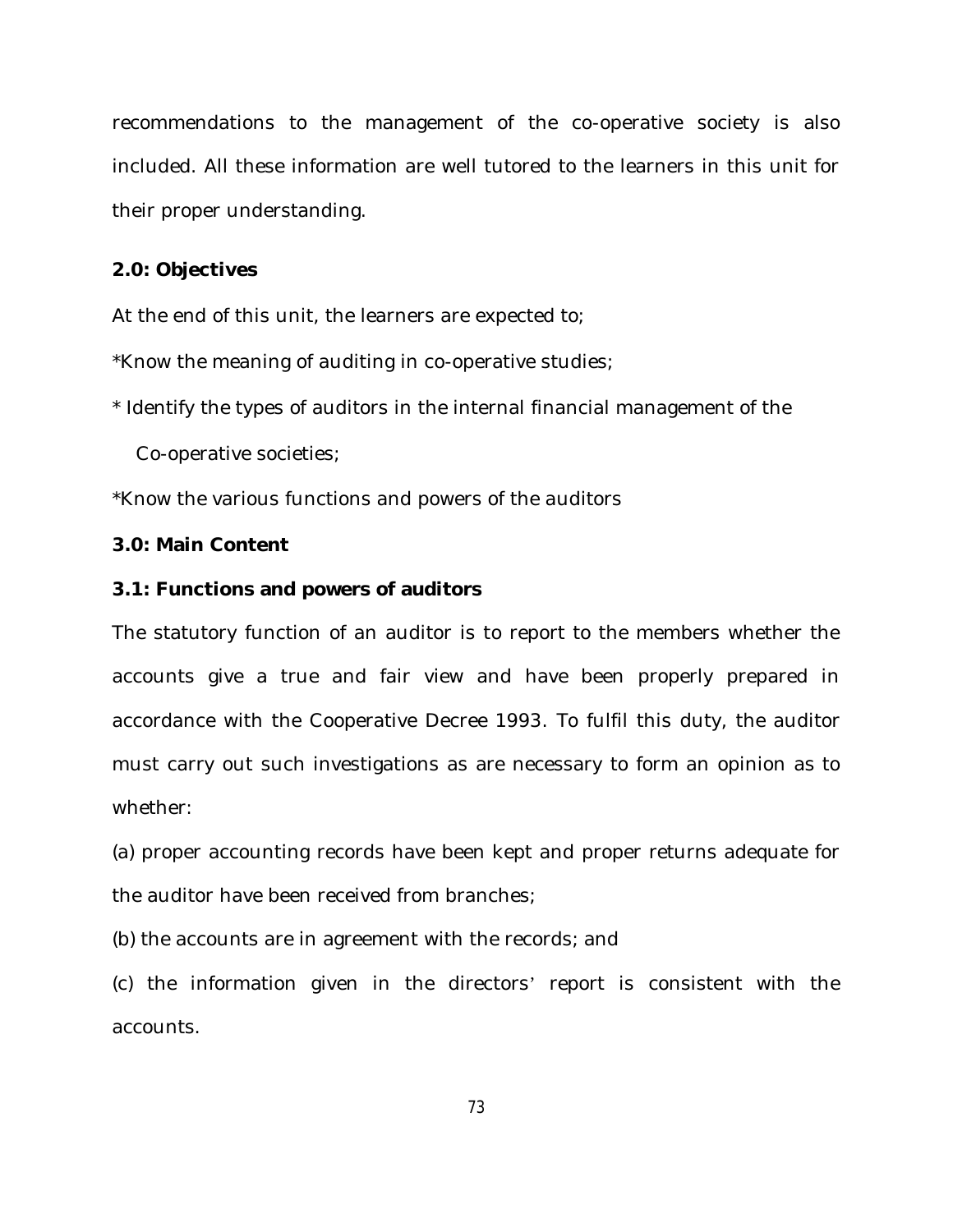recommendations to the management of the co-operative society is also included. All these information are well tutored to the learners in this unit for their proper understanding.

## 2.0: Objectives

At the end of this unit, the learners are expected to;

*Know the meaning of auditing in co-operative studies;

* Identify the types of auditors in the internal financial management of the Co-operative societies;

*Know the various functions and powers of the auditors

## 3.0: Main Content

### 3.1: Functions and powers of auditors

The statutory function of an auditor is to report to the members whether the accounts give a true and fair view and have been properly prepared in accordance with the Cooperative Decree 1993. To fulfil this duty, the auditor must carry out such investigations as are necessary to form an opinion as to whether:

(a) proper accounting records have been kept and proper returns adequate for the auditor have been received from branches;

(b) the accounts are in agreement with the records; and

(c) the information given in the directors' report is consistent with the accounts.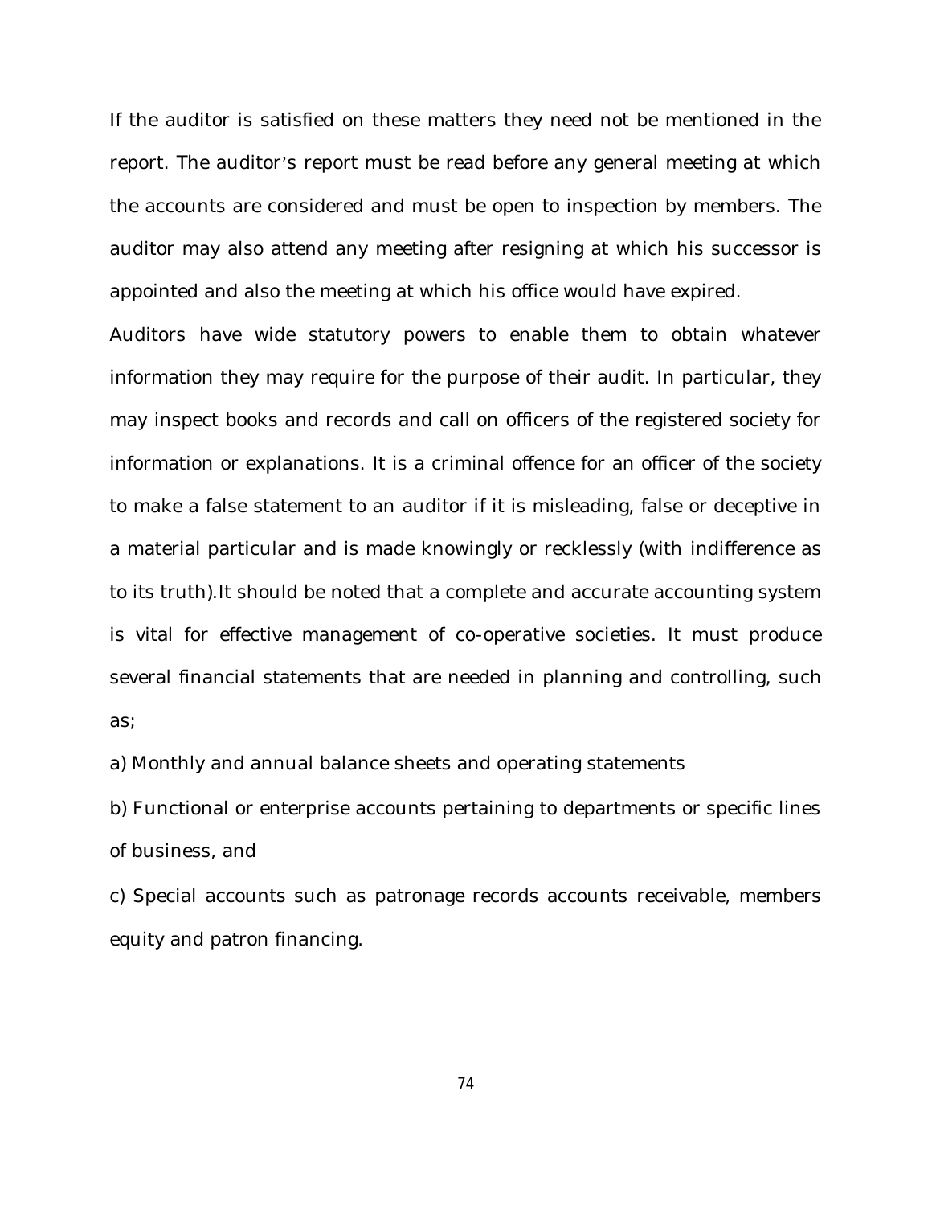If the auditor is satisfied on these matters they need not be mentioned in the report. The auditor's report must be read before any general meeting at which the accounts are considered and must be open to inspection by members. The auditor may also attend any meeting after resigning at which his successor is appointed and also the meeting at which his office would have expired.

Auditors have wide statutory powers to enable them to obtain whatever information they may require for the purpose of their audit. In particular, they may inspect books and records and call on officers of the registered society for information or explanations. It is a criminal offence for an officer of the society to make a false statement to an auditor if it is misleading, false or deceptive in a material particular and is made knowingly or recklessly (with indifference as to its truth).It should be noted that a complete and accurate accounting system is vital for effective management of co-operative societies. It must produce several financial statements that are needed in planning and controlling, such as;

a) Monthly and annual balance sheets and operating statements

b) Functional or enterprise accounts pertaining to departments or specific lines of business, and

c) Special accounts such as patronage records accounts receivable, members equity and patron financing.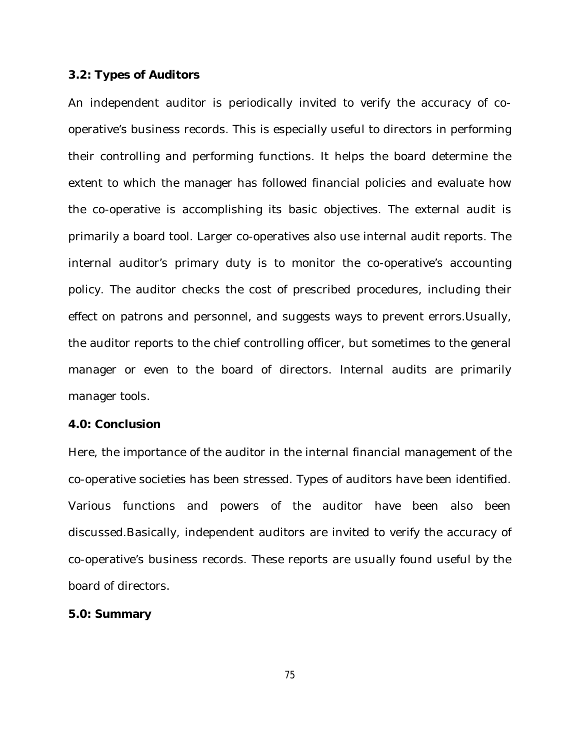### 3.2: Types of Auditors

An independent auditor is periodically invited to verify the accuracy of co-operative's business records. This is especially useful to directors in performing their controlling and performing functions. It helps the board determine the extent to which the manager has followed financial policies and evaluate how the co-operative is accomplishing its basic objectives. The external audit is primarily a board tool. Larger co-operatives also use internal audit reports. The internal auditor's primary duty is to monitor the co-operative's accounting policy. The auditor checks the cost of prescribed procedures, including their effect on patrons and personnel, and suggests ways to prevent errors.Usually, the auditor reports to the chief controlling officer, but sometimes to the general manager or even to the board of directors. Internal audits are primarily manager tools.

## 4.0: Conclusion

Here, the importance of the auditor in the internal financial management of the co-operative societies has been stressed. Types of auditors have been identified. Various functions and powers of the auditor have been also been discussed.Basically, independent auditors are invited to verify the accuracy of co-operative's business records. These reports are usually found useful by the board of directors.

## 5.0: Summary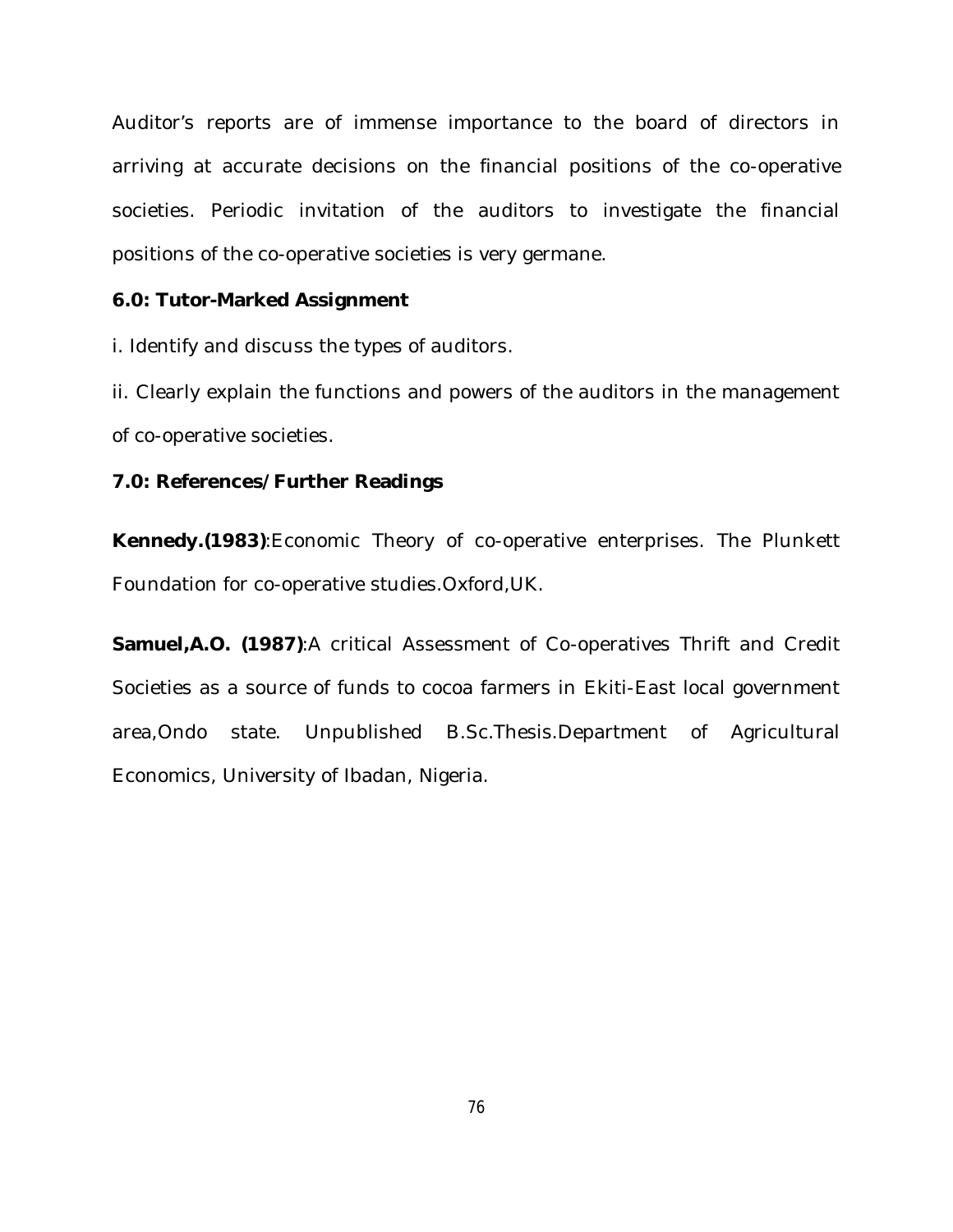Auditor's reports are of immense importance to the board of directors in arriving at accurate decisions on the financial positions of the co-operative societies. Periodic invitation of the auditors to investigate the financial positions of the co-operative societies is very germane.

### 6.0: Tutor-Marked Assignment

i. Identify and discuss the types of auditors.

ii. Clearly explain the functions and powers of the auditors in the management of co-operative societies.

### 7.0: References/Further Readings

**Kennedy.(1983)**:Economic Theory of co-operative enterprises. The Plunkett Foundation for co-operative studies.Oxford,UK.

**Samuel,A.O. (1987)**:A critical Assessment of Co-operatives Thrift and Credit Societies as a source of funds to cocoa farmers in Ekiti-East local government area,Ondo state. Unpublished B.Sc.Thesis.Department of Agricultural Economics, University of Ibadan, Nigeria.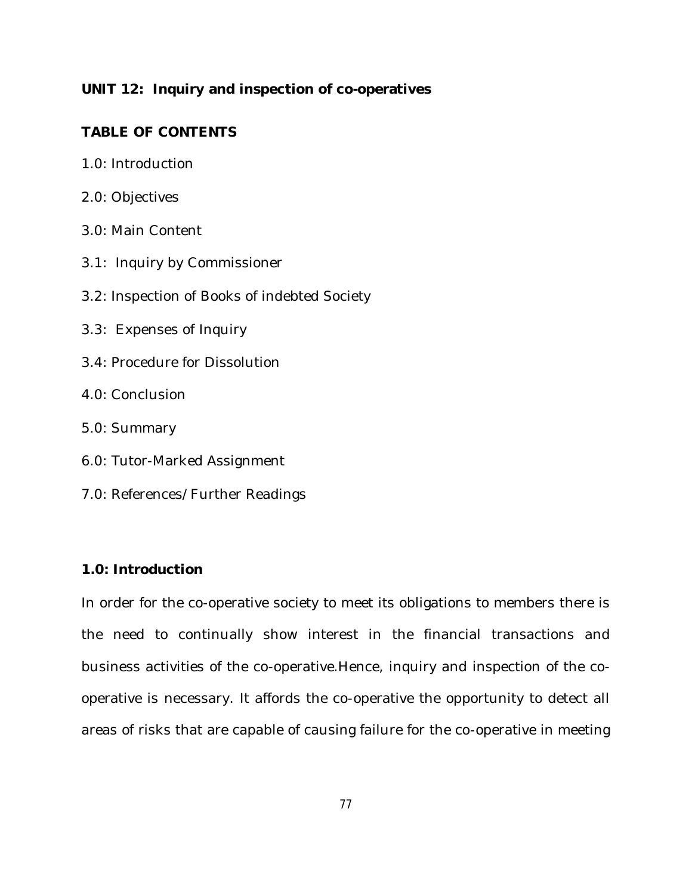**UNIT 12: Inquiry and inspection of co-operatives**

**TABLE OF CONTENTS**

1.0: Introduction

2.0: Objectives

3.0: Main Content

3.1: Inquiry by Commissioner

3.2: Inspection of Books of indebted Society

3.3: Expenses of Inquiry

3.4: Procedure for Dissolution

4.0: Conclusion

5.0: Summary

6.0: Tutor-Marked Assignment

7.0: References/Further Readings

**1.0: Introduction**

In order for the co-operative society to meet its obligations to members there is the need to continually show interest in the financial transactions and business activities of the co-operative.Hence, inquiry and inspection of the co-operative is necessary. It affords the co-operative the opportunity to detect all areas of risks that are capable of causing failure for the co-operative in meeting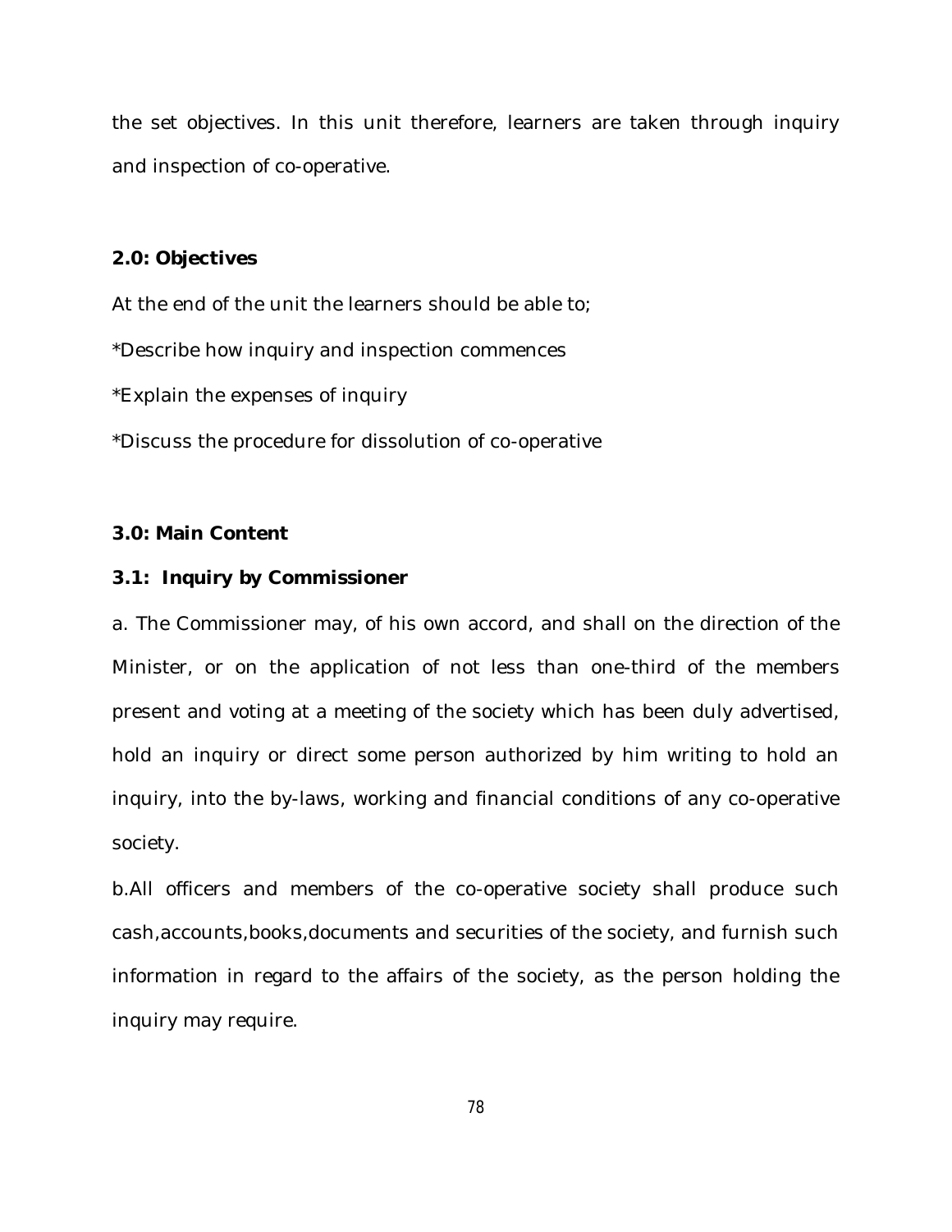the set objectives. In this unit therefore, learners are taken through inquiry and inspection of co-operative.

**2.0: Objectives**

At the end of the unit the learners should be able to;

*Describe how inquiry and inspection commences

*Explain the expenses of inquiry

*Discuss the procedure for dissolution of co-operative

**3.0: Main Content**

**3.1: Inquiry by Commissioner**

a. The Commissioner may, of his own accord, and shall on the direction of the Minister, or on the application of not less than one-third of the members present and voting at a meeting of the society which has been duly advertised, hold an inquiry or direct some person authorized by him writing to hold an inquiry, into the by-laws, working and financial conditions of any co-operative society.

b.All officers and members of the co-operative society shall produce such cash,accounts,books,documents and securities of the society, and furnish such information in regard to the affairs of the society, as the person holding the inquiry may require.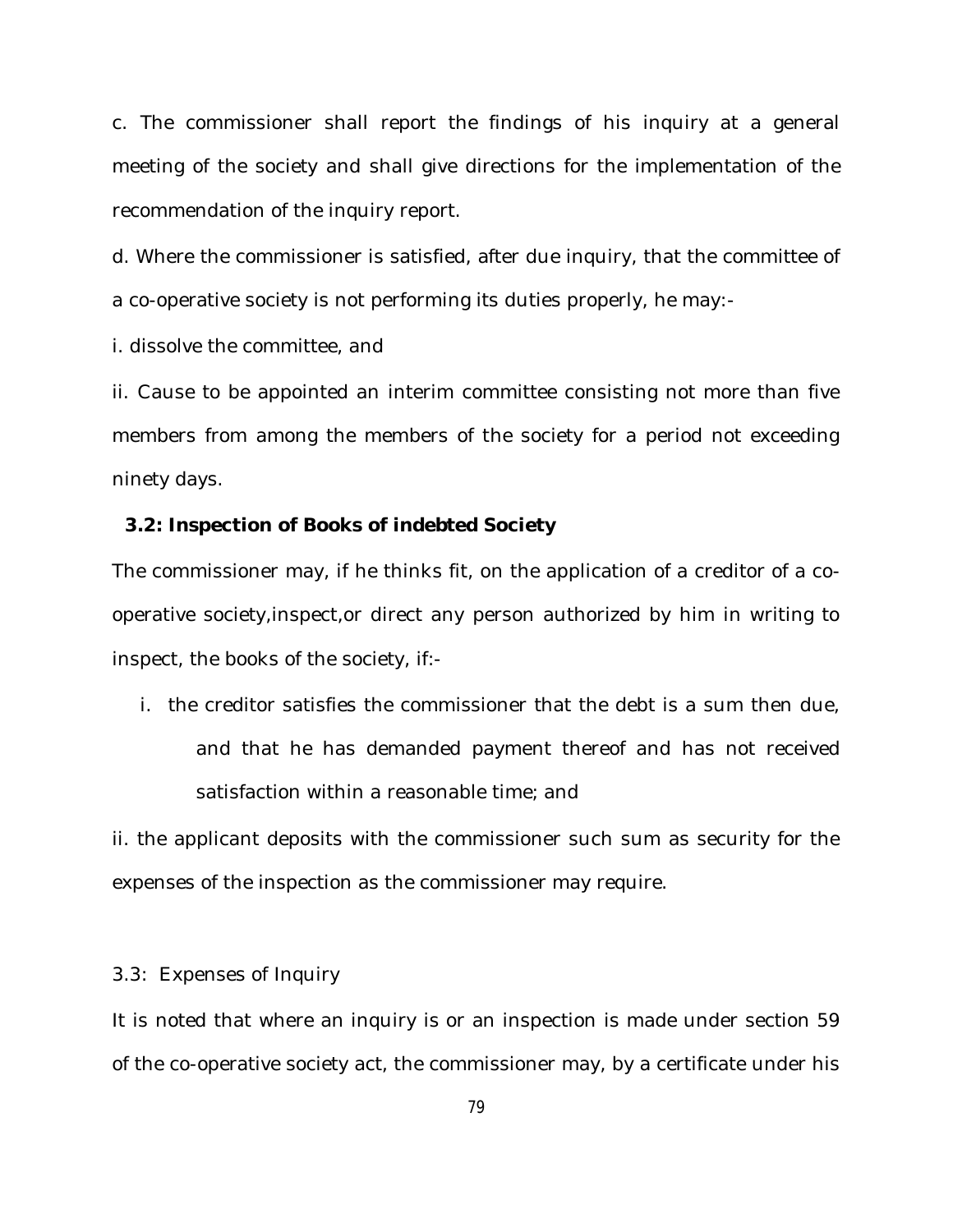c. The commissioner shall report the findings of his inquiry at a general meeting of the society and shall give directions for the implementation of the recommendation of the inquiry report.

d. Where the commissioner is satisfied, after due inquiry, that the committee of a co-operative society is not performing its duties properly, he may:-

i. dissolve the committee, and

ii. Cause to be appointed an interim committee consisting not more than five members from among the members of the society for a period not exceeding ninety days.

### 3.2: Inspection of Books of indebted Society

The commissioner may, if he thinks fit, on the application of a creditor of a co-operative society,inspect,or direct any person authorized by him in writing to inspect, the books of the society, if:-

i. the creditor satisfies the commissioner that the debt is a sum then due, and that he has demanded payment thereof and has not received satisfaction within a reasonable time; and

ii. the applicant deposits with the commissioner such sum as security for the expenses of the inspection as the commissioner may require.

### 3.3: Expenses of Inquiry

It is noted that where an inquiry is or an inspection is made under section 59 of the co-operative society act, the commissioner may, by a certificate under his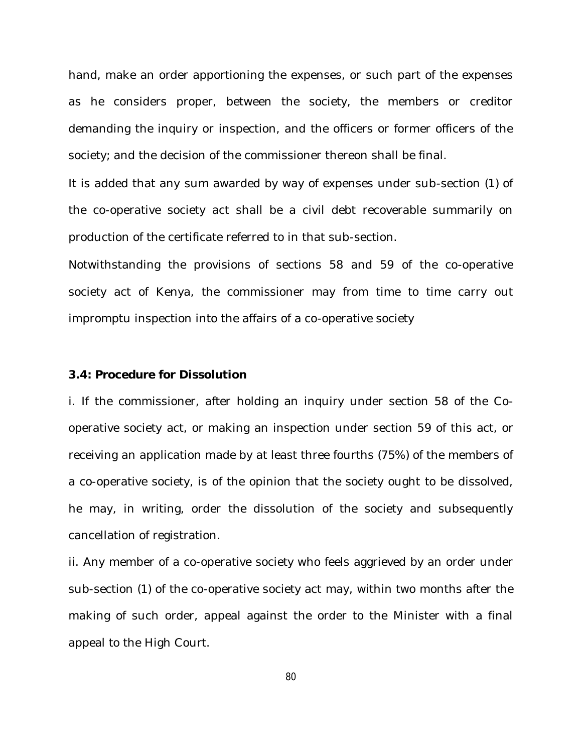hand, make an order apportioning the expenses, or such part of the expenses as he considers proper, between the society, the members or creditor demanding the inquiry or inspection, and the officers or former officers of the society; and the decision of the commissioner thereon shall be final.

It is added that any sum awarded by way of expenses under sub-section (1) of the co-operative society act shall be a civil debt recoverable summarily on production of the certificate referred to in that sub-section.

Notwithstanding the provisions of sections 58 and 59 of the co-operative society act of Kenya, the commissioner may from time to time carry out impromptu inspection into the affairs of a co-operative society

**3.4: Procedure for Dissolution**

i. If the commissioner, after holding an inquiry under section 58 of the Co-operative society act, or making an inspection under section 59 of this act, or receiving an application made by at least three fourths (75%) of the members of a co-operative society, is of the opinion that the society ought to be dissolved, he may, in writing, order the dissolution of the society and subsequently cancellation of registration.

ii. Any member of a co-operative society who feels aggrieved by an order under sub-section (1) of the co-operative society act may, within two months after the making of such order, appeal against the order to the Minister with a final appeal to the High Court.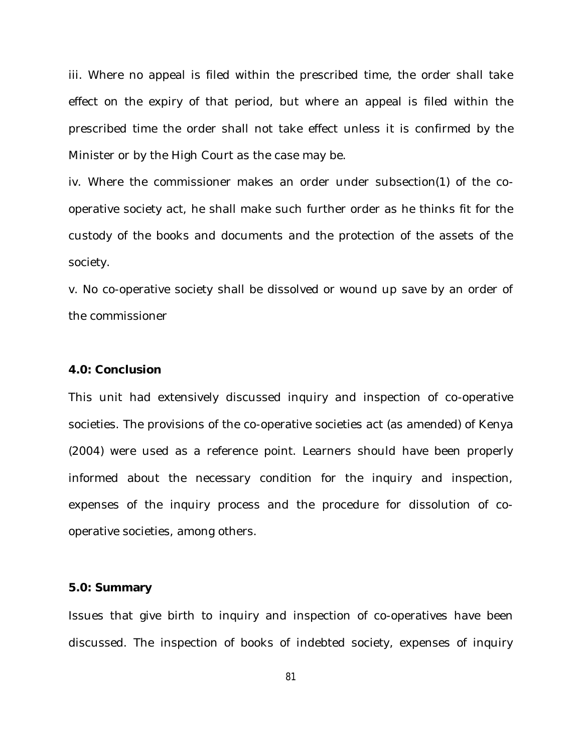iii. Where no appeal is filed within the prescribed time, the order shall take effect on the expiry of that period, but where an appeal is filed within the prescribed time the order shall not take effect unless it is confirmed by the Minister or by the High Court as the case may be.

iv. Where the commissioner makes an order under subsection(1) of the co-operative society act, he shall make such further order as he thinks fit for the custody of the books and documents and the protection of the assets of the society.

v. No co-operative society shall be dissolved or wound up save by an order of the commissioner

**4.0: Conclusion**

This unit had extensively discussed inquiry and inspection of co-operative societies. The provisions of the co-operative societies act (as amended) of Kenya (2004) were used as a reference point. Learners should have been properly informed about the necessary condition for the inquiry and inspection, expenses of the inquiry process and the procedure for dissolution of co-operative societies, among others.

**5.0: Summary**

Issues that give birth to inquiry and inspection of co-operatives have been discussed. The inspection of books of indebted society, expenses of inquiry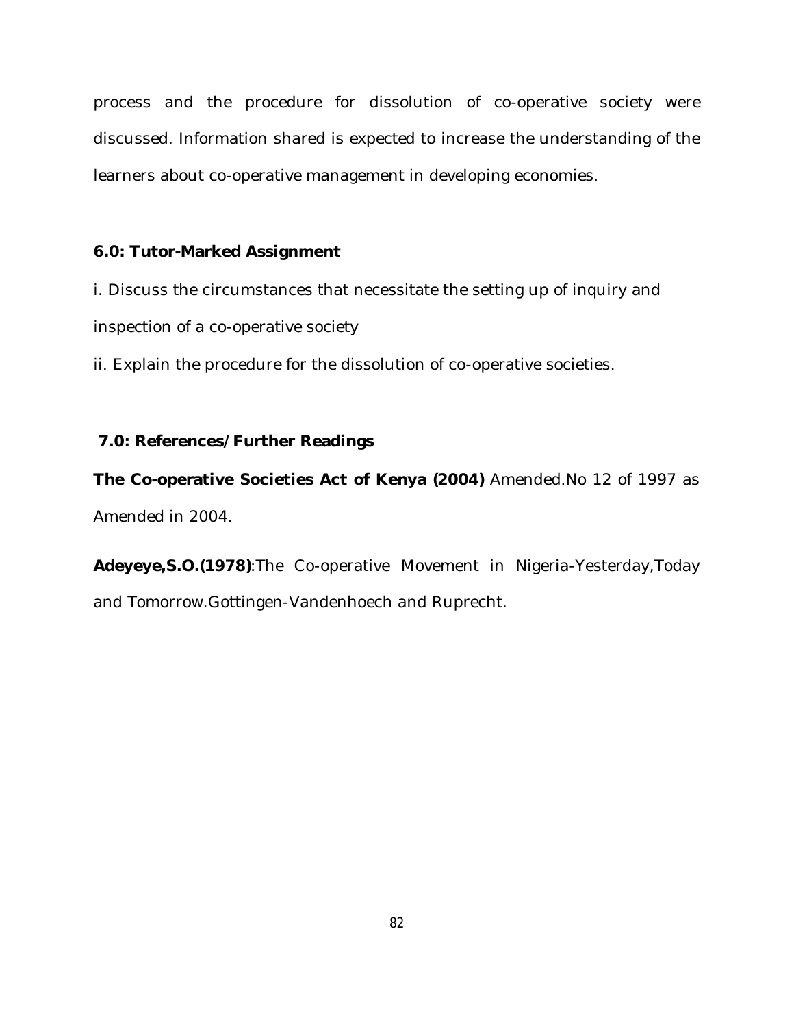process and the procedure for dissolution of co-operative society were discussed. Information shared is expected to increase the understanding of the learners about co-operative management in developing economies.

## 6.0: Tutor-Marked Assignment

i. Discuss the circumstances that necessitate the setting up of inquiry and inspection of a co-operative society

ii. Explain the procedure for the dissolution of co-operative societies.

## 7.0: References/Further Readings

**The Co-operative Societies Act of Kenya (2004)** Amended.No 12 of 1997 as Amended in 2004.

**Adeyeye,S.O.(1978)**:The Co-operative Movement in Nigeria-Yesterday,Today and Tomorrow.Gottingen-Vandenhoech and Ruprecht.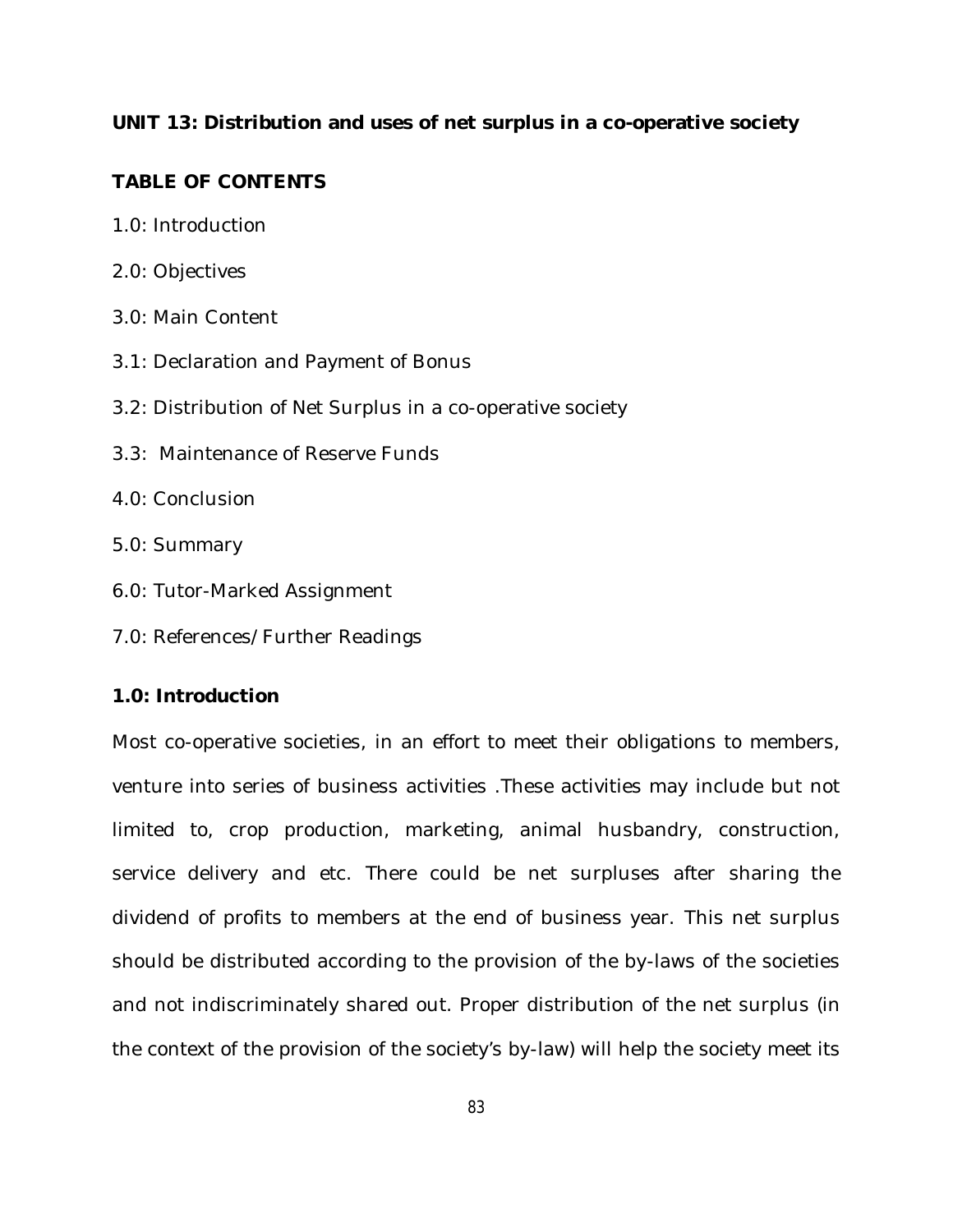## UNIT 13: Distribution and uses of net surplus in a co-operative society

### TABLE OF CONTENTS

1.0: Introduction

2.0: Objectives

3.0: Main Content

3.1: Declaration and Payment of Bonus

3.2: Distribution of Net Surplus in a co-operative society

3.3: Maintenance of Reserve Funds

4.0: Conclusion

5.0: Summary

6.0: Tutor-Marked Assignment

7.0: References/Further Readings

### 1.0: Introduction

Most co-operative societies, in an effort to meet their obligations to members, venture into series of business activities .These activities may include but not limited to, crop production, marketing, animal husbandry, construction, service delivery and etc. There could be net surpluses after sharing the dividend of profits to members at the end of business year. This net surplus should be distributed according to the provision of the by-laws of the societies and not indiscriminately shared out. Proper distribution of the net surplus (in the context of the provision of the society's by-law) will help the society meet its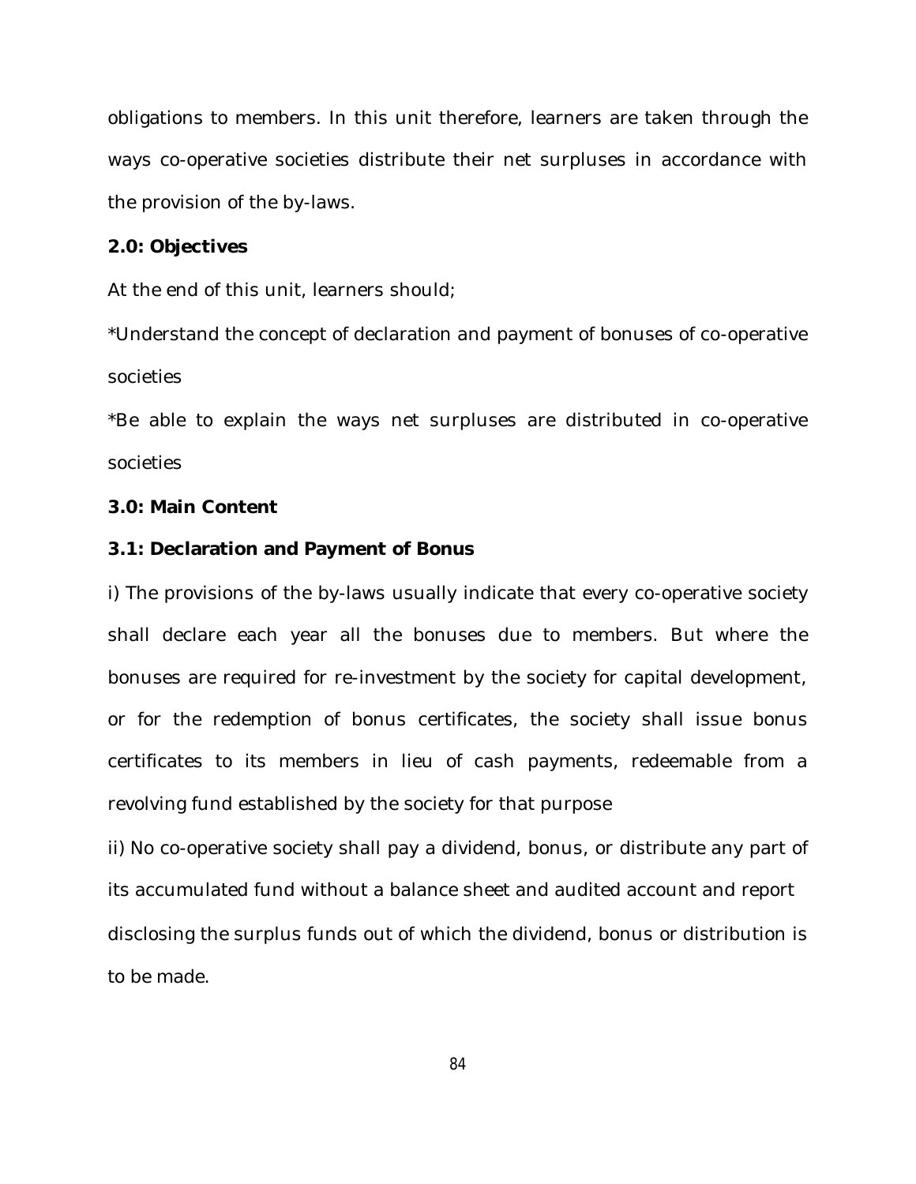obligations to members. In this unit therefore, learners are taken through the ways co-operative societies distribute their net surpluses in accordance with the provision of the by-laws.

**2.0: Objectives**

At the end of this unit, learners should;

*Understand the concept of declaration and payment of bonuses of co-operative societies

*Be able to explain the ways net surpluses are distributed in co-operative societies

**3.0: Main Content**

**3.1: Declaration and Payment of Bonus**

i) The provisions of the by-laws usually indicate that every co-operative society shall declare each year all the bonuses due to members. But where the bonuses are required for re-investment by the society for capital development, or for the redemption of bonus certificates, the society shall issue bonus certificates to its members in lieu of cash payments, redeemable from a revolving fund established by the society for that purpose

ii) No co-operative society shall pay a dividend, bonus, or distribute any part of its accumulated fund without a balance sheet and audited account and report disclosing the surplus funds out of which the dividend, bonus or distribution is to be made.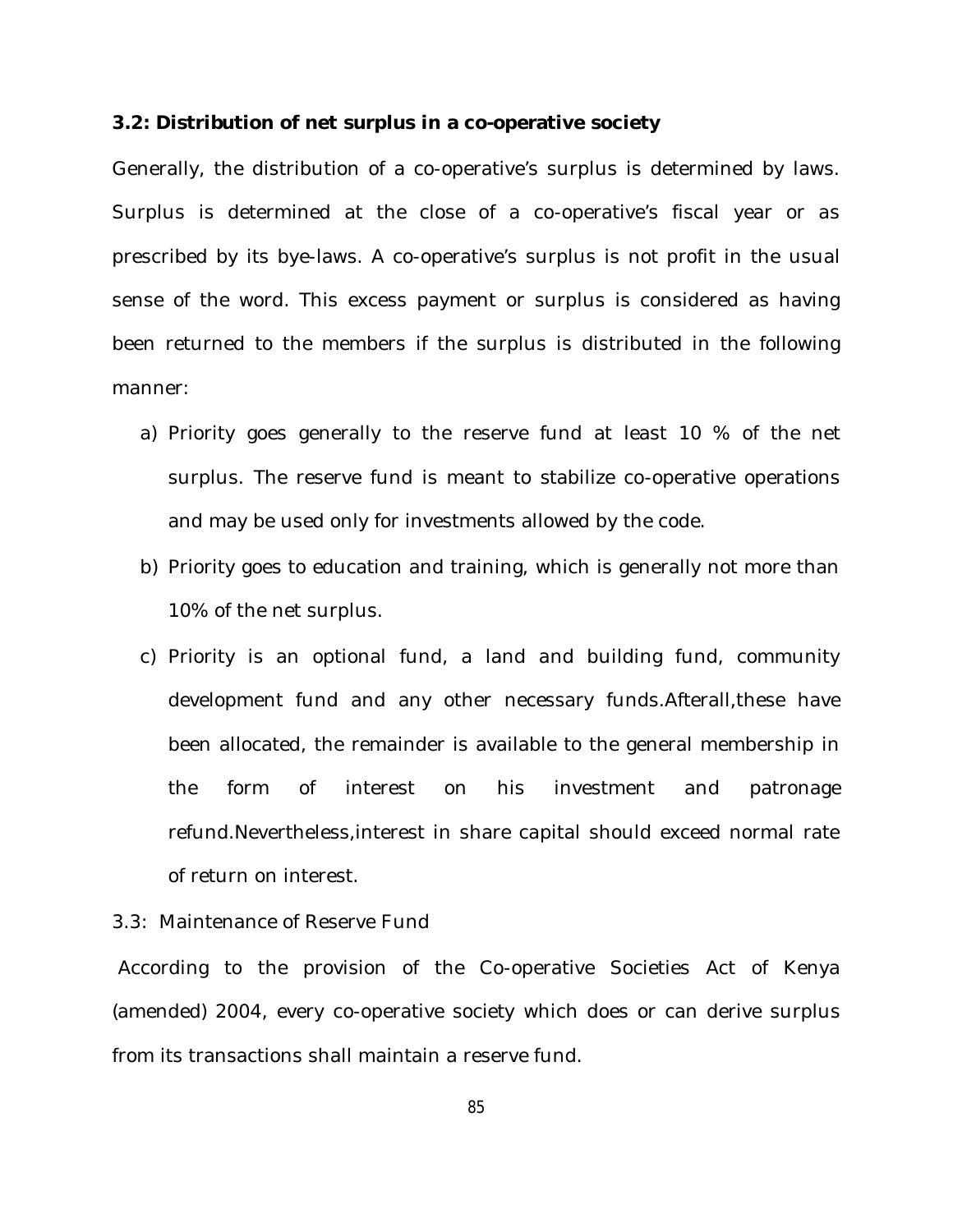### 3.2: Distribution of net surplus in a co-operative society

Generally, the distribution of a co-operative's surplus is determined by laws. Surplus is determined at the close of a co-operative's fiscal year or as prescribed by its bye-laws. A co-operative's surplus is not profit in the usual sense of the word. This excess payment or surplus is considered as having been returned to the members if the surplus is distributed in the following manner:

a) Priority goes generally to the reserve fund at least 10 % of the net surplus. The reserve fund is meant to stabilize co-operative operations and may be used only for investments allowed by the code.

b) Priority goes to education and training, which is generally not more than 10% of the net surplus.

c) Priority is an optional fund, a land and building fund, community development fund and any other necessary funds.Afterall,these have been allocated, the remainder is available to the general membership in the form of interest on his investment and patronage refund.Nevertheless,interest in share capital should exceed normal rate of return on interest.

3.3: Maintenance of Reserve Fund

According to the provision of the Co-operative Societies Act of Kenya (amended) 2004, every co-operative society which does or can derive surplus from its transactions shall maintain a reserve fund.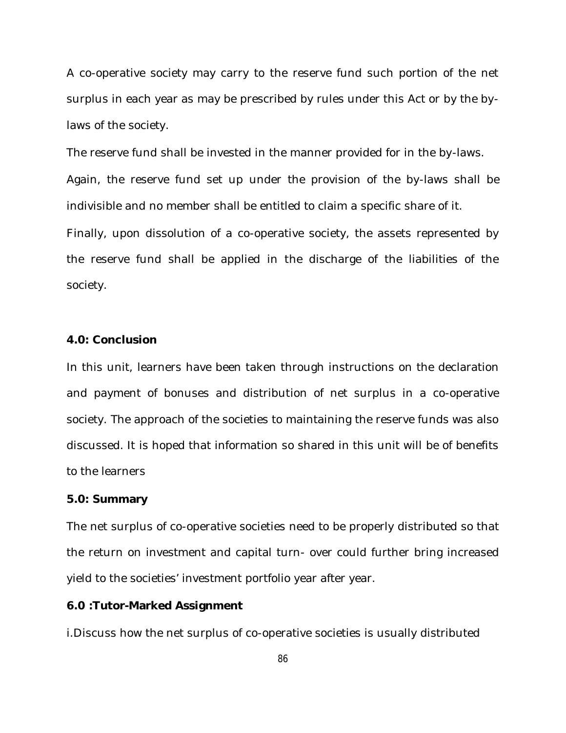A co-operative society may carry to the reserve fund such portion of the net surplus in each year as may be prescribed by rules under this Act or by the by-laws of the society.

The reserve fund shall be invested in the manner provided for in the by-laws.

Again, the reserve fund set up under the provision of the by-laws shall be indivisible and no member shall be entitled to claim a specific share of it.

Finally, upon dissolution of a co-operative society, the assets represented by the reserve fund shall be applied in the discharge of the liabilities of the society.

**4.0: Conclusion**

In this unit, learners have been taken through instructions on the declaration and payment of bonuses and distribution of net surplus in a co-operative society. The approach of the societies to maintaining the reserve funds was also discussed. It is hoped that information so shared in this unit will be of benefits to the learners

**5.0: Summary**

The net surplus of co-operative societies need to be properly distributed so that the return on investment and capital turn- over could further bring increased yield to the societies' investment portfolio year after year.

**6.0 :Tutor-Marked Assignment**

i.Discuss how the net surplus of co-operative societies is usually distributed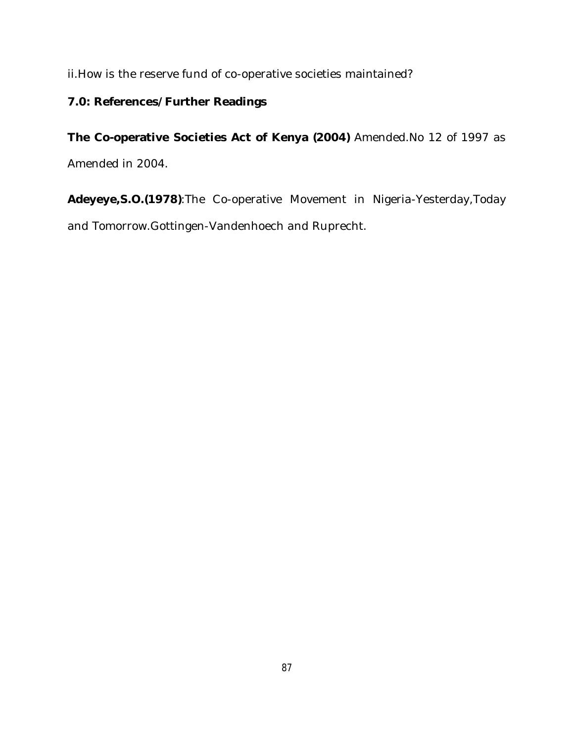ii.How is the reserve fund of co-operative societies maintained?

**7.0: References/Further Readings**

**The Co-operative Societies Act of Kenya (2004)** Amended.No 12 of 1997 as Amended in 2004.

**Adeyeye,S.O.(1978)**:The Co-operative Movement in Nigeria-Yesterday,Today and Tomorrow.Gottingen-Vandenhoech and Ruprecht.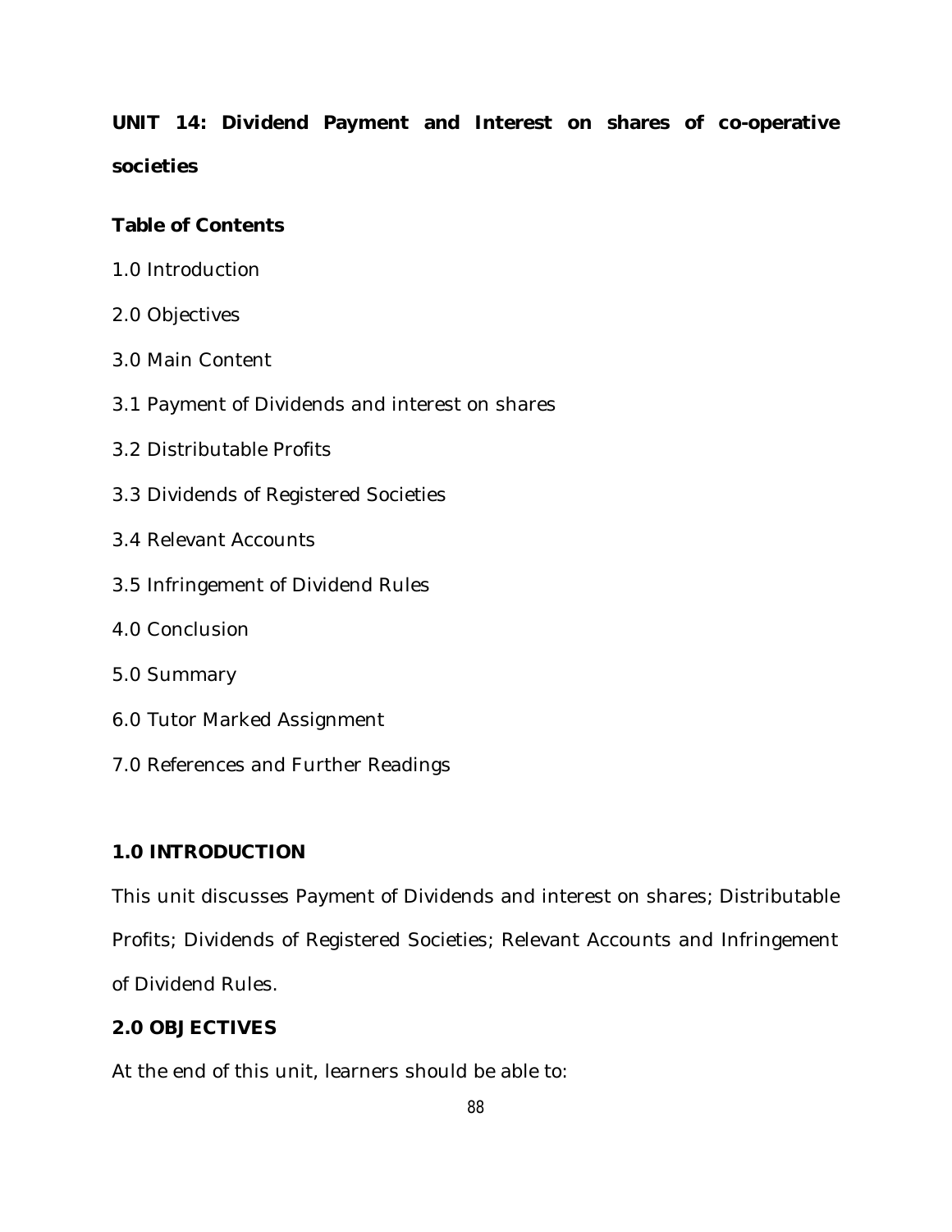# UNIT 14: Dividend Payment and Interest on shares of co-operative societies

**Table of Contents**

1.0 Introduction

2.0 Objectives

3.0 Main Content

3.1 Payment of Dividends and interest on shares

3.2 Distributable Profits

3.3 Dividends of Registered Societies

3.4 Relevant Accounts

3.5 Infringement of Dividend Rules

4.0 Conclusion

5.0 Summary

6.0 Tutor Marked Assignment

7.0 References and Further Readings

## 1.0 INTRODUCTION

This unit discusses Payment of Dividends and interest on shares; Distributable Profits; Dividends of Registered Societies; Relevant Accounts and Infringement of Dividend Rules.

## 2.0 OBJECTIVES

At the end of this unit, learners should be able to: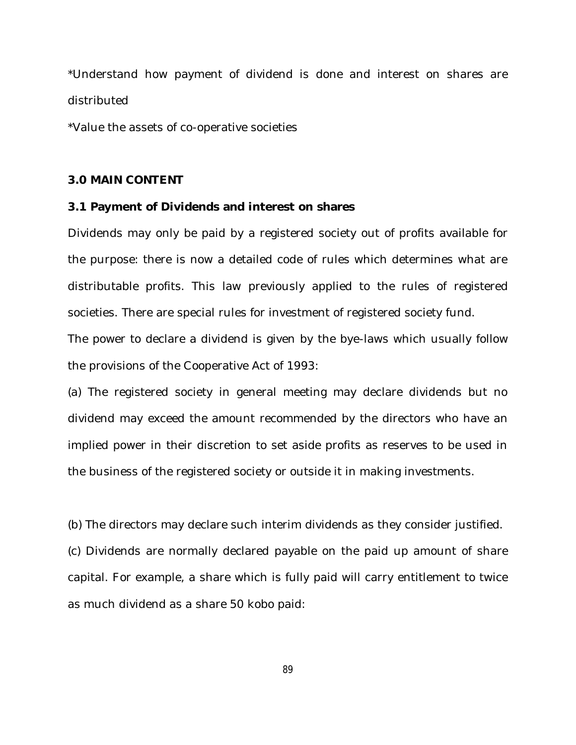*Understand how payment of dividend is done and interest on shares are distributed

*Value the assets of co-operative societies

## 3.0 MAIN CONTENT

### 3.1 Payment of Dividends and interest on shares

Dividends may only be paid by a registered society out of profits available for the purpose: there is now a detailed code of rules which determines what are distributable profits. This law previously applied to the rules of registered societies. There are special rules for investment of registered society fund.

The power to declare a dividend is given by the bye-laws which usually follow the provisions of the Cooperative Act of 1993:

(a) The registered society in general meeting may declare dividends but no dividend may exceed the amount recommended by the directors who have an implied power in their discretion to set aside profits as reserves to be used in the business of the registered society or outside it in making investments.

(b) The directors may declare such interim dividends as they consider justified.

(c) Dividends are normally declared payable on the paid up amount of share capital. For example, a share which is fully paid will carry entitlement to twice as much dividend as a share 50 kobo paid: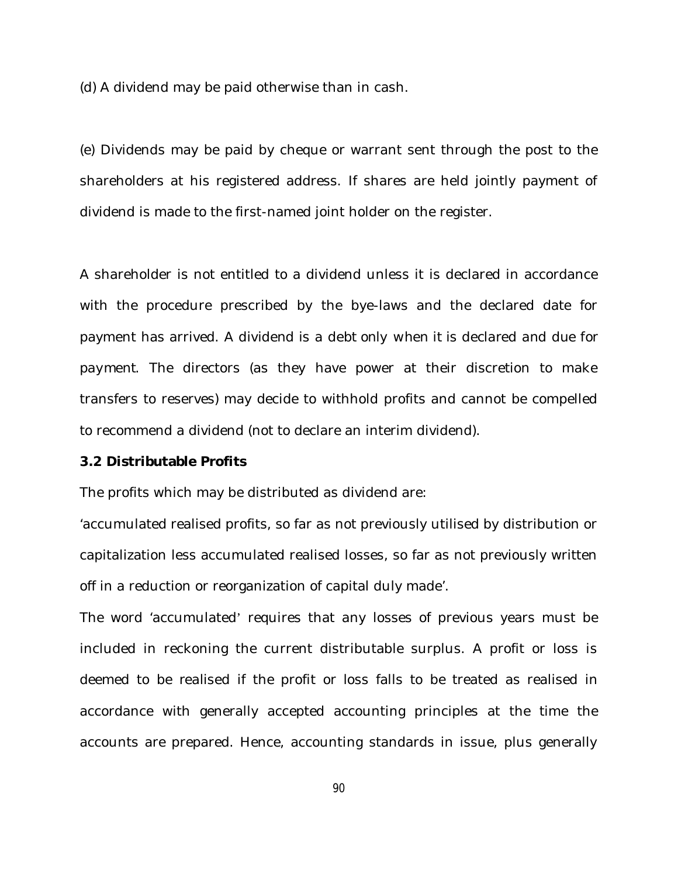(d) A dividend may be paid otherwise than in cash.

(e) Dividends may be paid by cheque or warrant sent through the post to the shareholders at his registered address. If shares are held jointly payment of dividend is made to the first-named joint holder on the register.

A shareholder is not entitled to a dividend unless it is declared in accordance with the procedure prescribed by the bye-laws and the declared date for payment has arrived. A dividend is a debt only when it is declared and due for payment. The directors (as they have power at their discretion to make transfers to reserves) may decide to withhold profits and cannot be compelled to recommend a dividend (not to declare an interim dividend).

**3.2 Distributable Profits**

The profits which may be distributed as dividend are:

'accumulated realised profits, so far as not previously utilised by distribution or capitalization less accumulated realised losses, so far as not previously written off in a reduction or reorganization of capital duly made'.

The word 'accumulated' requires that any losses of previous years must be included in reckoning the current distributable surplus. A profit or loss is deemed to be realised if the profit or loss falls to be treated as realised in accordance with generally accepted accounting principles at the time the accounts are prepared. Hence, accounting standards in issue, plus generally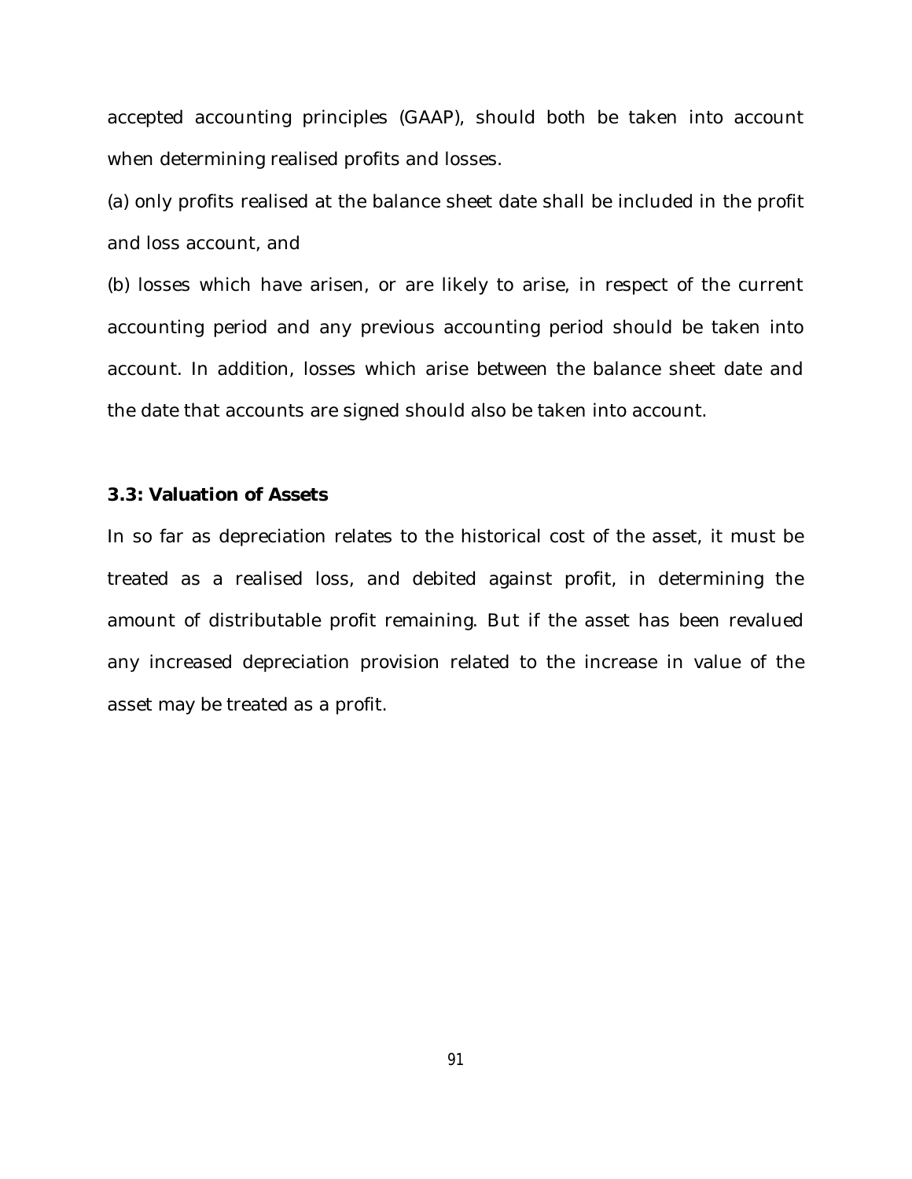accepted accounting principles (GAAP), should both be taken into account when determining realised profits and losses.

(a) only profits realised at the balance sheet date shall be included in the profit and loss account, and

(b) losses which have arisen, or are likely to arise, in respect of the current accounting period and any previous accounting period should be taken into account. In addition, losses which arise between the balance sheet date and the date that accounts are signed should also be taken into account.

**3.3: Valuation of Assets**

In so far as depreciation relates to the historical cost of the asset, it must be treated as a realised loss, and debited against profit, in determining the amount of distributable profit remaining. But if the asset has been revalued any increased depreciation provision related to the increase in value of the asset may be treated as a profit.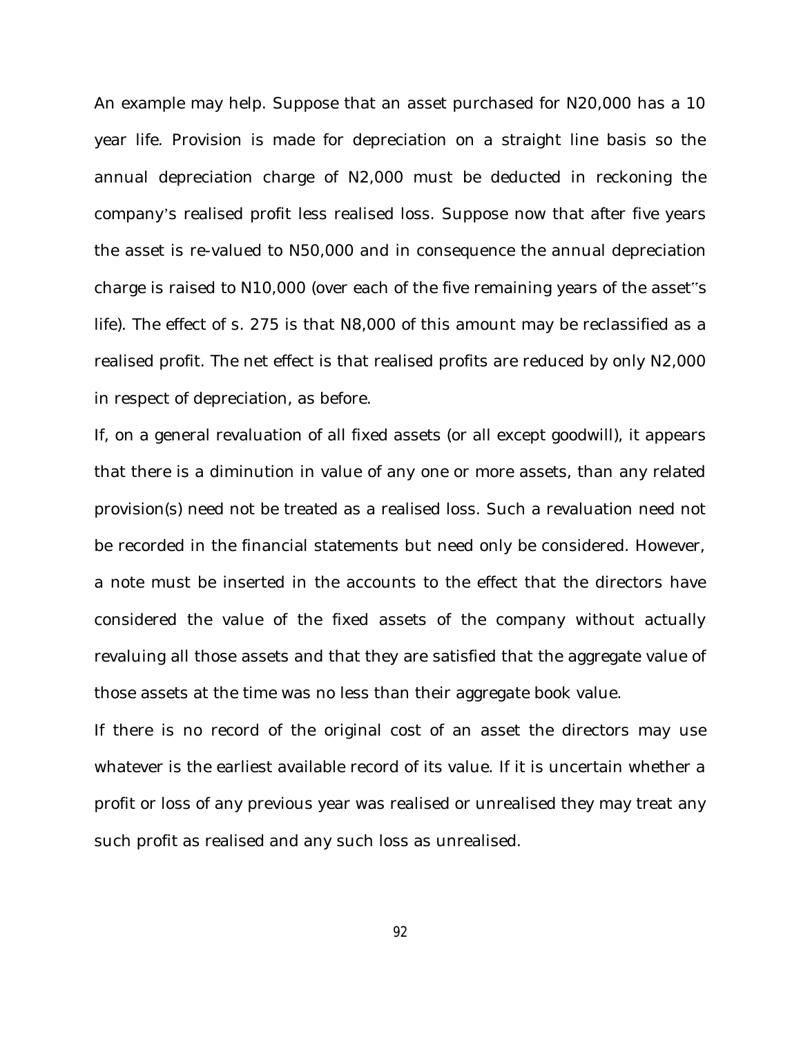An example may help. Suppose that an asset purchased for N20,000 has a 10 year life. Provision is made for depreciation on a straight line basis so the annual depreciation charge of N2,000 must be deducted in reckoning the company's realised profit less realised loss. Suppose now that after five years the asset is re-valued to N50,000 and in consequence the annual depreciation charge is raised to N10,000 (over each of the five remaining years of the asset"s life). The effect of s. 275 is that N8,000 of this amount may be reclassified as a realised profit. The net effect is that realised profits are reduced by only N2,000 in respect of depreciation, as before.

If, on a general revaluation of all fixed assets (or all except goodwill), it appears that there is a diminution in value of any one or more assets, than any related provision(s) need not be treated as a realised loss. Such a revaluation need not be recorded in the financial statements but need only be considered. However, a note must be inserted in the accounts to the effect that the directors have considered the value of the fixed assets of the company without actually revaluing all those assets and that they are satisfied that the aggregate value of those assets at the time was no less than their aggregate book value.

If there is no record of the original cost of an asset the directors may use whatever is the earliest available record of its value. If it is uncertain whether a profit or loss of any previous year was realised or unrealised they may treat any such profit as realised and any such loss as unrealised.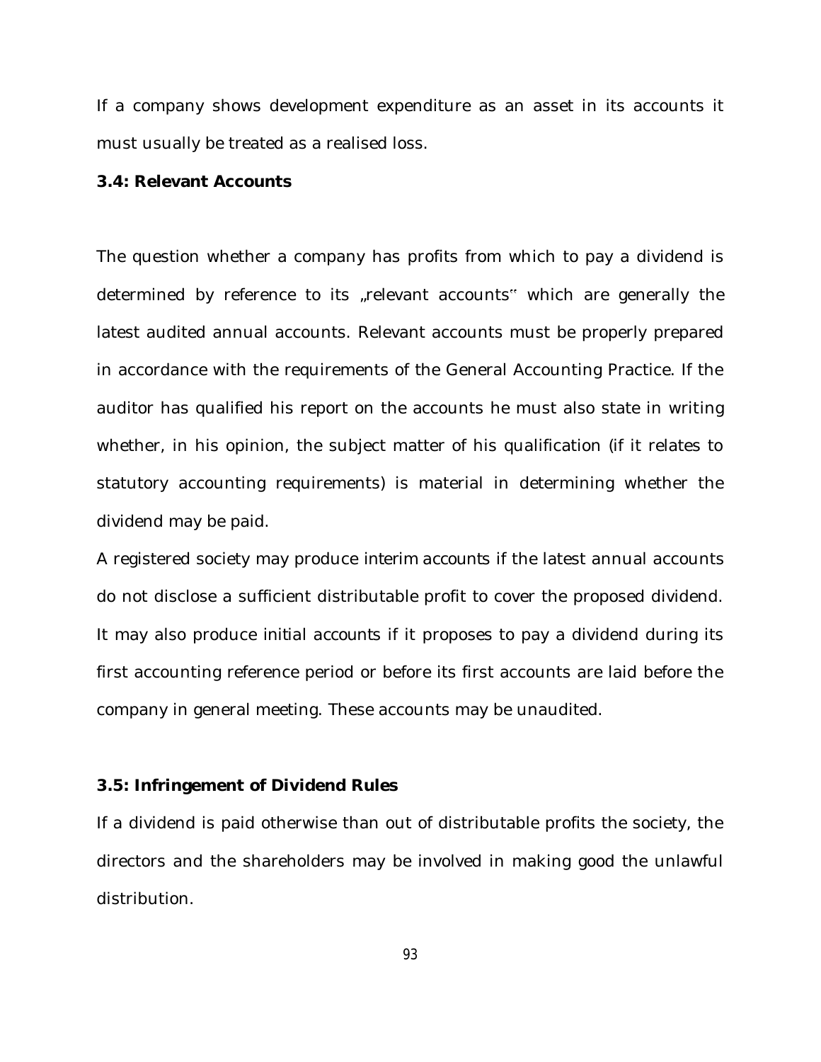If a company shows development expenditure as an asset in its accounts it must usually be treated as a realised loss.

### 3.4: Relevant Accounts

The question whether a company has profits from which to pay a dividend is determined by reference to its „relevant accounts" which are generally the latest audited annual accounts. Relevant accounts must be properly prepared in accordance with the requirements of the General Accounting Practice. If the auditor has qualified his report on the accounts he must also state in writing whether, in his opinion, the subject matter of his qualification (if it relates to statutory accounting requirements) is material in determining whether the dividend may be paid.

A registered society may produce interim accounts if the latest annual accounts do not disclose a sufficient distributable profit to cover the proposed dividend. It may also produce initial accounts if it proposes to pay a dividend during its first accounting reference period or before its first accounts are laid before the company in general meeting. These accounts may be unaudited.

### 3.5: Infringement of Dividend Rules

If a dividend is paid otherwise than out of distributable profits the society, the directors and the shareholders may be involved in making good the unlawful distribution.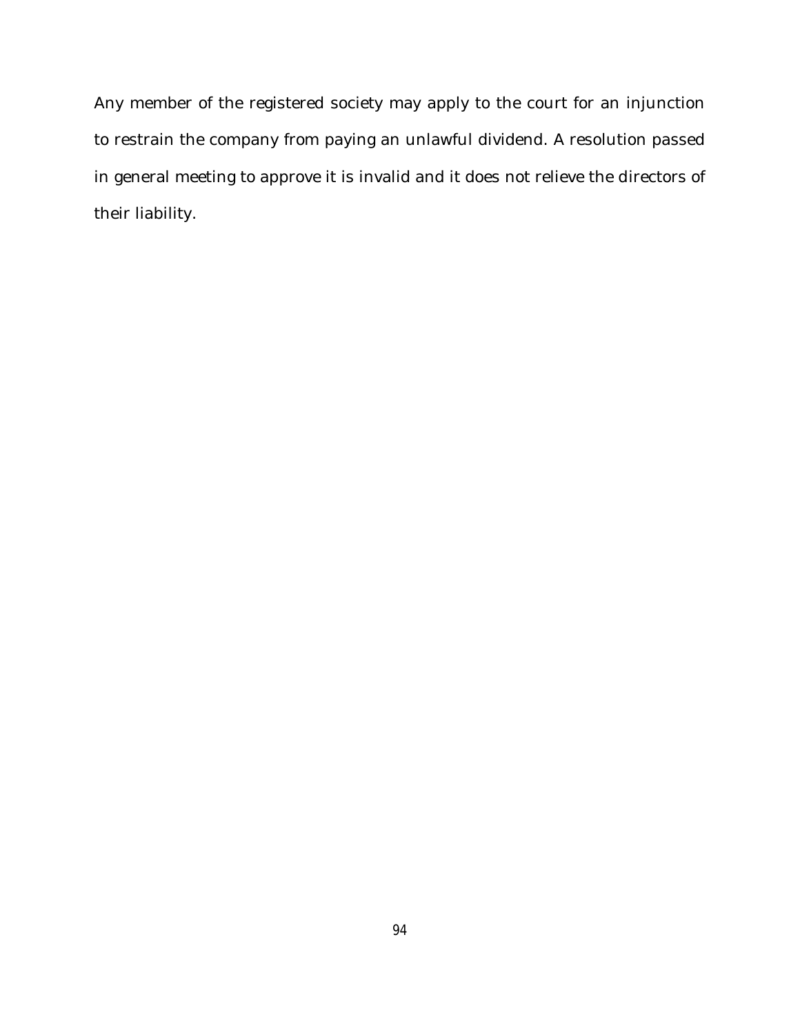Any member of the registered society may apply to the court for an injunction to restrain the company from paying an unlawful dividend. A resolution passed in general meeting to approve it is invalid and it does not relieve the directors of their liability.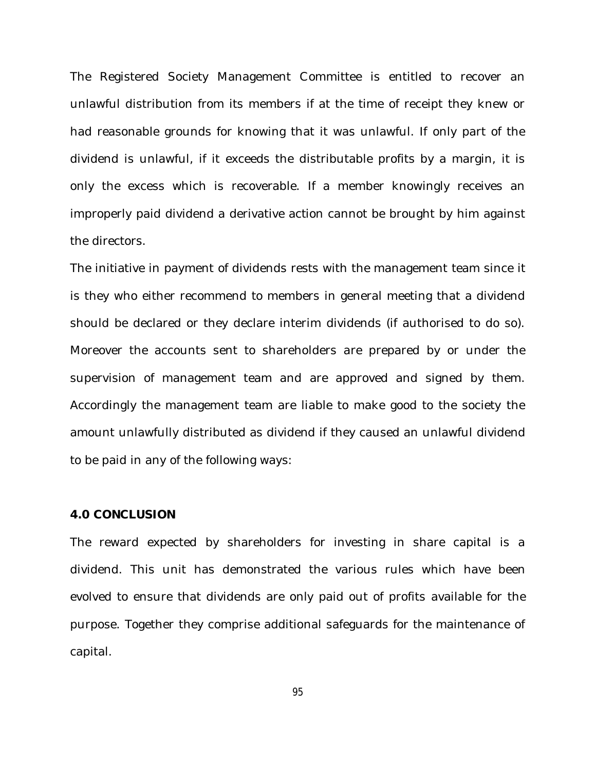The Registered Society Management Committee is entitled to recover an unlawful distribution from its members if at the time of receipt they knew or had reasonable grounds for knowing that it was unlawful. If only part of the dividend is unlawful, if it exceeds the distributable profits by a margin, it is only the excess which is recoverable. If a member knowingly receives an improperly paid dividend a derivative action cannot be brought by him against the directors.

The initiative in payment of dividends rests with the management team since it is they who either recommend to members in general meeting that a dividend should be declared or they declare interim dividends (if authorised to do so). Moreover the accounts sent to shareholders are prepared by or under the supervision of management team and are approved and signed by them. Accordingly the management team are liable to make good to the society the amount unlawfully distributed as dividend if they caused an unlawful dividend to be paid in any of the following ways:

## 4.0 CONCLUSION

The reward expected by shareholders for investing in share capital is a dividend. This unit has demonstrated the various rules which have been evolved to ensure that dividends are only paid out of profits available for the purpose. Together they comprise additional safeguards for the maintenance of capital.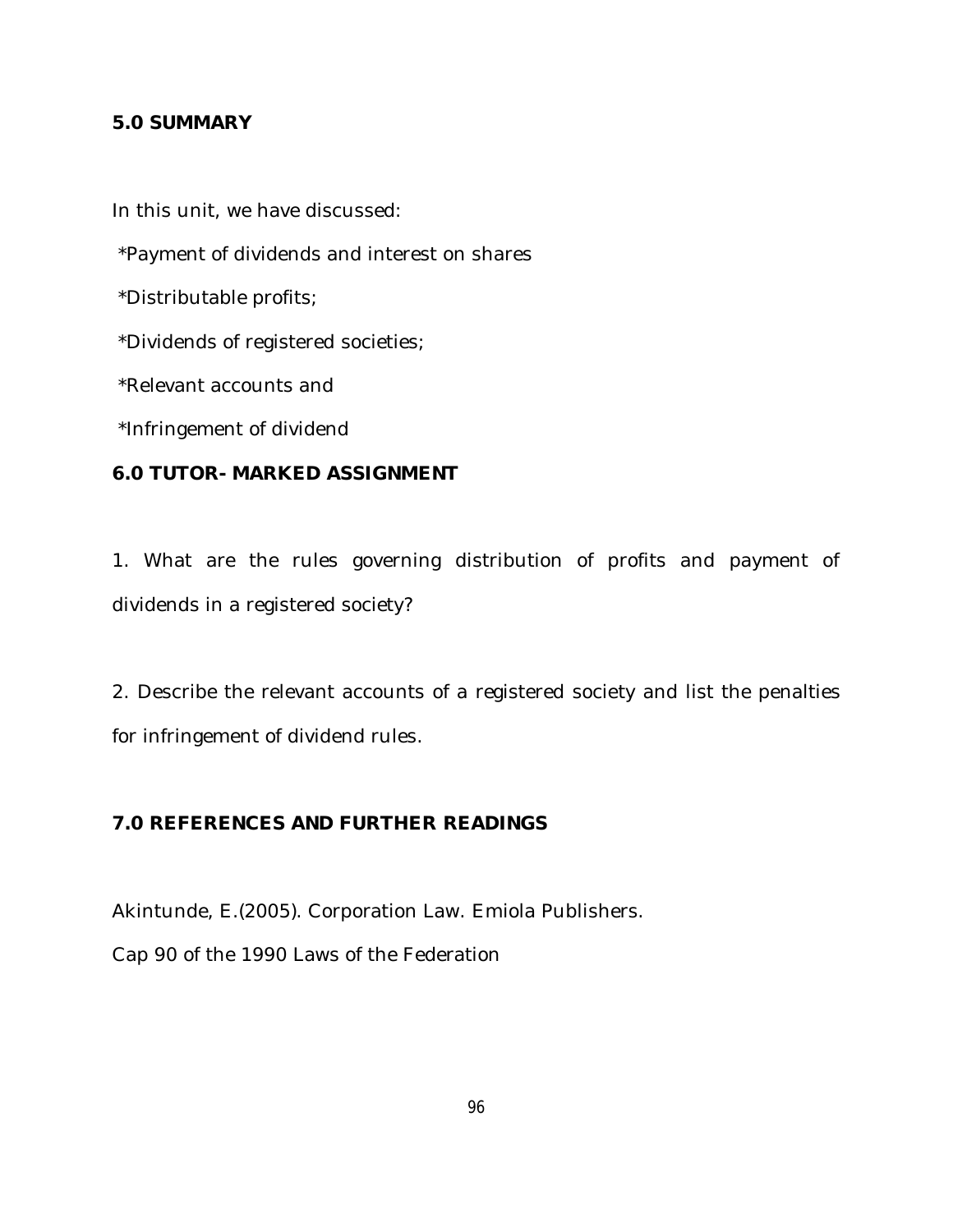## 5.0 SUMMARY

In this unit, we have discussed:

*Payment of dividends and interest on shares

*Distributable profits;

*Dividends of registered societies;

*Relevant accounts and

*Infringement of dividend

## 6.0 TUTOR- MARKED ASSIGNMENT

1. What are the rules governing distribution of profits and payment of dividends in a registered society?

2. Describe the relevant accounts of a registered society and list the penalties for infringement of dividend rules.

## 7.0 REFERENCES AND FURTHER READINGS

Akintunde, E.(2005). Corporation Law. Emiola Publishers.

Cap 90 of the 1990 Laws of the Federation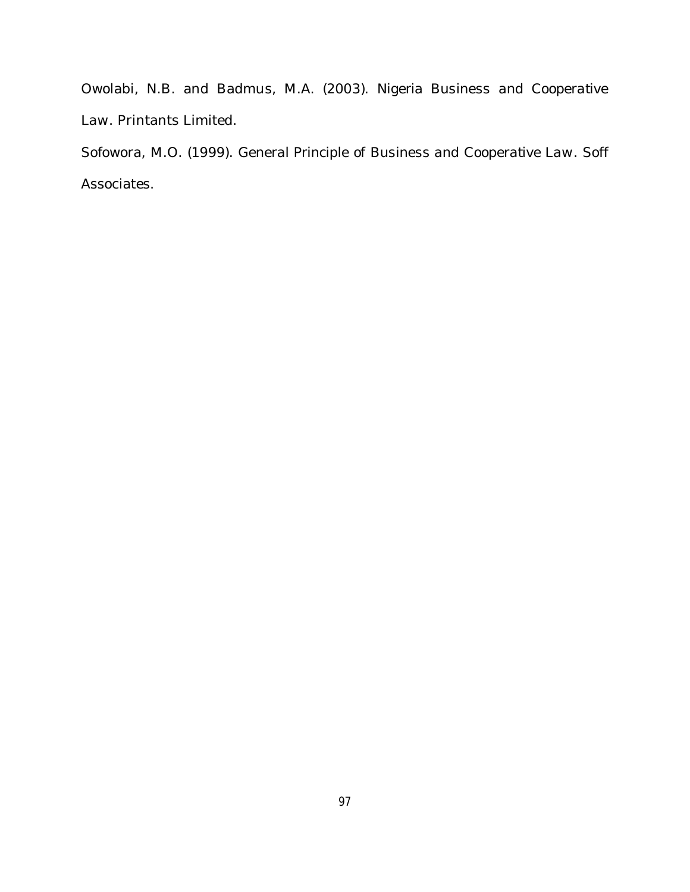Owolabi, N.B. and Badmus, M.A. (2003). Nigeria Business and Cooperative Law. Printants Limited.

Sofowora, M.O. (1999). General Principle of Business and Cooperative Law. Soff Associates.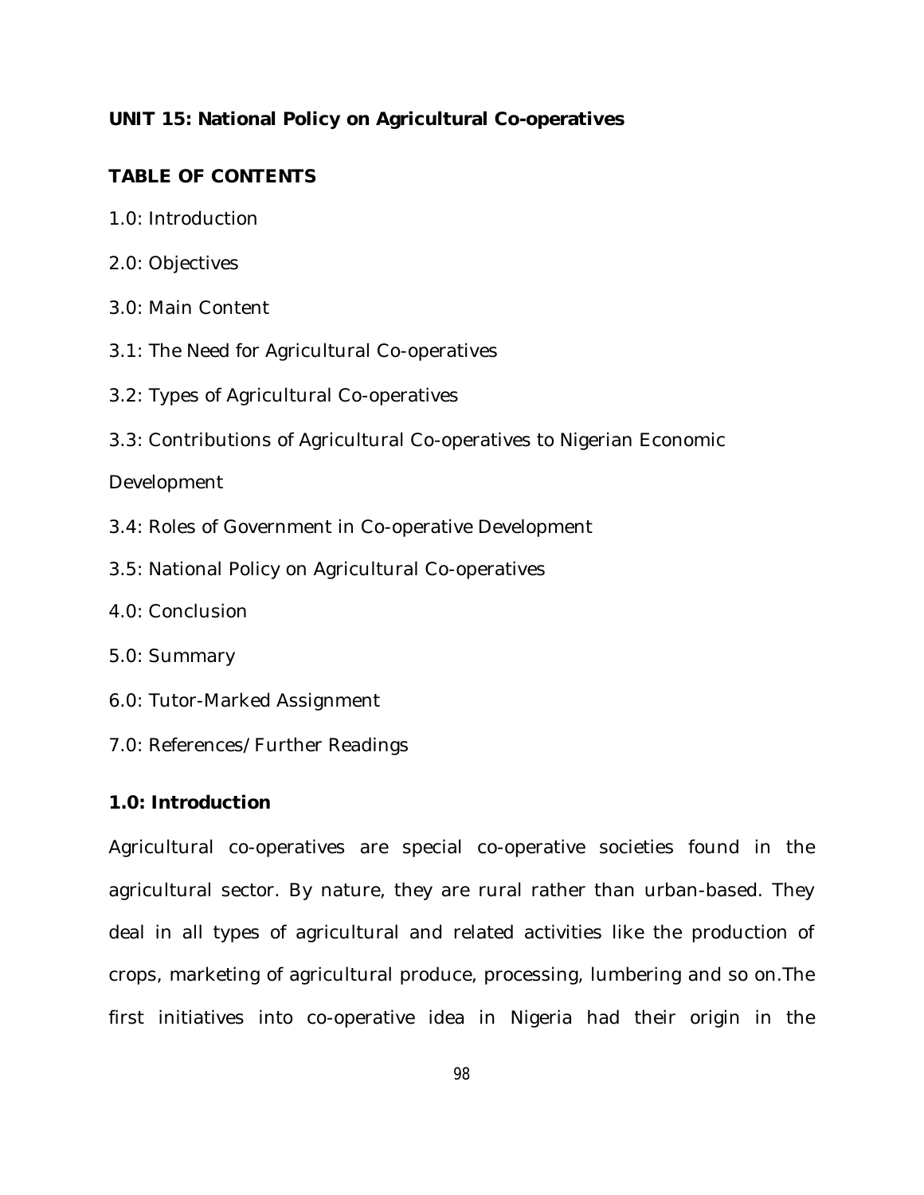## UNIT 15: National Policy on Agricultural Co-operatives

### TABLE OF CONTENTS

1.0: Introduction

2.0: Objectives

3.0: Main Content

3.1: The Need for Agricultural Co-operatives

3.2: Types of Agricultural Co-operatives

3.3: Contributions of Agricultural Co-operatives to Nigerian Economic Development

3.4: Roles of Government in Co-operative Development

3.5: National Policy on Agricultural Co-operatives

4.0: Conclusion

5.0: Summary

6.0: Tutor-Marked Assignment

7.0: References/Further Readings

### 1.0: Introduction

Agricultural co-operatives are special co-operative societies found in the agricultural sector. By nature, they are rural rather than urban-based. They deal in all types of agricultural and related activities like the production of crops, marketing of agricultural produce, processing, lumbering and so on.The first initiatives into co-operative idea in Nigeria had their origin in the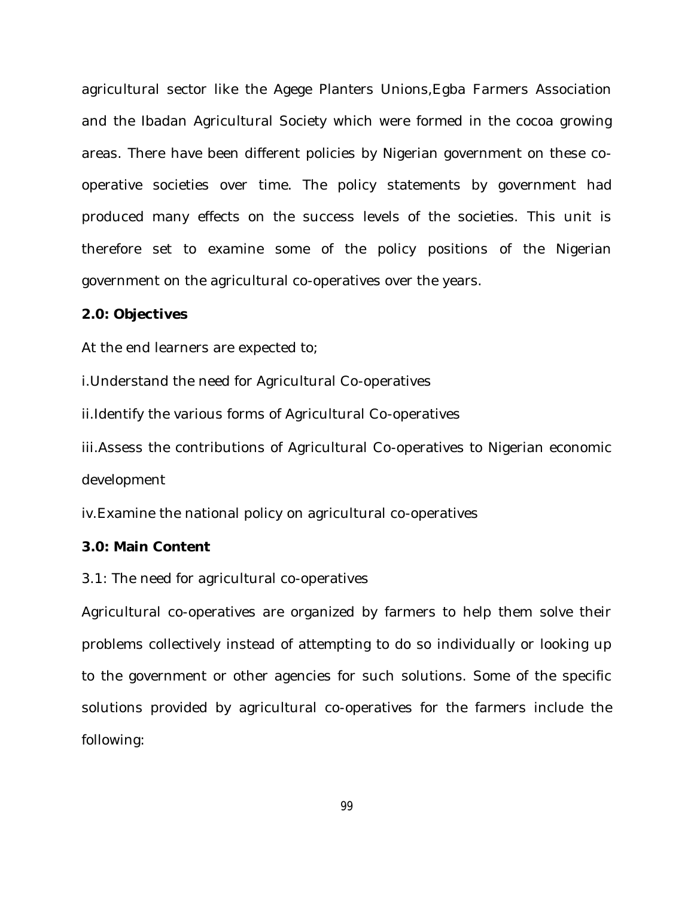agricultural sector like the Agege Planters Unions,Egba Farmers Association and the Ibadan Agricultural Society which were formed in the cocoa growing areas. There have been different policies by Nigerian government on these co-operative societies over time. The policy statements by government had produced many effects on the success levels of the societies. This unit is therefore set to examine some of the policy positions of the Nigerian government on the agricultural co-operatives over the years.

**2.0: Objectives**

At the end learners are expected to;

i.Understand the need for Agricultural Co-operatives

ii.Identify the various forms of Agricultural Co-operatives

iii.Assess the contributions of Agricultural Co-operatives to Nigerian economic development

iv.Examine the national policy on agricultural co-operatives

**3.0: Main Content**

3.1: The need for agricultural co-operatives

Agricultural co-operatives are organized by farmers to help them solve their problems collectively instead of attempting to do so individually or looking up to the government or other agencies for such solutions. Some of the specific solutions provided by agricultural co-operatives for the farmers include the following: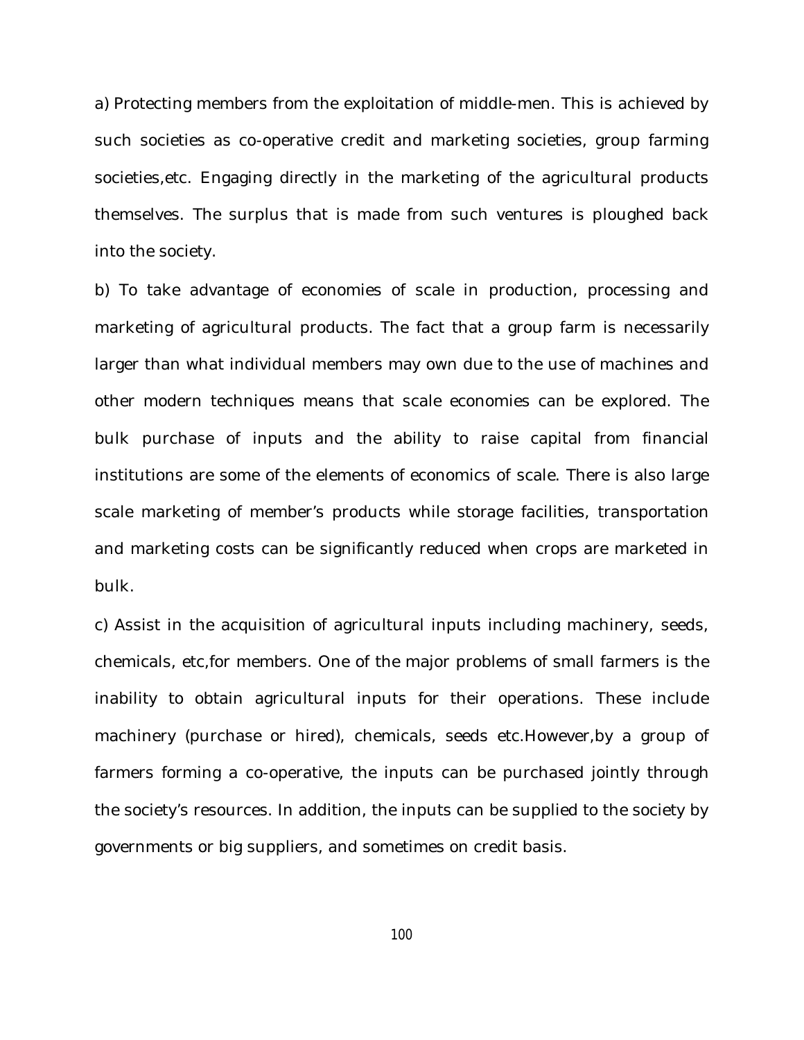a) Protecting members from the exploitation of middle-men. This is achieved by such societies as co-operative credit and marketing societies, group farming societies,etc. Engaging directly in the marketing of the agricultural products themselves. The surplus that is made from such ventures is ploughed back into the society.

b) To take advantage of economies of scale in production, processing and marketing of agricultural products. The fact that a group farm is necessarily larger than what individual members may own due to the use of machines and other modern techniques means that scale economies can be explored. The bulk purchase of inputs and the ability to raise capital from financial institutions are some of the elements of economics of scale. There is also large scale marketing of member's products while storage facilities, transportation and marketing costs can be significantly reduced when crops are marketed in bulk.

c) Assist in the acquisition of agricultural inputs including machinery, seeds, chemicals, etc,for members. One of the major problems of small farmers is the inability to obtain agricultural inputs for their operations. These include machinery (purchase or hired), chemicals, seeds etc.However,by a group of farmers forming a co-operative, the inputs can be purchased jointly through the society's resources. In addition, the inputs can be supplied to the society by governments or big suppliers, and sometimes on credit basis.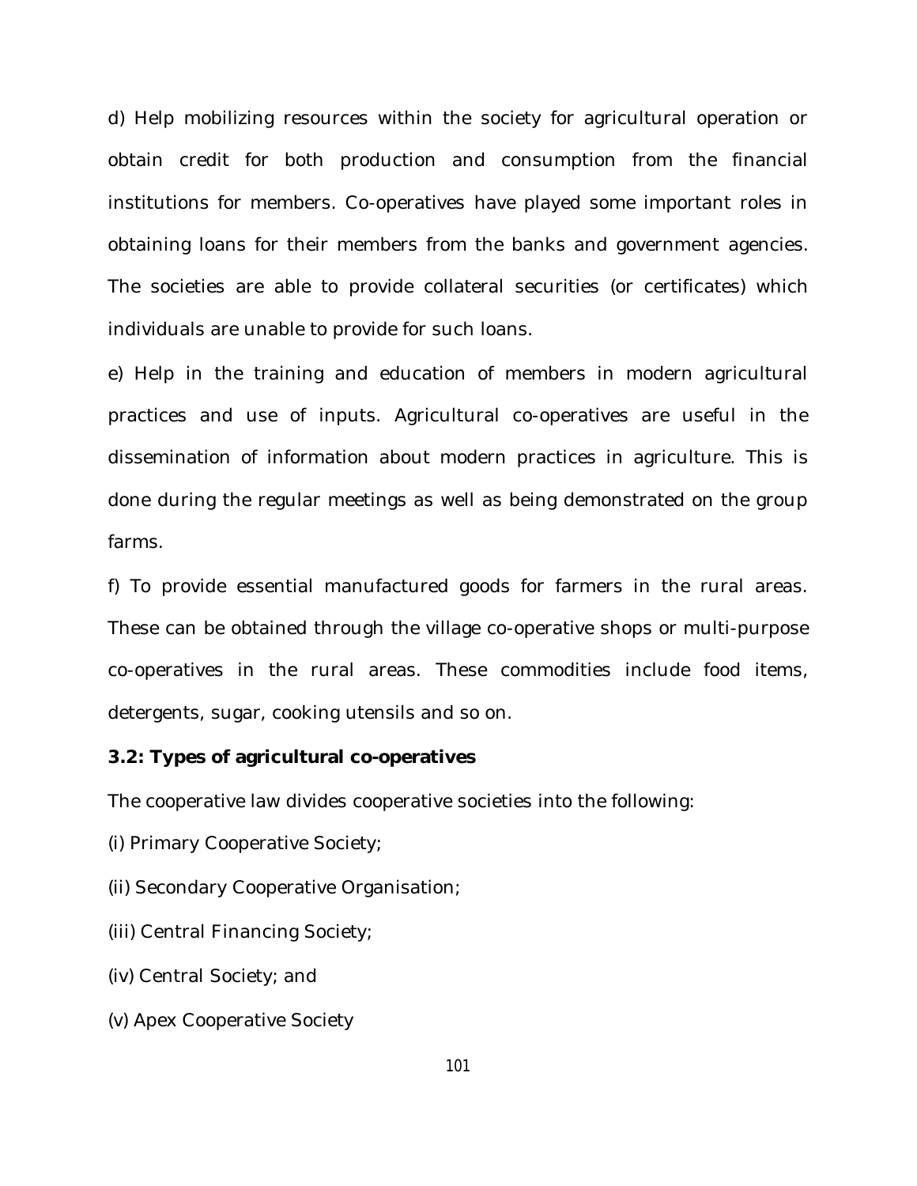d) Help mobilizing resources within the society for agricultural operation or obtain credit for both production and consumption from the financial institutions for members. Co-operatives have played some important roles in obtaining loans for their members from the banks and government agencies. The societies are able to provide collateral securities (or certificates) which individuals are unable to provide for such loans.

e) Help in the training and education of members in modern agricultural practices and use of inputs. Agricultural co-operatives are useful in the dissemination of information about modern practices in agriculture. This is done during the regular meetings as well as being demonstrated on the group farms.

f) To provide essential manufactured goods for farmers in the rural areas. These can be obtained through the village co-operative shops or multi-purpose co-operatives in the rural areas. These commodities include food items, detergents, sugar, cooking utensils and so on.

### 3.2: Types of agricultural co-operatives

The cooperative law divides cooperative societies into the following:

(i) Primary Cooperative Society;

(ii) Secondary Cooperative Organisation;

(iii) Central Financing Society;

(iv) Central Society; and

(v) Apex Cooperative Society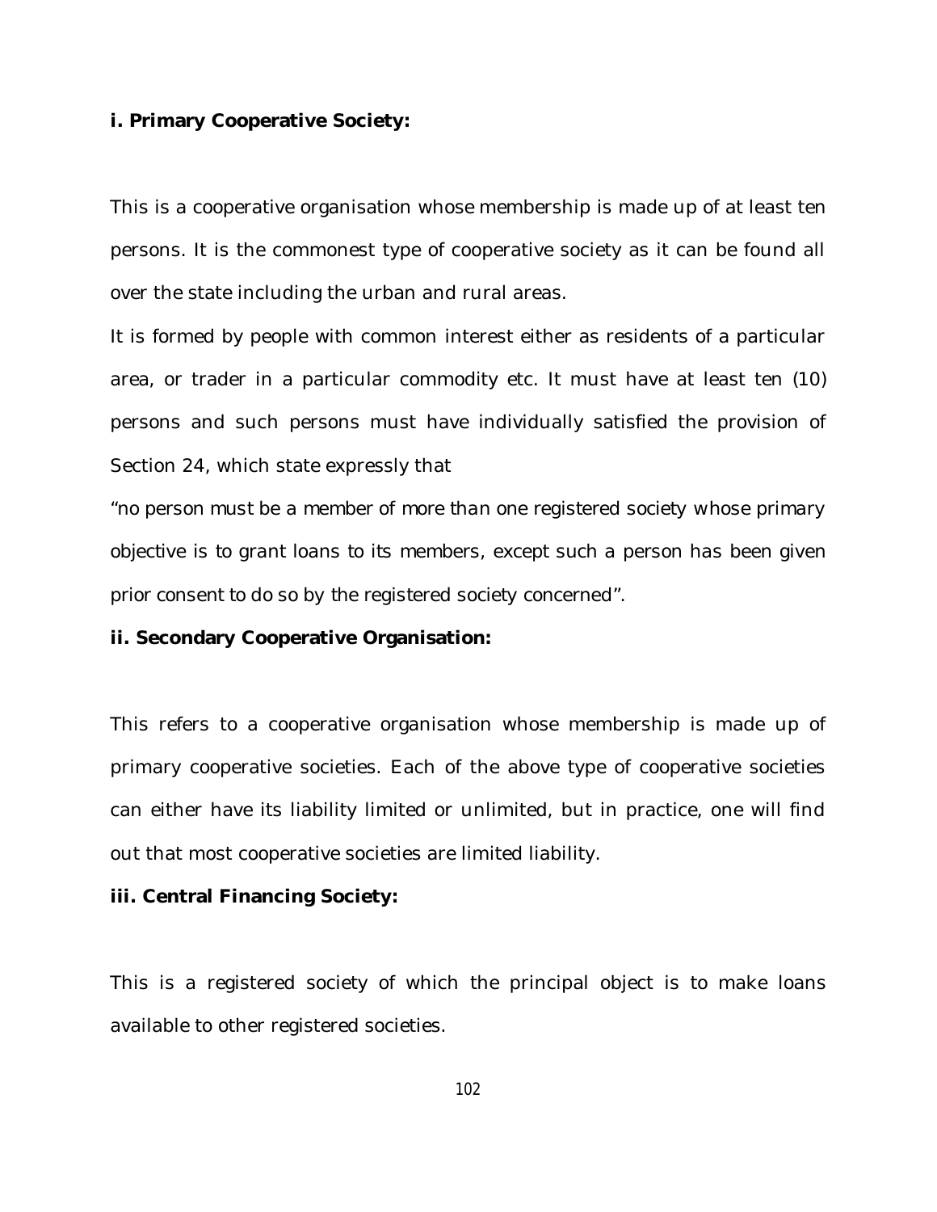**i. Primary Cooperative Society:**

This is a cooperative organisation whose membership is made up of at least ten persons. It is the commonest type of cooperative society as it can be found all over the state including the urban and rural areas.

It is formed by people with common interest either as residents of a particular area, or trader in a particular commodity etc. It must have at least ten (10) persons and such persons must have individually satisfied the provision of Section 24, which state expressly that

"no person must be a member of more than one registered society whose primary objective is to grant loans to its members, except such a person has been given prior consent to do so by the registered society concerned".

**ii. Secondary Cooperative Organisation:**

This refers to a cooperative organisation whose membership is made up of primary cooperative societies. Each of the above type of cooperative societies can either have its liability limited or unlimited, but in practice, one will find out that most cooperative societies are limited liability.

**iii. Central Financing Society:**

This is a registered society of which the principal object is to make loans available to other registered societies.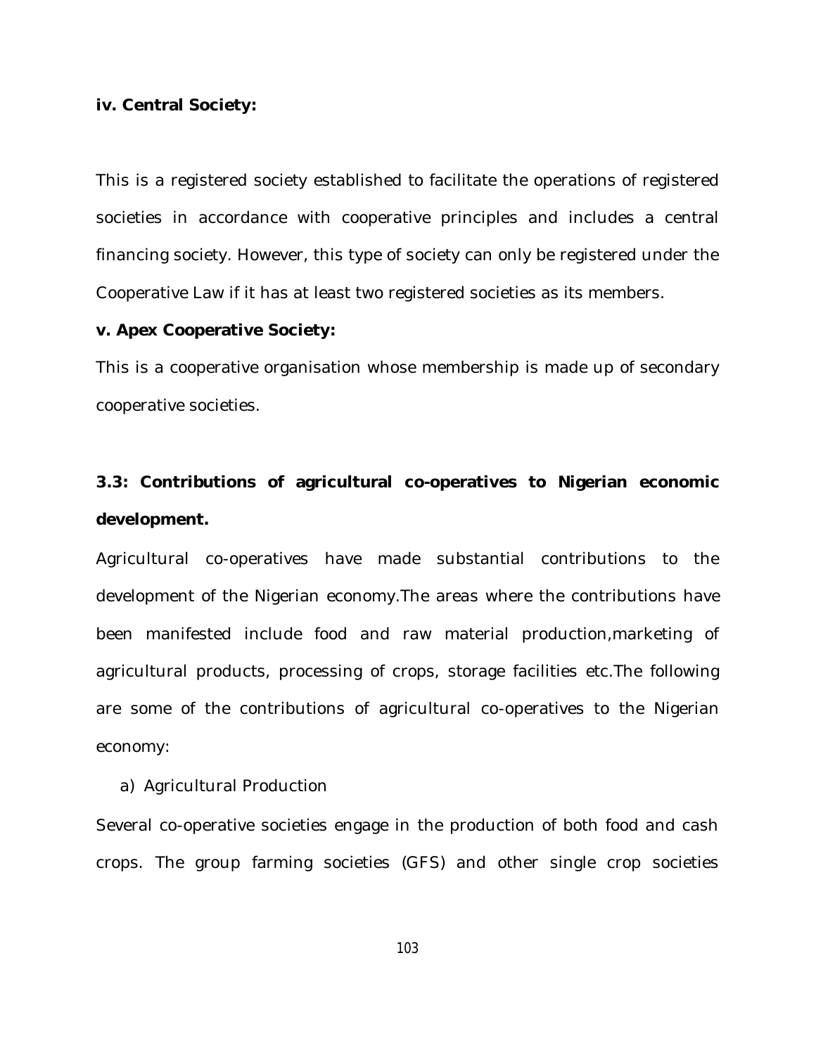**iv. Central Society:**

This is a registered society established to facilitate the operations of registered societies in accordance with cooperative principles and includes a central financing society. However, this type of society can only be registered under the Cooperative Law if it has at least two registered societies as its members.

**v. Apex Cooperative Society:**

This is a cooperative organisation whose membership is made up of secondary cooperative societies.

### 3.3: Contributions of agricultural co-operatives to Nigerian economic development.

Agricultural co-operatives have made substantial contributions to the development of the Nigerian economy.The areas where the contributions have been manifested include food and raw material production,marketing of agricultural products, processing of crops, storage facilities etc.The following are some of the contributions of agricultural co-operatives to the Nigerian economy:

a) Agricultural Production

Several co-operative societies engage in the production of both food and cash crops. The group farming societies (GFS) and other single crop societies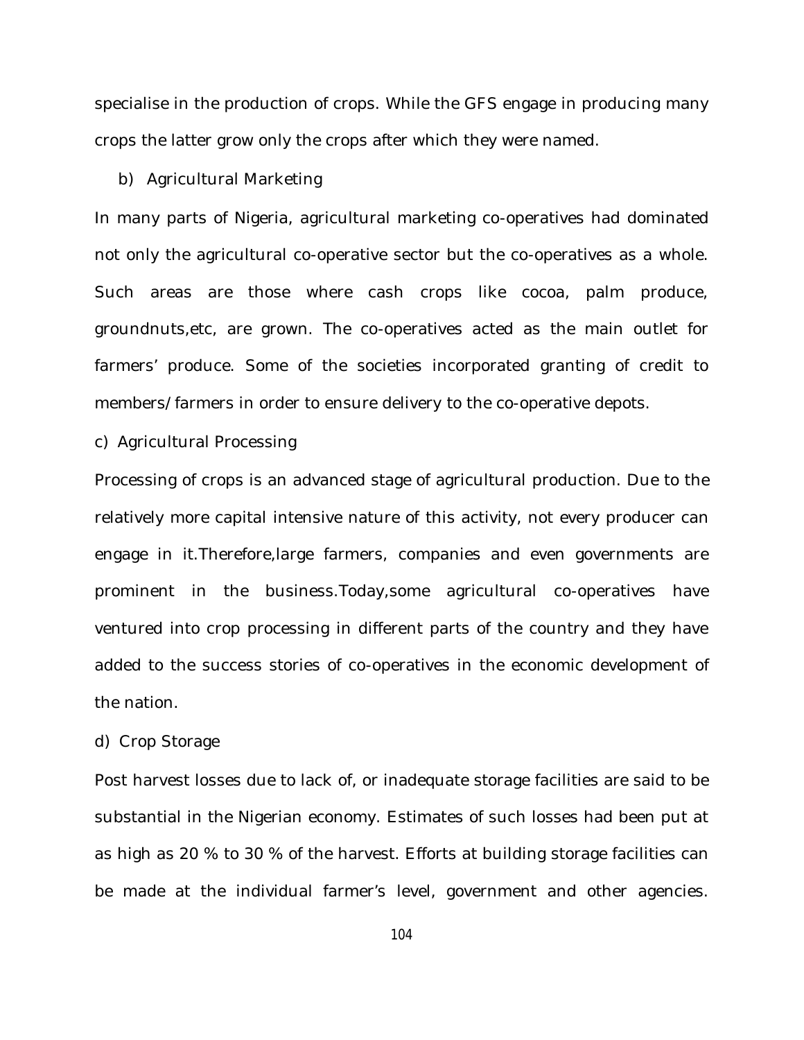specialise in the production of crops. While the GFS engage in producing many crops the latter grow only the crops after which they were named.

b) Agricultural Marketing

In many parts of Nigeria, agricultural marketing co-operatives had dominated not only the agricultural co-operative sector but the co-operatives as a whole. Such areas are those where cash crops like cocoa, palm produce, groundnuts,etc, are grown. The co-operatives acted as the main outlet for farmers' produce. Some of the societies incorporated granting of credit to members/farmers in order to ensure delivery to the co-operative depots.

c) Agricultural Processing

Processing of crops is an advanced stage of agricultural production. Due to the relatively more capital intensive nature of this activity, not every producer can engage in it.Therefore,large farmers, companies and even governments are prominent in the business.Today,some agricultural co-operatives have ventured into crop processing in different parts of the country and they have added to the success stories of co-operatives in the economic development of the nation.

d) Crop Storage

Post harvest losses due to lack of, or inadequate storage facilities are said to be substantial in the Nigerian economy. Estimates of such losses had been put at as high as 20 % to 30 % of the harvest. Efforts at building storage facilities can be made at the individual farmer's level, government and other agencies.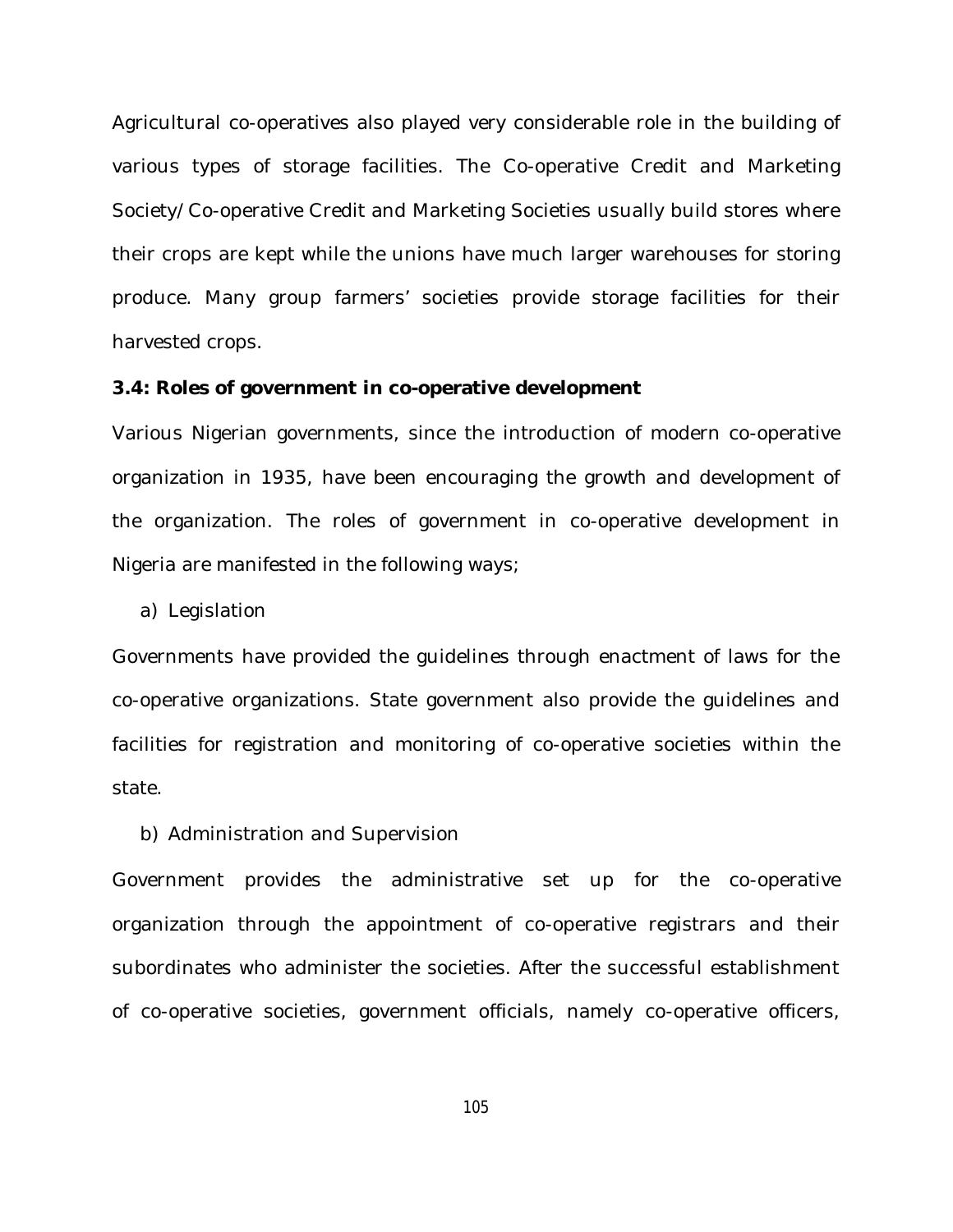Agricultural co-operatives also played very considerable role in the building of various types of storage facilities. The Co-operative Credit and Marketing Society/Co-operative Credit and Marketing Societies usually build stores where their crops are kept while the unions have much larger warehouses for storing produce. Many group farmers' societies provide storage facilities for their harvested crops.

**3.4: Roles of government in co-operative development**

Various Nigerian governments, since the introduction of modern co-operative organization in 1935, have been encouraging the growth and development of the organization. The roles of government in co-operative development in Nigeria are manifested in the following ways;

a) Legislation

Governments have provided the guidelines through enactment of laws for the co-operative organizations. State government also provide the guidelines and facilities for registration and monitoring of co-operative societies within the state.

b) Administration and Supervision

Government provides the administrative set up for the co-operative organization through the appointment of co-operative registrars and their subordinates who administer the societies. After the successful establishment of co-operative societies, government officials, namely co-operative officers,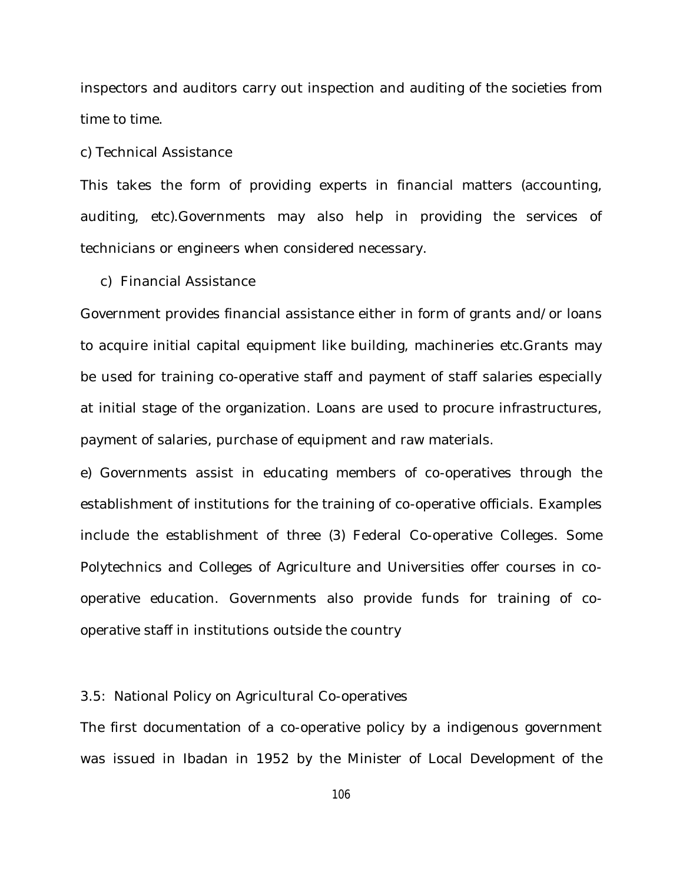inspectors and auditors carry out inspection and auditing of the societies from time to time.

c) Technical Assistance

This takes the form of providing experts in financial matters (accounting, auditing, etc).Governments may also help in providing the services of technicians or engineers when considered necessary.

c) Financial Assistance

Government provides financial assistance either in form of grants and/or loans to acquire initial capital equipment like building, machineries etc.Grants may be used for training co-operative staff and payment of staff salaries especially at initial stage of the organization. Loans are used to procure infrastructures, payment of salaries, purchase of equipment and raw materials.

e) Governments assist in educating members of co-operatives through the establishment of institutions for the training of co-operative officials. Examples include the establishment of three (3) Federal Co-operative Colleges. Some Polytechnics and Colleges of Agriculture and Universities offer courses in co-operative education. Governments also provide funds for training of co-operative staff in institutions outside the country

3.5: National Policy on Agricultural Co-operatives

The first documentation of a co-operative policy by a indigenous government was issued in Ibadan in 1952 by the Minister of Local Development of the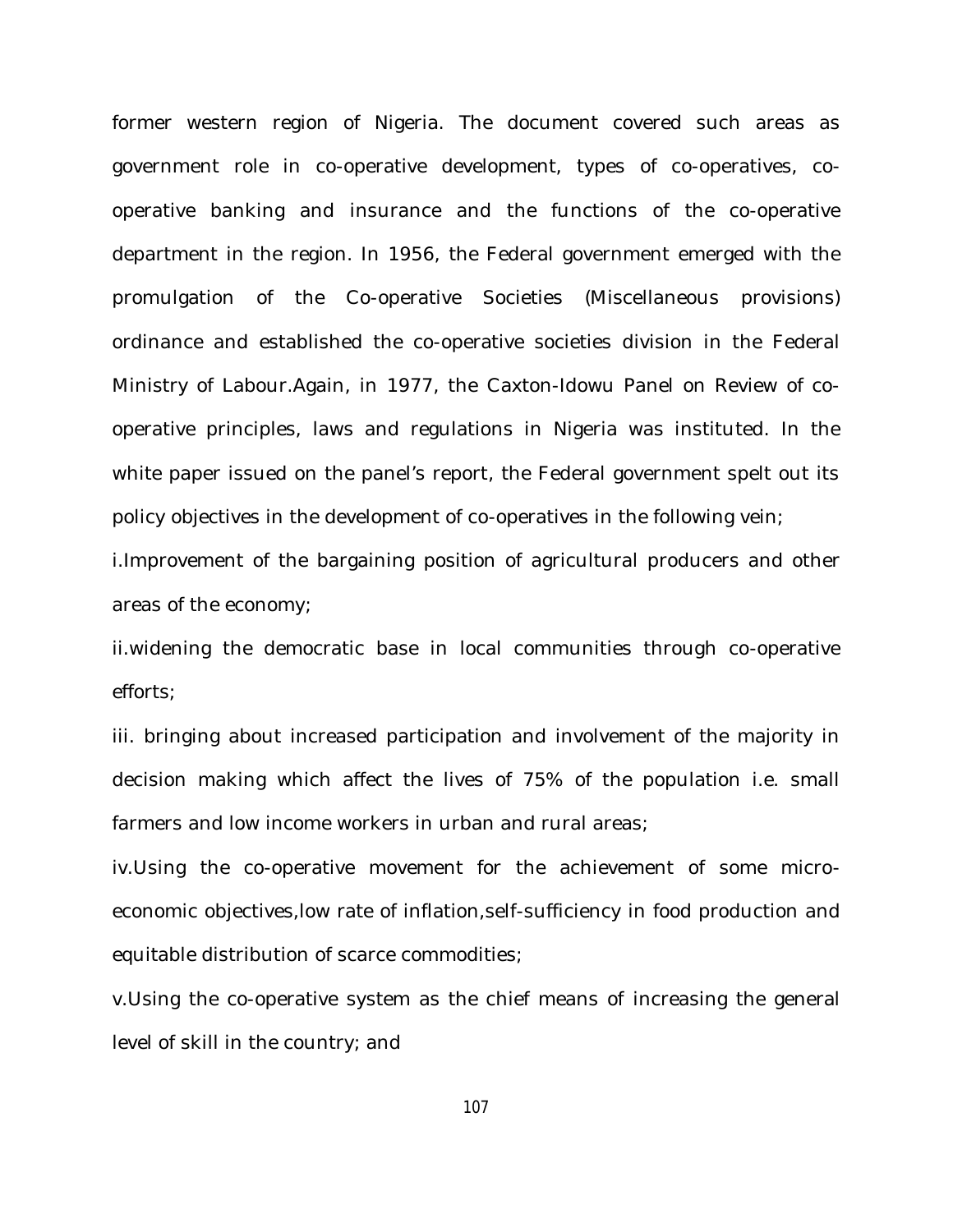former western region of Nigeria. The document covered such areas as government role in co-operative development, types of co-operatives, co-operative banking and insurance and the functions of the co-operative department in the region. In 1956, the Federal government emerged with the promulgation of the Co-operative Societies (Miscellaneous provisions) ordinance and established the co-operative societies division in the Federal Ministry of Labour.Again, in 1977, the Caxton-Idowu Panel on Review of co-operative principles, laws and regulations in Nigeria was instituted. In the white paper issued on the panel's report, the Federal government spelt out its policy objectives in the development of co-operatives in the following vein;

i.Improvement of the bargaining position of agricultural producers and other areas of the economy;

ii.widening the democratic base in local communities through co-operative efforts;

iii. bringing about increased participation and involvement of the majority in decision making which affect the lives of 75% of the population i.e. small farmers and low income workers in urban and rural areas;

iv.Using the co-operative movement for the achievement of some micro-economic objectives,low rate of inflation,self-sufficiency in food production and equitable distribution of scarce commodities;

v.Using the co-operative system as the chief means of increasing the general level of skill in the country; and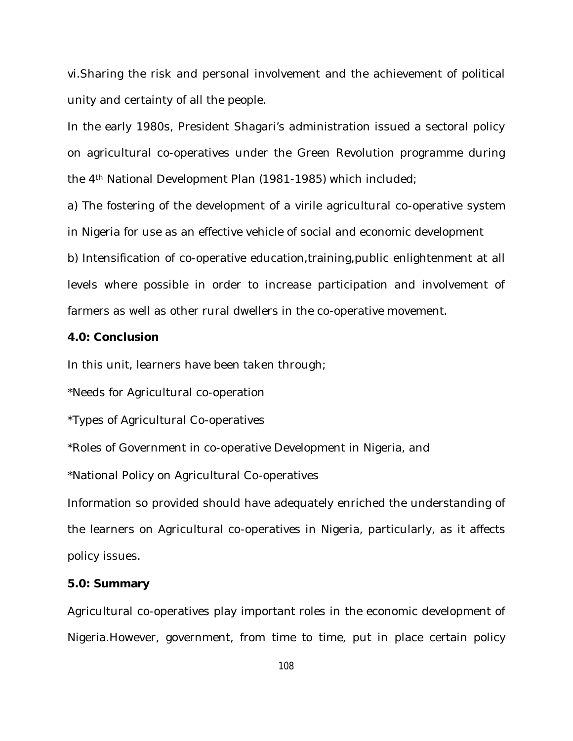vi.Sharing the risk and personal involvement and the achievement of political unity and certainty of all the people.

In the early 1980s, President Shagari's administration issued a sectoral policy on agricultural co-operatives under the Green Revolution programme during the 4th National Development Plan (1981-1985) which included;

a) The fostering of the development of a virile agricultural co-operative system in Nigeria for use as an effective vehicle of social and economic development

b) Intensification of co-operative education,training,public enlightenment at all levels where possible in order to increase participation and involvement of farmers as well as other rural dwellers in the co-operative movement.

**4.0: Conclusion**

In this unit, learners have been taken through;

*Needs for Agricultural co-operation

*Types of Agricultural Co-operatives

*Roles of Government in co-operative Development in Nigeria, and

*National Policy on Agricultural Co-operatives

Information so provided should have adequately enriched the understanding of the learners on Agricultural co-operatives in Nigeria, particularly, as it affects policy issues.

**5.0: Summary**

Agricultural co-operatives play important roles in the economic development of Nigeria.However, government, from time to time, put in place certain policy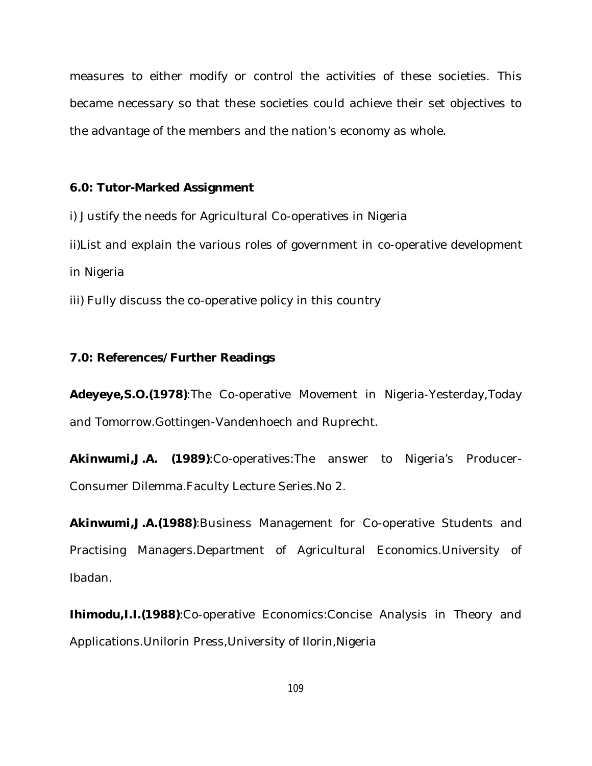measures to either modify or control the activities of these societies. This became necessary so that these societies could achieve their set objectives to the advantage of the members and the nation's economy as whole.

## 6.0: Tutor-Marked Assignment

i) Justify the needs for Agricultural Co-operatives in Nigeria

ii)List and explain the various roles of government in co-operative development in Nigeria

iii) Fully discuss the co-operative policy in this country

## 7.0: References/Further Readings

**Adeyeye,S.O.(1978)**:The Co-operative Movement in Nigeria-Yesterday,Today and Tomorrow.Gottingen-Vandenhoech and Ruprecht.

**Akinwumi,J.A. (1989)**:Co-operatives:The answer to Nigeria's Producer-Consumer Dilemma.Faculty Lecture Series.No 2.

**Akinwumi,J.A.(1988)**:Business Management for Co-operative Students and Practising Managers.Department of Agricultural Economics.University of Ibadan.

**Ihimodu,I.I.(1988)**:Co-operative Economics:Concise Analysis in Theory and Applications.Unilorin Press,University of Ilorin,Nigeria